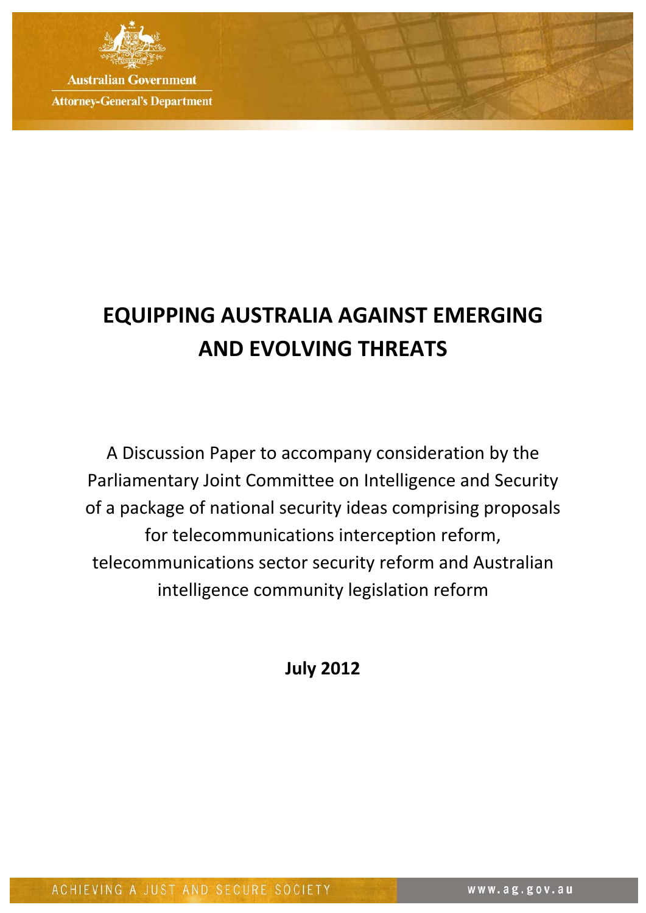Australian Government

Attorney-General's Department

# EQUIPPING AUSTRALIA AGAINST EMERGING AND EVOLVING THREATS

A Discussion Paper to accompany consideration by the Parliamentary Joint Committee on Intelligence and Security of a package of national security ideas comprising proposals for telecommunications interception reform, telecommunications sector security reform and Australian intelligence community legislation reform

**July 2012**

ACHIEVING A JUST AND SECURE SOCIETY

www.ag.gov.au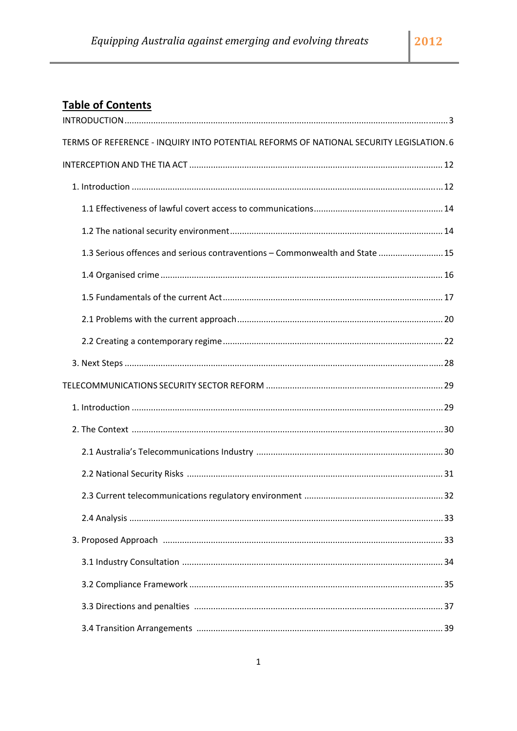## Table of Contents

INTRODUCTION ..... 3

TERMS OF REFERENCE - INQUIRY INTO POTENTIAL REFORMS OF NATIONAL SECURITY LEGISLATION. 6

INTERCEPTION AND THE TIA ACT ..... 12

- 1. Introduction ..... 12
  - 1.1 Effectiveness of lawful covert access to communications ..... 14
  - 1.2 The national security environment ..... 14
  - 1.3 Serious offences and serious contraventions – Commonwealth and State ..... 15
  - 1.4 Organised crime ..... 16
  - 1.5 Fundamentals of the current Act ..... 17
  - 2.1 Problems with the current approach ..... 20
  - 2.2 Creating a contemporary regime ..... 22
- 3. Next Steps ..... 28

TELECOMMUNICATIONS SECURITY SECTOR REFORM ..... 29

- 1. Introduction ..... 29
- 2. The Context ..... 30
  - 2.1 Australia's Telecommunications Industry ..... 30
  - 2.2 National Security Risks ..... 31
  - 2.3 Current telecommunications regulatory environment ..... 32
  - 2.4 Analysis ..... 33
- 3. Proposed Approach ..... 33
  - 3.1 Industry Consultation ..... 34
  - 3.2 Compliance Framework ..... 35
  - 3.3 Directions and penalties ..... 37
  - 3.4 Transition Arrangements ..... 39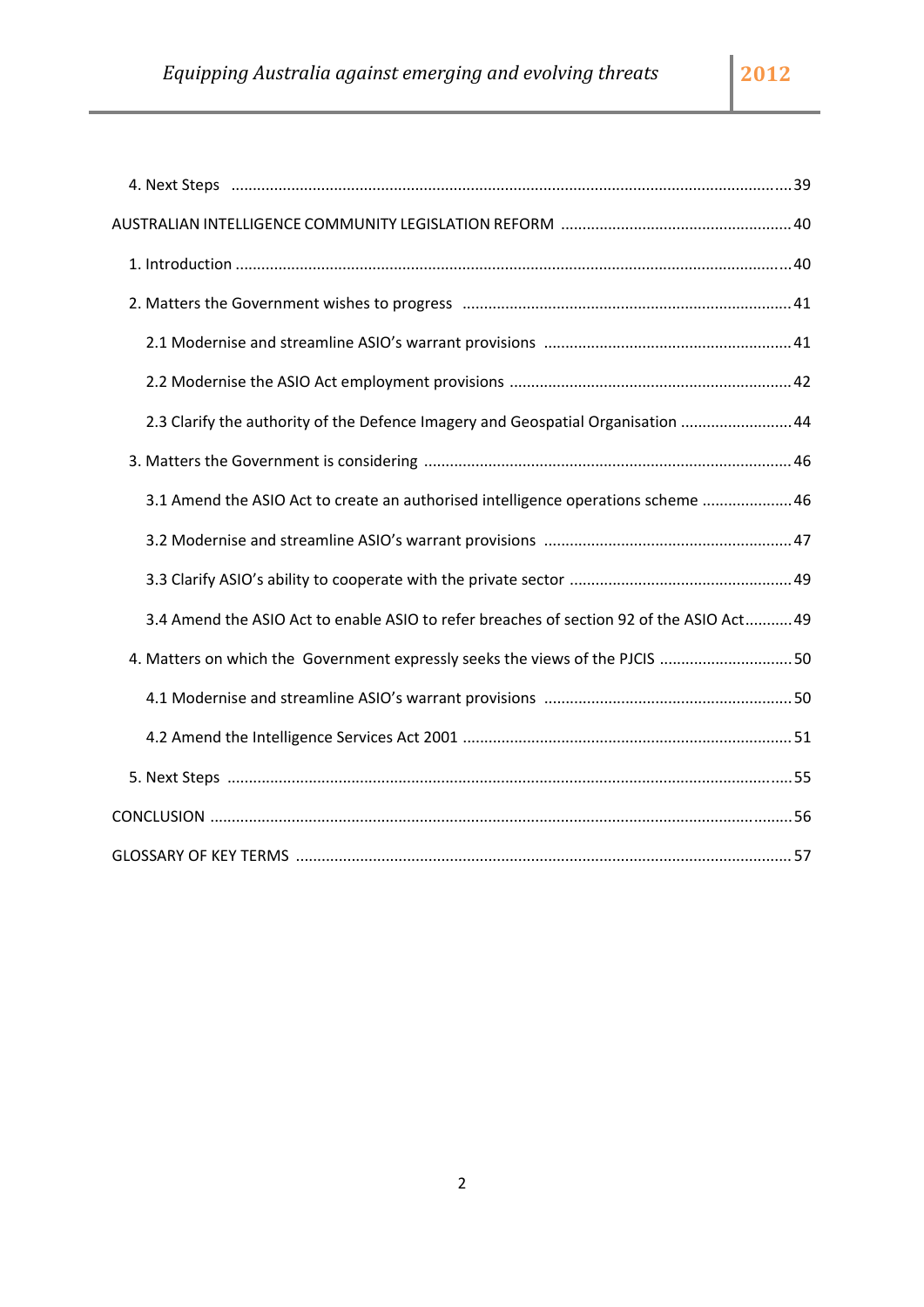4. Next Steps ........................................................................................................................ 39

AUSTRALIAN INTELLIGENCE COMMUNITY LEGISLATION REFORM ...................................................... 40

1. Introduction ........................................................................................................................ 40

2. Matters the Government wishes to progress ............................................................................ 41

2.1 Modernise and streamline ASIO's warrant provisions .......................................................... 41

2.2 Modernise the ASIO Act employment provisions ................................................................. 42

2.3 Clarify the authority of the Defence Imagery and Geospatial Organisation .......................... 44

3. Matters the Government is considering ..................................................................................... 46

3.1 Amend the ASIO Act to create an authorised intelligence operations scheme ..................... 46

3.2 Modernise and streamline ASIO's warrant provisions .......................................................... 47

3.3 Clarify ASIO's ability to cooperate with the private sector .................................................... 49

3.4 Amend the ASIO Act to enable ASIO to refer breaches of section 92 of the ASIO Act ........... 49

4. Matters on which the Government expressly seeks the views of the PJCIS ............................... 50

4.1 Modernise and streamline ASIO's warrant provisions .......................................................... 50

4.2 Amend the Intelligence Services Act 2001 ............................................................................ 51

5. Next Steps ........................................................................................................................ 55

CONCLUSION ........................................................................................................................ 56

GLOSSARY OF KEY TERMS ........................................................................................................ 57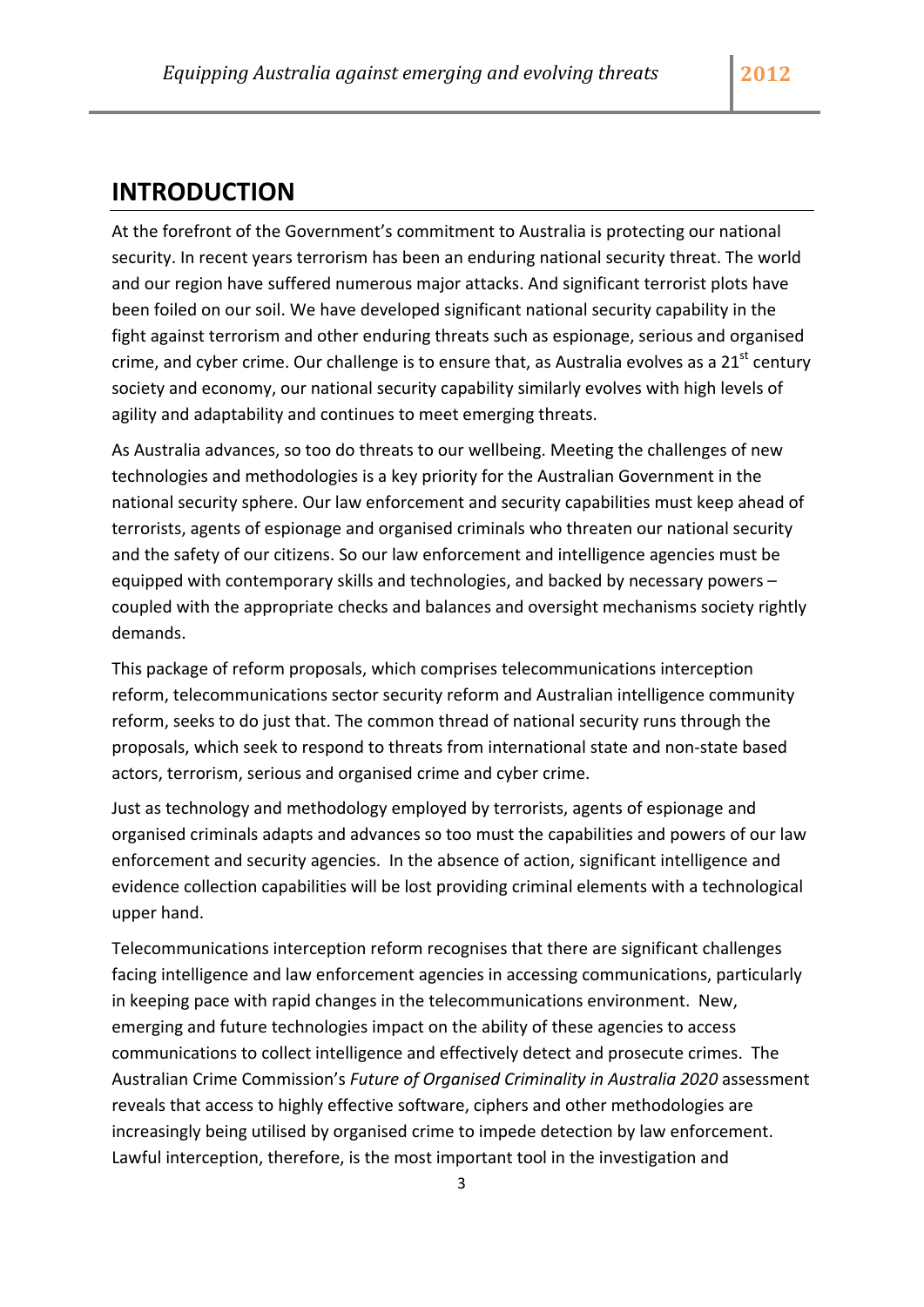# INTRODUCTION

At the forefront of the Government's commitment to Australia is protecting our national security. In recent years terrorism has been an enduring national security threat. The world and our region have suffered numerous major attacks. And significant terrorist plots have been foiled on our soil. We have developed significant national security capability in the fight against terrorism and other enduring threats such as espionage, serious and organised crime, and cyber crime. Our challenge is to ensure that, as Australia evolves as a 21st century society and economy, our national security capability similarly evolves with high levels of agility and adaptability and continues to meet emerging threats.

As Australia advances, so too do threats to our wellbeing. Meeting the challenges of new technologies and methodologies is a key priority for the Australian Government in the national security sphere. Our law enforcement and security capabilities must keep ahead of terrorists, agents of espionage and organised criminals who threaten our national security and the safety of our citizens. So our law enforcement and intelligence agencies must be equipped with contemporary skills and technologies, and backed by necessary powers – coupled with the appropriate checks and balances and oversight mechanisms society rightly demands.

This package of reform proposals, which comprises telecommunications interception reform, telecommunications sector security reform and Australian intelligence community reform, seeks to do just that. The common thread of national security runs through the proposals, which seek to respond to threats from international state and non-state based actors, terrorism, serious and organised crime and cyber crime.

Just as technology and methodology employed by terrorists, agents of espionage and organised criminals adapts and advances so too must the capabilities and powers of our law enforcement and security agencies. In the absence of action, significant intelligence and evidence collection capabilities will be lost providing criminal elements with a technological upper hand.

Telecommunications interception reform recognises that there are significant challenges facing intelligence and law enforcement agencies in accessing communications, particularly in keeping pace with rapid changes in the telecommunications environment. New, emerging and future technologies impact on the ability of these agencies to access communications to collect intelligence and effectively detect and prosecute crimes. The Australian Crime Commission's *Future of Organised Criminality in Australia 2020* assessment reveals that access to highly effective software, ciphers and other methodologies are increasingly being utilised by organised crime to impede detection by law enforcement. Lawful interception, therefore, is the most important tool in the investigation and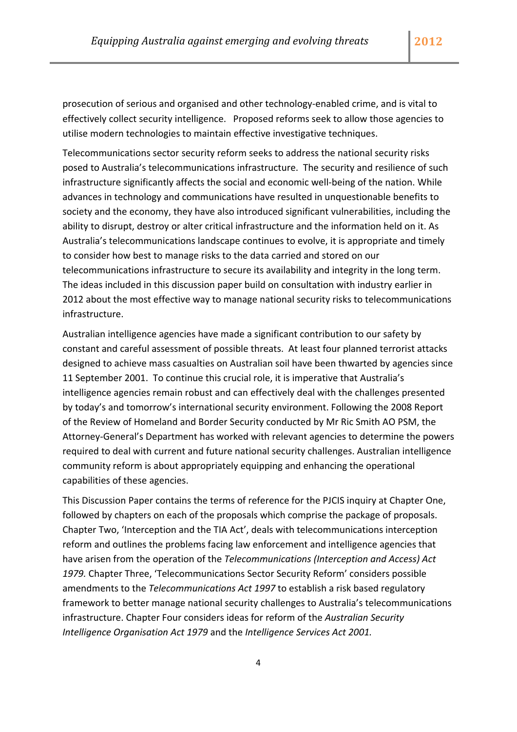prosecution of serious and organised and other technology-enabled crime, and is vital to effectively collect security intelligence. Proposed reforms seek to allow those agencies to utilise modern technologies to maintain effective investigative techniques.

Telecommunications sector security reform seeks to address the national security risks posed to Australia's telecommunications infrastructure. The security and resilience of such infrastructure significantly affects the social and economic well-being of the nation. While advances in technology and communications have resulted in unquestionable benefits to society and the economy, they have also introduced significant vulnerabilities, including the ability to disrupt, destroy or alter critical infrastructure and the information held on it. As Australia's telecommunications landscape continues to evolve, it is appropriate and timely to consider how best to manage risks to the data carried and stored on our telecommunications infrastructure to secure its availability and integrity in the long term. The ideas included in this discussion paper build on consultation with industry earlier in 2012 about the most effective way to manage national security risks to telecommunications infrastructure.

Australian intelligence agencies have made a significant contribution to our safety by constant and careful assessment of possible threats. At least four planned terrorist attacks designed to achieve mass casualties on Australian soil have been thwarted by agencies since 11 September 2001. To continue this crucial role, it is imperative that Australia's intelligence agencies remain robust and can effectively deal with the challenges presented by today's and tomorrow's international security environment. Following the 2008 Report of the Review of Homeland and Border Security conducted by Mr Ric Smith AO PSM, the Attorney-General's Department has worked with relevant agencies to determine the powers required to deal with current and future national security challenges. Australian intelligence community reform is about appropriately equipping and enhancing the operational capabilities of these agencies.

This Discussion Paper contains the terms of reference for the PJCIS inquiry at Chapter One, followed by chapters on each of the proposals which comprise the package of proposals. Chapter Two, 'Interception and the TIA Act', deals with telecommunications interception reform and outlines the problems facing law enforcement and intelligence agencies that have arisen from the operation of the *Telecommunications (Interception and Access) Act 1979.* Chapter Three, 'Telecommunications Sector Security Reform' considers possible amendments to the *Telecommunications Act 1997* to establish a risk based regulatory framework to better manage national security challenges to Australia's telecommunications infrastructure. Chapter Four considers ideas for reform of the *Australian Security Intelligence Organisation Act 1979* and the *Intelligence Services Act 2001.*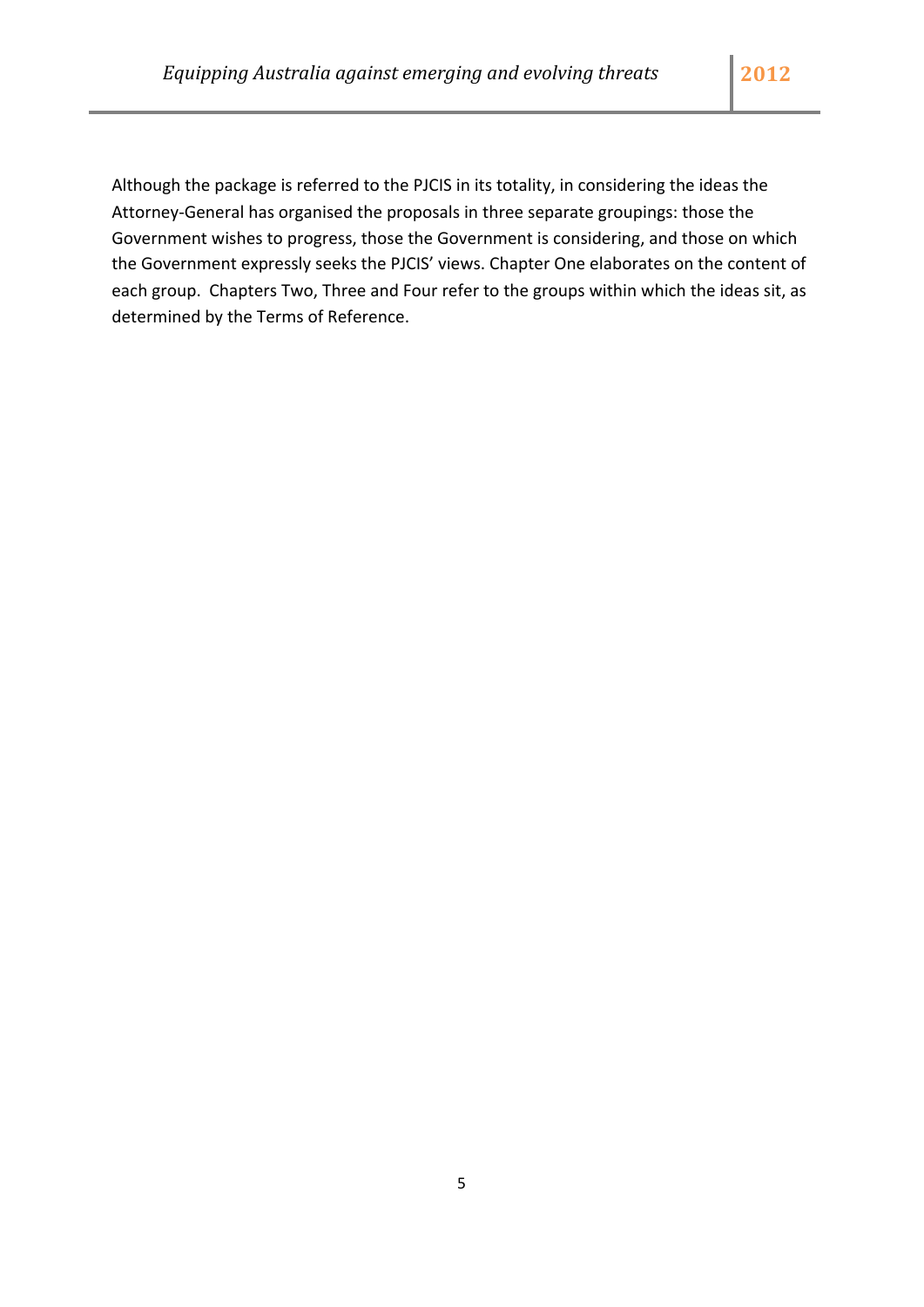Although the package is referred to the PJCIS in its totality, in considering the ideas the Attorney-General has organised the proposals in three separate groupings: those the Government wishes to progress, those the Government is considering, and those on which the Government expressly seeks the PJCIS' views. Chapter One elaborates on the content of each group. Chapters Two, Three and Four refer to the groups within which the ideas sit, as determined by the Terms of Reference.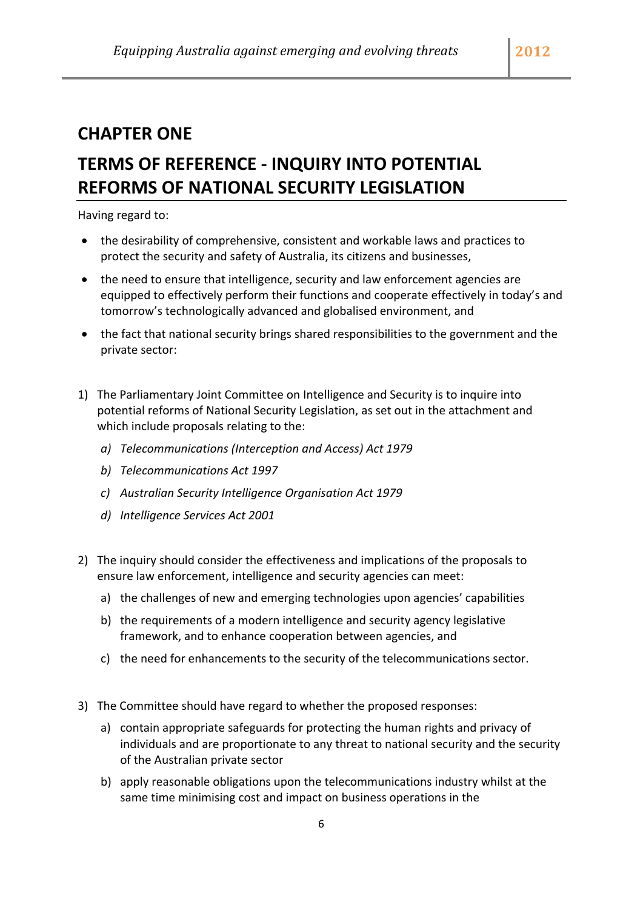# CHAPTER ONE

# TERMS OF REFERENCE - INQUIRY INTO POTENTIAL REFORMS OF NATIONAL SECURITY LEGISLATION

Having regard to:

- the desirability of comprehensive, consistent and workable laws and practices to protect the security and safety of Australia, its citizens and businesses,
- the need to ensure that intelligence, security and law enforcement agencies are equipped to effectively perform their functions and cooperate effectively in today's and tomorrow's technologically advanced and globalised environment, and
- the fact that national security brings shared responsibilities to the government and the private sector:

1) The Parliamentary Joint Committee on Intelligence and Security is to inquire into potential reforms of National Security Legislation, as set out in the attachment and which include proposals relating to the:
   a) *Telecommunications (Interception and Access) Act 1979*
   b) *Telecommunications Act 1997*
   c) *Australian Security Intelligence Organisation Act 1979*
   d) *Intelligence Services Act 2001*

2) The inquiry should consider the effectiveness and implications of the proposals to ensure law enforcement, intelligence and security agencies can meet:
   a) the challenges of new and emerging technologies upon agencies' capabilities
   b) the requirements of a modern intelligence and security agency legislative framework, and to enhance cooperation between agencies, and
   c) the need for enhancements to the security of the telecommunications sector.

3) The Committee should have regard to whether the proposed responses:
   a) contain appropriate safeguards for protecting the human rights and privacy of individuals and are proportionate to any threat to national security and the security of the Australian private sector
   b) apply reasonable obligations upon the telecommunications industry whilst at the same time minimising cost and impact on business operations in the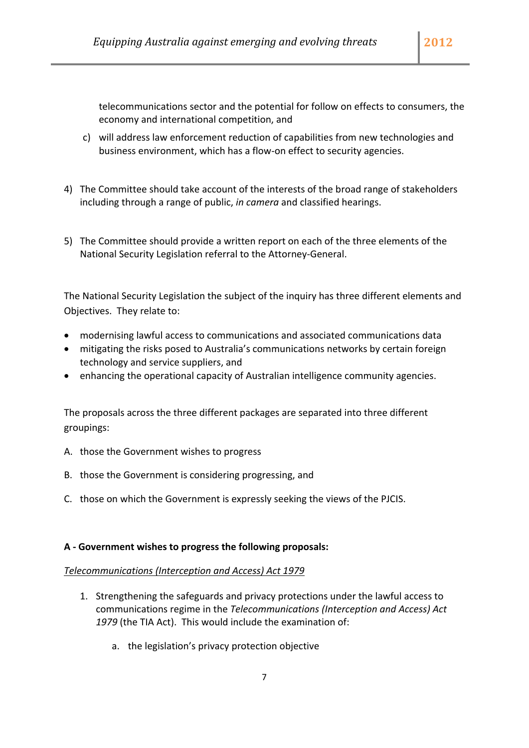telecommunications sector and the potential for follow on effects to consumers, the economy and international competition, and

c) will address law enforcement reduction of capabilities from new technologies and business environment, which has a flow-on effect to security agencies.

4) The Committee should take account of the interests of the broad range of stakeholders including through a range of public, *in camera* and classified hearings.

5) The Committee should provide a written report on each of the three elements of the National Security Legislation referral to the Attorney-General.

The National Security Legislation the subject of the inquiry has three different elements and Objectives. They relate to:

- modernising lawful access to communications and associated communications data
- mitigating the risks posed to Australia's communications networks by certain foreign technology and service suppliers, and
- enhancing the operational capacity of Australian intelligence community agencies.

The proposals across the three different packages are separated into three different groupings:

A. those the Government wishes to progress

B. those the Government is considering progressing, and

C. those on which the Government is expressly seeking the views of the PJCIS.

**A - Government wishes to progress the following proposals:**

*Telecommunications (Interception and Access) Act 1979*

1. Strengthening the safeguards and privacy protections under the lawful access to communications regime in the *Telecommunications (Interception and Access) Act 1979* (the TIA Act). This would include the examination of:

    a. the legislation's privacy protection objective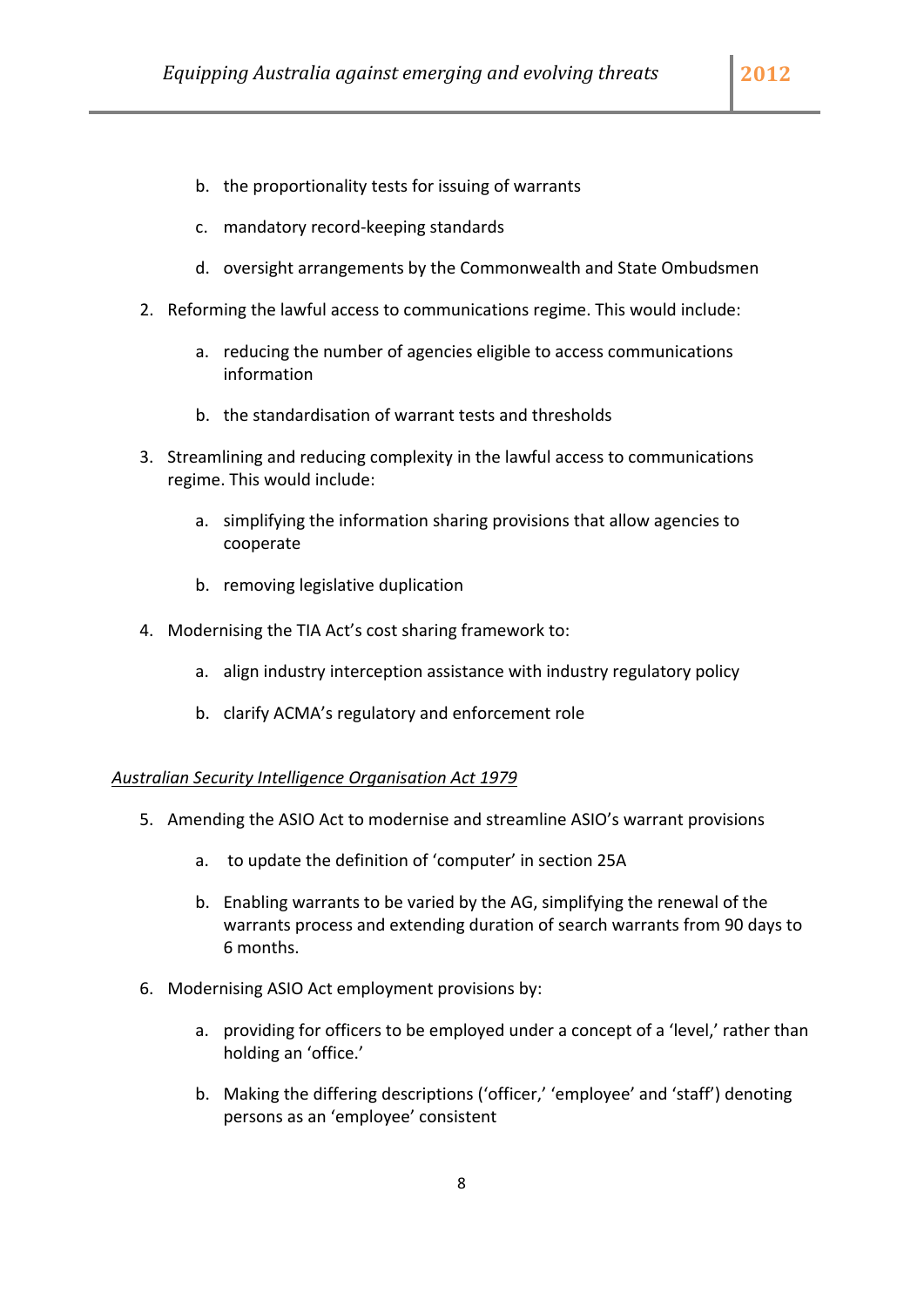b. the proportionality tests for issuing of warrants

   c. mandatory record-keeping standards

   d. oversight arrangements by the Commonwealth and State Ombudsmen

2. Reforming the lawful access to communications regime. This would include:

   a. reducing the number of agencies eligible to access communications information

   b. the standardisation of warrant tests and thresholds

3. Streamlining and reducing complexity in the lawful access to communications regime. This would include:

   a. simplifying the information sharing provisions that allow agencies to cooperate

   b. removing legislative duplication

4. Modernising the TIA Act's cost sharing framework to:

   a. align industry interception assistance with industry regulatory policy

   b. clarify ACMA's regulatory and enforcement role

*Australian Security Intelligence Organisation Act 1979*

5. Amending the ASIO Act to modernise and streamline ASIO's warrant provisions

   a. to update the definition of 'computer' in section 25A

   b. Enabling warrants to be varied by the AG, simplifying the renewal of the warrants process and extending duration of search warrants from 90 days to 6 months.

6. Modernising ASIO Act employment provisions by:

   a. providing for officers to be employed under a concept of a 'level,' rather than holding an 'office.'

   b. Making the differing descriptions ('officer,' 'employee' and 'staff') denoting persons as an 'employee' consistent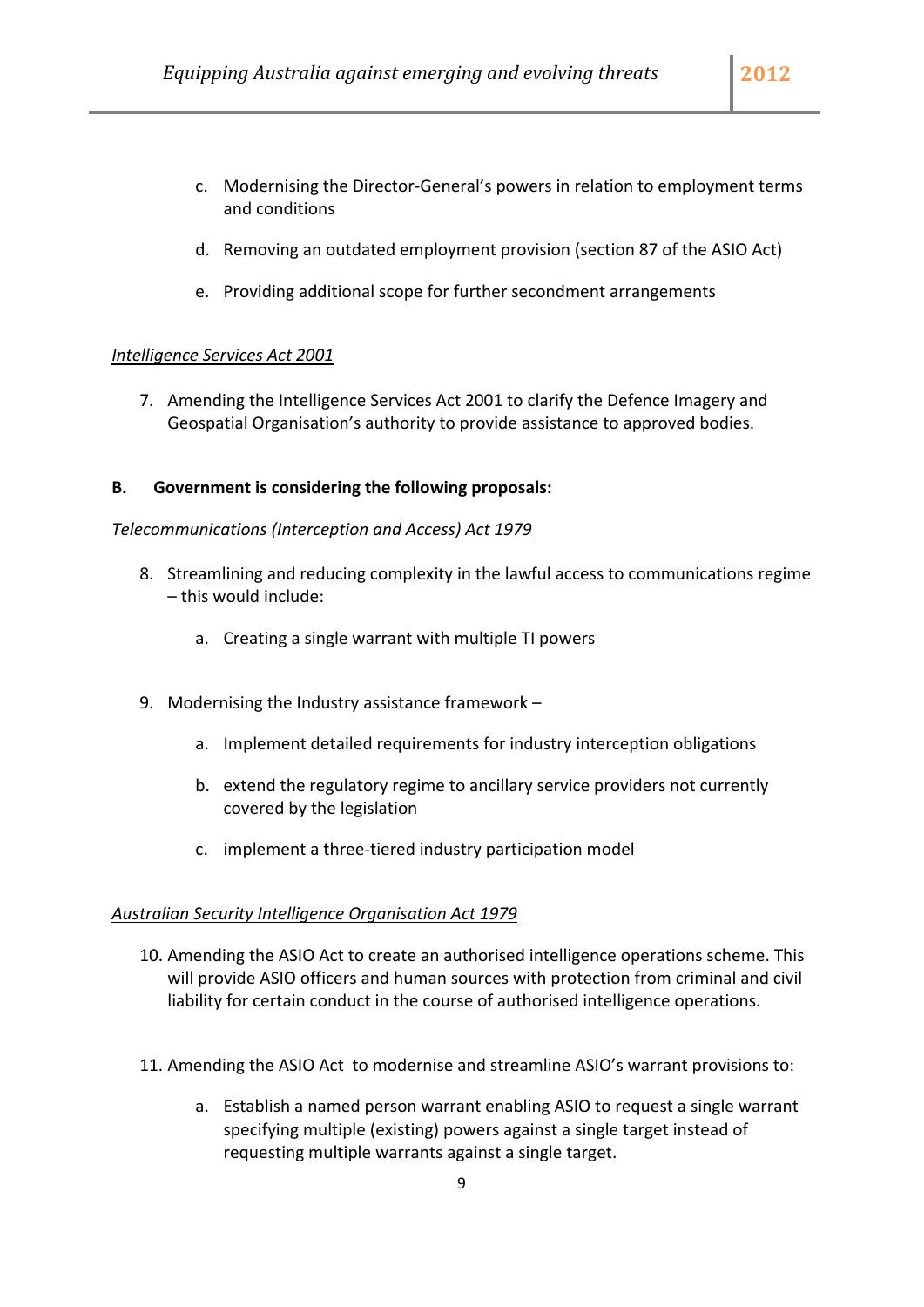c. Modernising the Director-General's powers in relation to employment terms and conditions

d. Removing an outdated employment provision (section 87 of the ASIO Act)

e. Providing additional scope for further secondment arrangements

*<u>Intelligence Services Act 2001</u>*

7. Amending the Intelligence Services Act 2001 to clarify the Defence Imagery and Geospatial Organisation's authority to provide assistance to approved bodies.

**B. Government is considering the following proposals:**

*<u>Telecommunications (Interception and Access) Act 1979</u>*

8. Streamlining and reducing complexity in the lawful access to communications regime – this would include:

    a. Creating a single warrant with multiple TI powers

9. Modernising the Industry assistance framework –

    a. Implement detailed requirements for industry interception obligations

    b. extend the regulatory regime to ancillary service providers not currently covered by the legislation

    c. implement a three-tiered industry participation model

*<u>Australian Security Intelligence Organisation Act 1979</u>*

10. Amending the ASIO Act to create an authorised intelligence operations scheme. This will provide ASIO officers and human sources with protection from criminal and civil liability for certain conduct in the course of authorised intelligence operations.

11. Amending the ASIO Act to modernise and streamline ASIO's warrant provisions to:

    a. Establish a named person warrant enabling ASIO to request a single warrant specifying multiple (existing) powers against a single target instead of requesting multiple warrants against a single target.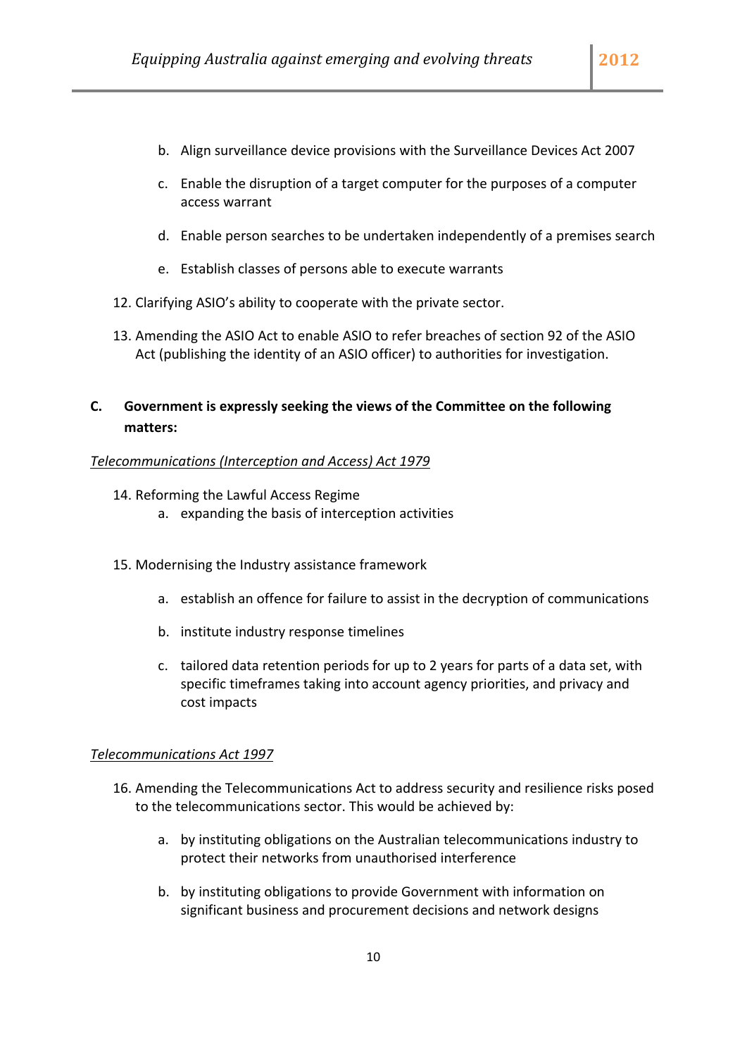b. Align surveillance device provisions with the Surveillance Devices Act 2007

   c. Enable the disruption of a target computer for the purposes of a computer access warrant

   d. Enable person searches to be undertaken independently of a premises search

   e. Establish classes of persons able to execute warrants

12. Clarifying ASIO's ability to cooperate with the private sector.

13. Amending the ASIO Act to enable ASIO to refer breaches of section 92 of the ASIO Act (publishing the identity of an ASIO officer) to authorities for investigation.

**C. Government is expressly seeking the views of the Committee on the following matters:**

*Telecommunications (Interception and Access) Act 1979*

14. Reforming the Lawful Access Regime
   a. expanding the basis of interception activities

15. Modernising the Industry assistance framework

   a. establish an offence for failure to assist in the decryption of communications

   b. institute industry response timelines

   c. tailored data retention periods for up to 2 years for parts of a data set, with specific timeframes taking into account agency priorities, and privacy and cost impacts

*Telecommunications Act 1997*

16. Amending the Telecommunications Act to address security and resilience risks posed to the telecommunications sector. This would be achieved by:

   a. by instituting obligations on the Australian telecommunications industry to protect their networks from unauthorised interference

   b. by instituting obligations to provide Government with information on significant business and procurement decisions and network designs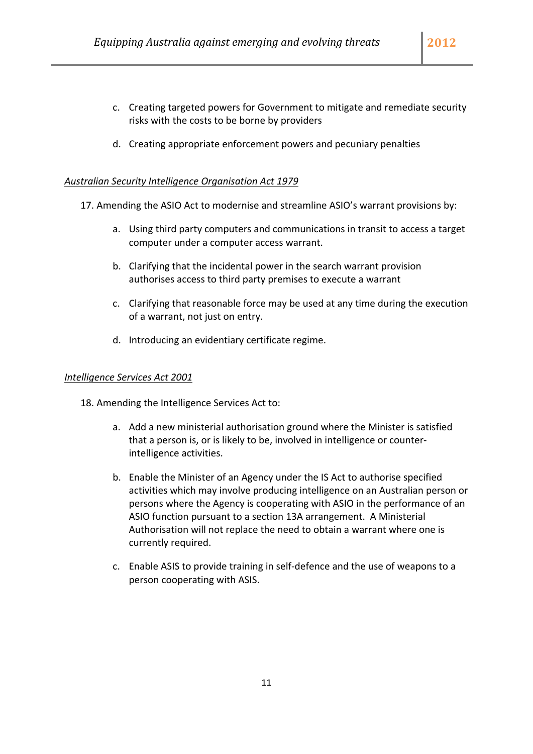c. Creating targeted powers for Government to mitigate and remediate security risks with the costs to be borne by providers

d. Creating appropriate enforcement powers and pecuniary penalties

*Australian Security Intelligence Organisation Act 1979*

17. Amending the ASIO Act to modernise and streamline ASIO's warrant provisions by:

    a. Using third party computers and communications in transit to access a target computer under a computer access warrant.

    b. Clarifying that the incidental power in the search warrant provision authorises access to third party premises to execute a warrant

    c. Clarifying that reasonable force may be used at any time during the execution of a warrant, not just on entry.

    d. Introducing an evidentiary certificate regime.

*Intelligence Services Act 2001*

18. Amending the Intelligence Services Act to:

    a. Add a new ministerial authorisation ground where the Minister is satisfied that a person is, or is likely to be, involved in intelligence or counter-intelligence activities.

    b. Enable the Minister of an Agency under the IS Act to authorise specified activities which may involve producing intelligence on an Australian person or persons where the Agency is cooperating with ASIO in the performance of an ASIO function pursuant to a section 13A arrangement. A Ministerial Authorisation will not replace the need to obtain a warrant where one is currently required.

    c. Enable ASIS to provide training in self-defence and the use of weapons to a person cooperating with ASIS.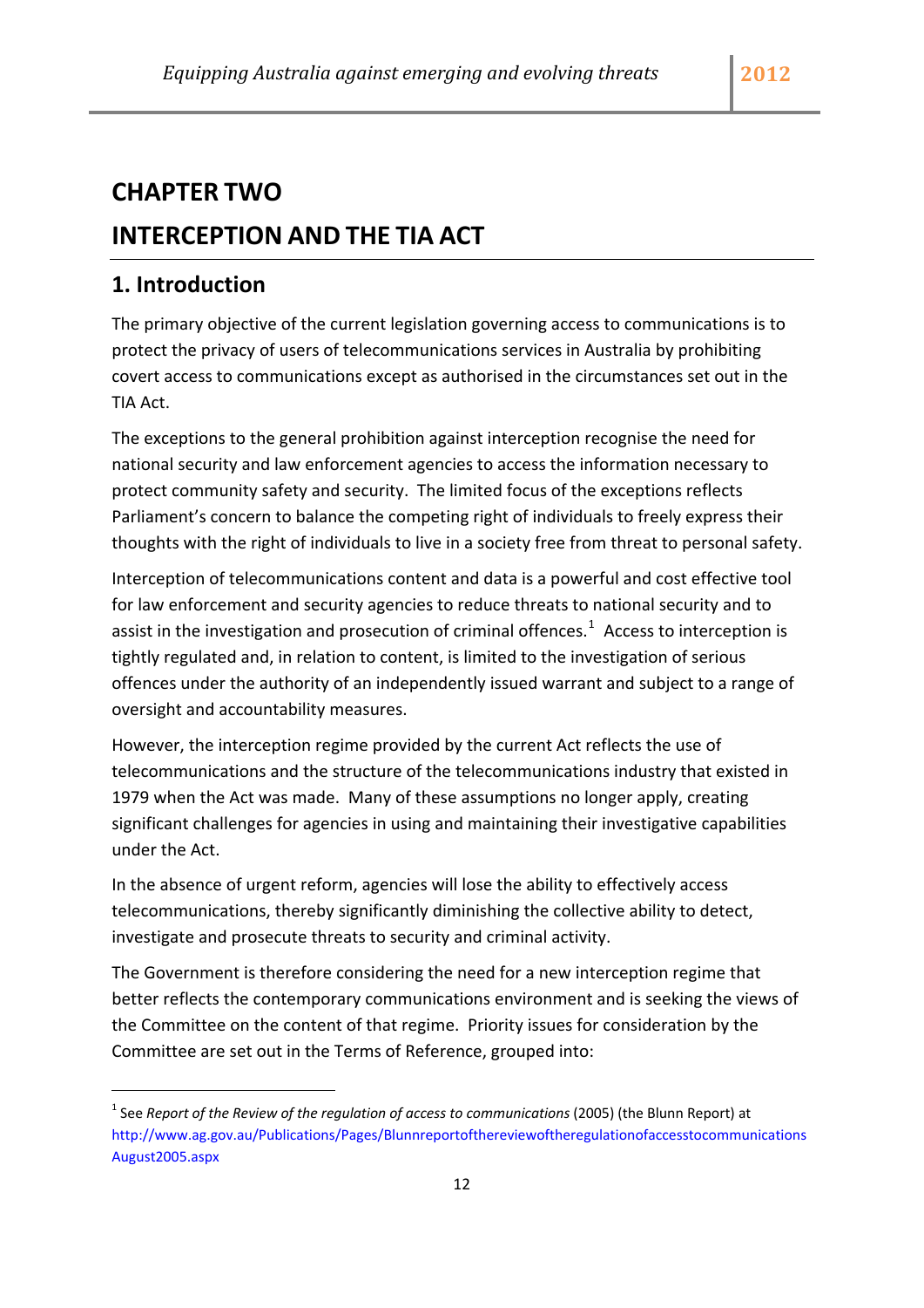# CHAPTER TWO

# INTERCEPTION AND THE TIA ACT

## 1. Introduction

The primary objective of the current legislation governing access to communications is to protect the privacy of users of telecommunications services in Australia by prohibiting covert access to communications except as authorised in the circumstances set out in the TIA Act.

The exceptions to the general prohibition against interception recognise the need for national security and law enforcement agencies to access the information necessary to protect community safety and security. The limited focus of the exceptions reflects Parliament's concern to balance the competing right of individuals to freely express their thoughts with the right of individuals to live in a society free from threat to personal safety.

Interception of telecommunications content and data is a powerful and cost effective tool for law enforcement and security agencies to reduce threats to national security and to assist in the investigation and prosecution of criminal offences.[1] Access to interception is tightly regulated and, in relation to content, is limited to the investigation of serious offences under the authority of an independently issued warrant and subject to a range of oversight and accountability measures.

However, the interception regime provided by the current Act reflects the use of telecommunications and the structure of the telecommunications industry that existed in 1979 when the Act was made. Many of these assumptions no longer apply, creating significant challenges for agencies in using and maintaining their investigative capabilities under the Act.

In the absence of urgent reform, agencies will lose the ability to effectively access telecommunications, thereby significantly diminishing the collective ability to detect, investigate and prosecute threats to security and criminal activity.

The Government is therefore considering the need for a new interception regime that better reflects the contemporary communications environment and is seeking the views of the Committee on the content of that regime. Priority issues for consideration by the Committee are set out in the Terms of Reference, grouped into:

---

[1] See *Report of the Review of the regulation of access to communications* (2005) (the Blunn Report) at http://www.ag.gov.au/Publications/Pages/BlunnreportofthereviewoftheregulationofaccesstocommunicationsAugust2005.aspx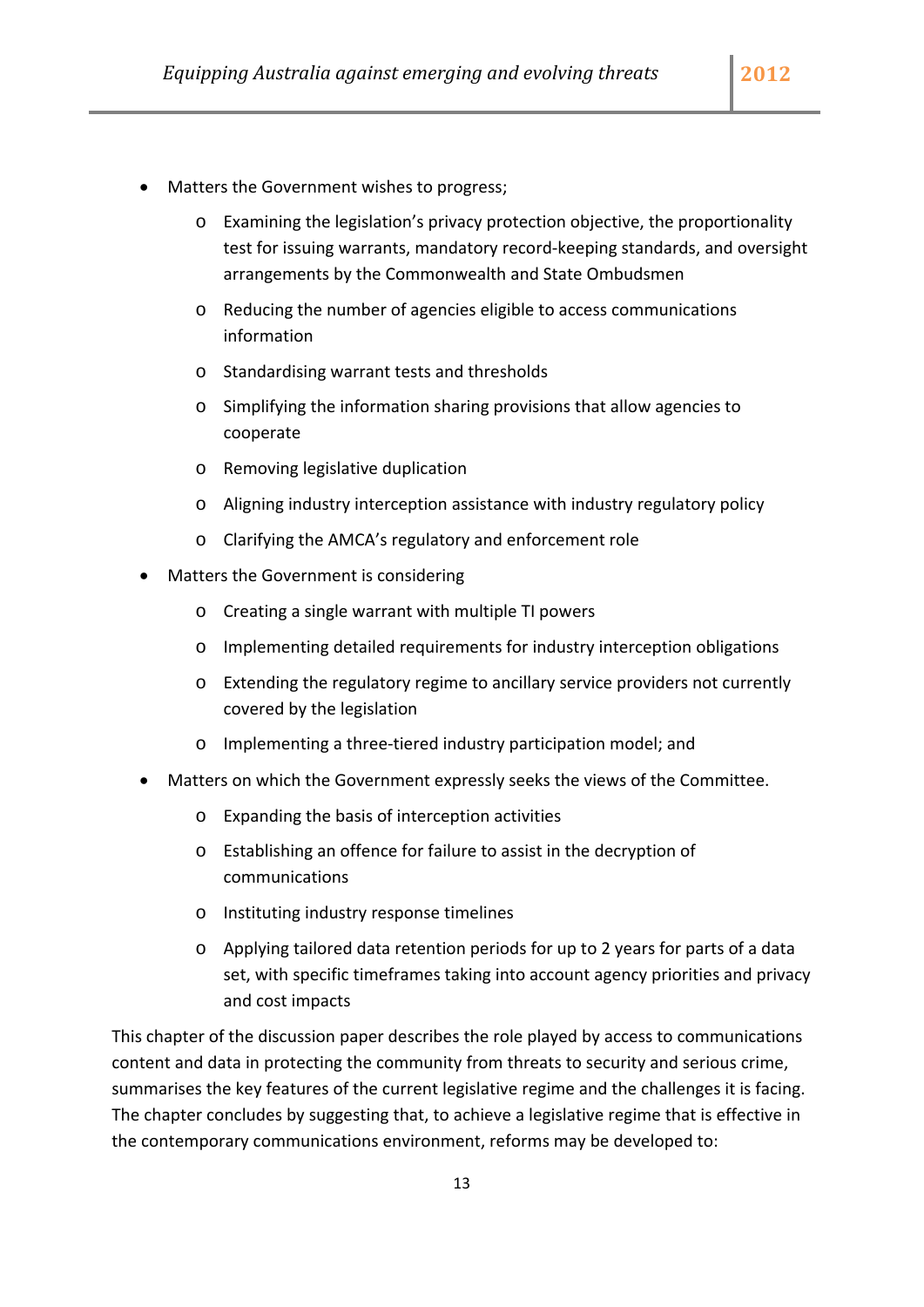- Matters the Government wishes to progress;
  - Examining the legislation's privacy protection objective, the proportionality test for issuing warrants, mandatory record-keeping standards, and oversight arrangements by the Commonwealth and State Ombudsmen
  - Reducing the number of agencies eligible to access communications information
  - Standardising warrant tests and thresholds
  - Simplifying the information sharing provisions that allow agencies to cooperate
  - Removing legislative duplication
  - Aligning industry interception assistance with industry regulatory policy
  - Clarifying the AMCA's regulatory and enforcement role
- Matters the Government is considering
  - Creating a single warrant with multiple TI powers
  - Implementing detailed requirements for industry interception obligations
  - Extending the regulatory regime to ancillary service providers not currently covered by the legislation
  - Implementing a three-tiered industry participation model; and
- Matters on which the Government expressly seeks the views of the Committee.
  - Expanding the basis of interception activities
  - Establishing an offence for failure to assist in the decryption of communications
  - Instituting industry response timelines
  - Applying tailored data retention periods for up to 2 years for parts of a data set, with specific timeframes taking into account agency priorities and privacy and cost impacts

This chapter of the discussion paper describes the role played by access to communications content and data in protecting the community from threats to security and serious crime, summarises the key features of the current legislative regime and the challenges it is facing. The chapter concludes by suggesting that, to achieve a legislative regime that is effective in the contemporary communications environment, reforms may be developed to: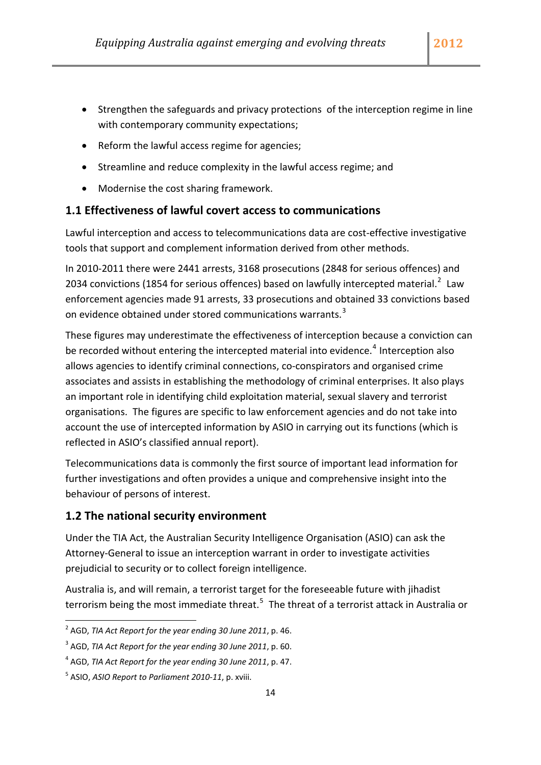- Strengthen the safeguards and privacy protections of the interception regime in line with contemporary community expectations;
- Reform the lawful access regime for agencies;
- Streamline and reduce complexity in the lawful access regime; and
- Modernise the cost sharing framework.

## 1.1 Effectiveness of lawful covert access to communications

Lawful interception and access to telecommunications data are cost-effective investigative tools that support and complement information derived from other methods.

In 2010-2011 there were 2441 arrests, 3168 prosecutions (2848 for serious offences) and 2034 convictions (1854 for serious offences) based on lawfully intercepted material.[2] Law enforcement agencies made 91 arrests, 33 prosecutions and obtained 33 convictions based on evidence obtained under stored communications warrants.[3]

These figures may underestimate the effectiveness of interception because a conviction can be recorded without entering the intercepted material into evidence.[4] Interception also allows agencies to identify criminal connections, co-conspirators and organised crime associates and assists in establishing the methodology of criminal enterprises. It also plays an important role in identifying child exploitation material, sexual slavery and terrorist organisations. The figures are specific to law enforcement agencies and do not take into account the use of intercepted information by ASIO in carrying out its functions (which is reflected in ASIO's classified annual report).

Telecommunications data is commonly the first source of important lead information for further investigations and often provides a unique and comprehensive insight into the behaviour of persons of interest.

## 1.2 The national security environment

Under the TIA Act, the Australian Security Intelligence Organisation (ASIO) can ask the Attorney-General to issue an interception warrant in order to investigate activities prejudicial to security or to collect foreign intelligence.

Australia is, and will remain, a terrorist target for the foreseeable future with jihadist terrorism being the most immediate threat.[5] The threat of a terrorist attack in Australia or

---

[2] AGD, *TIA Act Report for the year ending 30 June 2011*, p. 46.

[3] AGD, *TIA Act Report for the year ending 30 June 2011*, p. 60.

[4] AGD, *TIA Act Report for the year ending 30 June 2011*, p. 47.

[5] ASIO, *ASIO Report to Parliament 2010-11*, p. xviii.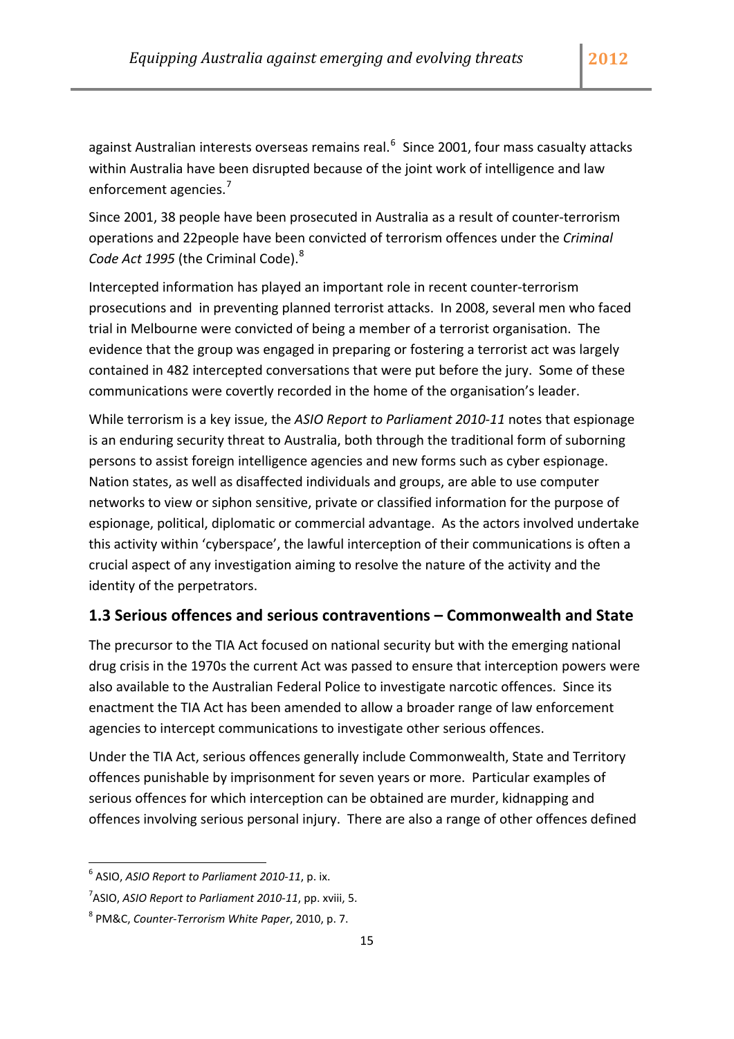against Australian interests overseas remains real.[6] Since 2001, four mass casualty attacks within Australia have been disrupted because of the joint work of intelligence and law enforcement agencies.[7]

Since 2001, 38 people have been prosecuted in Australia as a result of counter-terrorism operations and 22people have been convicted of terrorism offences under the *Criminal Code Act 1995* (the Criminal Code).[8]

Intercepted information has played an important role in recent counter-terrorism prosecutions and in preventing planned terrorist attacks. In 2008, several men who faced trial in Melbourne were convicted of being a member of a terrorist organisation. The evidence that the group was engaged in preparing or fostering a terrorist act was largely contained in 482 intercepted conversations that were put before the jury. Some of these communications were covertly recorded in the home of the organisation's leader.

While terrorism is a key issue, the *ASIO Report to Parliament 2010-11* notes that espionage is an enduring security threat to Australia, both through the traditional form of suborning persons to assist foreign intelligence agencies and new forms such as cyber espionage. Nation states, as well as disaffected individuals and groups, are able to use computer networks to view or siphon sensitive, private or classified information for the purpose of espionage, political, diplomatic or commercial advantage. As the actors involved undertake this activity within 'cyberspace', the lawful interception of their communications is often a crucial aspect of any investigation aiming to resolve the nature of the activity and the identity of the perpetrators.

## 1.3 Serious offences and serious contraventions – Commonwealth and State

The precursor to the TIA Act focused on national security but with the emerging national drug crisis in the 1970s the current Act was passed to ensure that interception powers were also available to the Australian Federal Police to investigate narcotic offences. Since its enactment the TIA Act has been amended to allow a broader range of law enforcement agencies to intercept communications to investigate other serious offences.

Under the TIA Act, serious offences generally include Commonwealth, State and Territory offences punishable by imprisonment for seven years or more. Particular examples of serious offences for which interception can be obtained are murder, kidnapping and offences involving serious personal injury. There are also a range of other offences defined

---

[6] ASIO, *ASIO Report to Parliament 2010-11*, p. ix.

[7] ASIO, *ASIO Report to Parliament 2010-11*, pp. xviii, 5.

[8] PM&C, *Counter-Terrorism White Paper*, 2010, p. 7.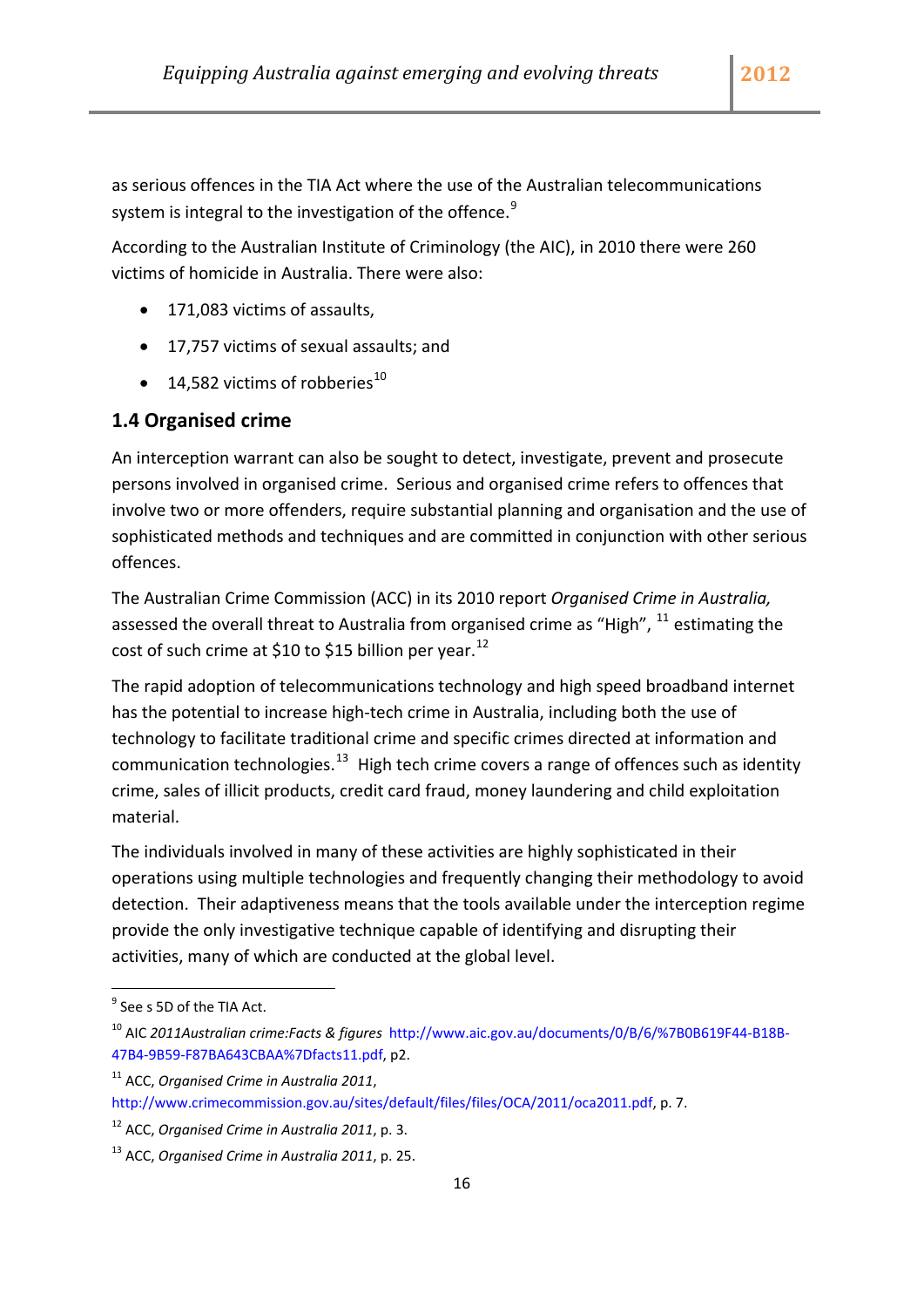as serious offences in the TIA Act where the use of the Australian telecommunications system is integral to the investigation of the offence.[9]

According to the Australian Institute of Criminology (the AIC), in 2010 there were 260 victims of homicide in Australia. There were also:

- 171,083 victims of assaults,
- 17,757 victims of sexual assaults; and
- 14,582 victims of robberies[10]

## 1.4 Organised crime

An interception warrant can also be sought to detect, investigate, prevent and prosecute persons involved in organised crime. Serious and organised crime refers to offences that involve two or more offenders, require substantial planning and organisation and the use of sophisticated methods and techniques and are committed in conjunction with other serious offences.

The Australian Crime Commission (ACC) in its 2010 report *Organised Crime in Australia,* assessed the overall threat to Australia from organised crime as "High", [11] estimating the cost of such crime at $10 to $15 billion per year.[12]

The rapid adoption of telecommunications technology and high speed broadband internet has the potential to increase high-tech crime in Australia, including both the use of technology to facilitate traditional crime and specific crimes directed at information and communication technologies.[13] High tech crime covers a range of offences such as identity crime, sales of illicit products, credit card fraud, money laundering and child exploitation material.

The individuals involved in many of these activities are highly sophisticated in their operations using multiple technologies and frequently changing their methodology to avoid detection. Their adaptiveness means that the tools available under the interception regime provide the only investigative technique capable of identifying and disrupting their activities, many of which are conducted at the global level.

---

[9] See s 5D of the TIA Act.

[10] AIC *2011Australian crime:Facts & figures* http://www.aic.gov.au/documents/0/B/6/%7B0B619F44-B18B-47B4-9B59-F87BA643CBAA%7Dfacts11.pdf, p2.

[11] ACC, *Organised Crime in Australia 2011*, http://www.crimecommission.gov.au/sites/default/files/files/OCA/2011/oca2011.pdf, p. 7.

[12] ACC, *Organised Crime in Australia 2011*, p. 3.

[13] ACC, *Organised Crime in Australia 2011*, p. 25.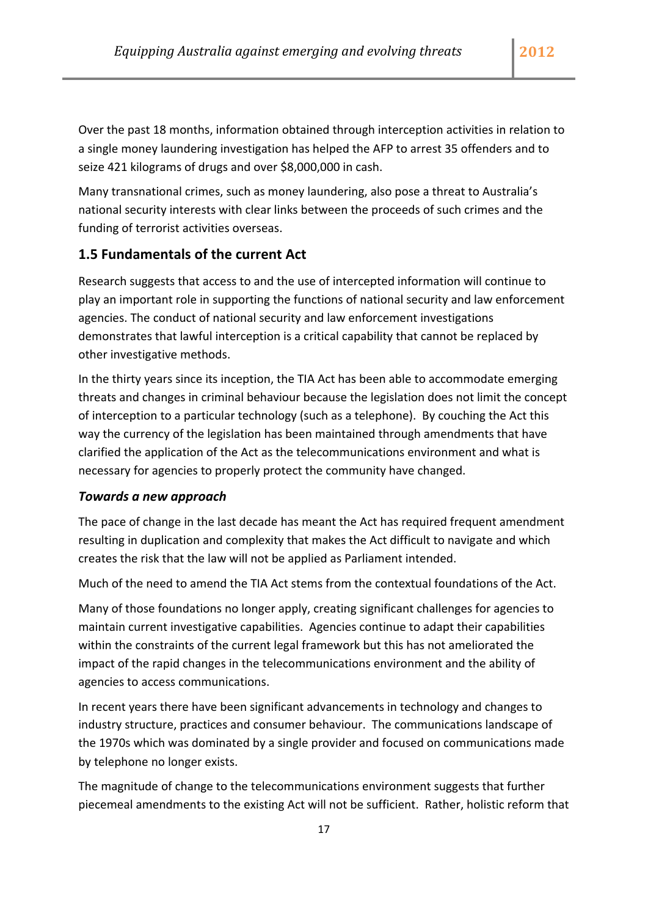Over the past 18 months, information obtained through interception activities in relation to a single money laundering investigation has helped the AFP to arrest 35 offenders and to seize 421 kilograms of drugs and over $8,000,000 in cash.

Many transnational crimes, such as money laundering, also pose a threat to Australia's national security interests with clear links between the proceeds of such crimes and the funding of terrorist activities overseas.

## 1.5 Fundamentals of the current Act

Research suggests that access to and the use of intercepted information will continue to play an important role in supporting the functions of national security and law enforcement agencies. The conduct of national security and law enforcement investigations demonstrates that lawful interception is a critical capability that cannot be replaced by other investigative methods.

In the thirty years since its inception, the TIA Act has been able to accommodate emerging threats and changes in criminal behaviour because the legislation does not limit the concept of interception to a particular technology (such as a telephone). By couching the Act this way the currency of the legislation has been maintained through amendments that have clarified the application of the Act as the telecommunications environment and what is necessary for agencies to properly protect the community have changed.

### *Towards a new approach*

The pace of change in the last decade has meant the Act has required frequent amendment resulting in duplication and complexity that makes the Act difficult to navigate and which creates the risk that the law will not be applied as Parliament intended.

Much of the need to amend the TIA Act stems from the contextual foundations of the Act.

Many of those foundations no longer apply, creating significant challenges for agencies to maintain current investigative capabilities. Agencies continue to adapt their capabilities within the constraints of the current legal framework but this has not ameliorated the impact of the rapid changes in the telecommunications environment and the ability of agencies to access communications.

In recent years there have been significant advancements in technology and changes to industry structure, practices and consumer behaviour. The communications landscape of the 1970s which was dominated by a single provider and focused on communications made by telephone no longer exists.

The magnitude of change to the telecommunications environment suggests that further piecemeal amendments to the existing Act will not be sufficient. Rather, holistic reform that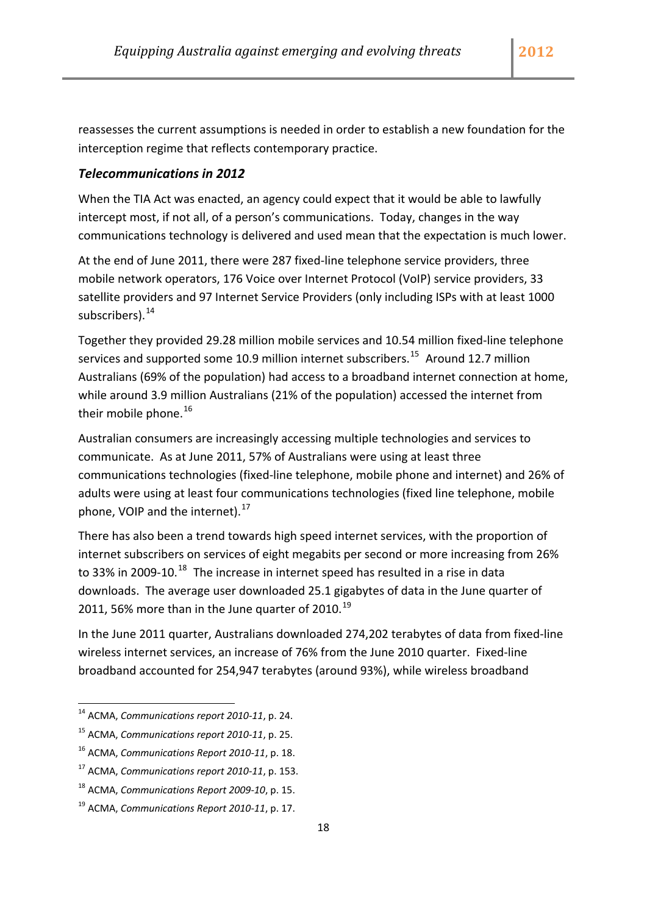reassesses the current assumptions is needed in order to establish a new foundation for the interception regime that reflects contemporary practice.

### *Telecommunications in 2012*

When the TIA Act was enacted, an agency could expect that it would be able to lawfully intercept most, if not all, of a person's communications. Today, changes in the way communications technology is delivered and used mean that the expectation is much lower.

At the end of June 2011, there were 287 fixed-line telephone service providers, three mobile network operators, 176 Voice over Internet Protocol (VoIP) service providers, 33 satellite providers and 97 Internet Service Providers (only including ISPs with at least 1000 subscribers).[14]

Together they provided 29.28 million mobile services and 10.54 million fixed-line telephone services and supported some 10.9 million internet subscribers.[15] Around 12.7 million Australians (69% of the population) had access to a broadband internet connection at home, while around 3.9 million Australians (21% of the population) accessed the internet from their mobile phone.[16]

Australian consumers are increasingly accessing multiple technologies and services to communicate. As at June 2011, 57% of Australians were using at least three communications technologies (fixed-line telephone, mobile phone and internet) and 26% of adults were using at least four communications technologies (fixed line telephone, mobile phone, VOIP and the internet).[17]

There has also been a trend towards high speed internet services, with the proportion of internet subscribers on services of eight megabits per second or more increasing from 26% to 33% in 2009-10.[18] The increase in internet speed has resulted in a rise in data downloads. The average user downloaded 25.1 gigabytes of data in the June quarter of 2011, 56% more than in the June quarter of 2010.[19]

In the June 2011 quarter, Australians downloaded 274,202 terabytes of data from fixed-line wireless internet services, an increase of 76% from the June 2010 quarter. Fixed-line broadband accounted for 254,947 terabytes (around 93%), while wireless broadband

---

[14] ACMA, *Communications report 2010-11*, p. 24.

[15] ACMA, *Communications report 2010-11*, p. 25.

[16] ACMA, *Communications Report 2010-11*, p. 18.

[17] ACMA, *Communications report 2010-11*, p. 153.

[18] ACMA, *Communications Report 2009-10*, p. 15.

[19] ACMA, *Communications Report 2010-11*, p. 17.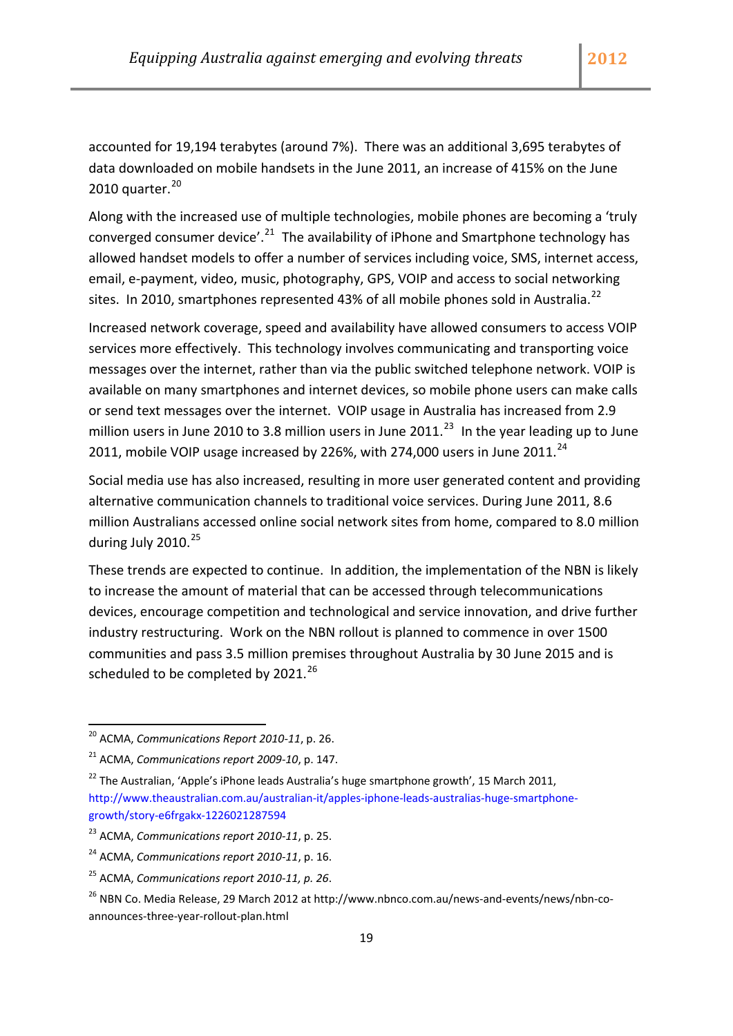accounted for 19,194 terabytes (around 7%). There was an additional 3,695 terabytes of data downloaded on mobile handsets in the June 2011, an increase of 415% on the June 2010 quarter.[20]

Along with the increased use of multiple technologies, mobile phones are becoming a 'truly converged consumer device'.[21] The availability of iPhone and Smartphone technology has allowed handset models to offer a number of services including voice, SMS, internet access, email, e-payment, video, music, photography, GPS, VOIP and access to social networking sites. In 2010, smartphones represented 43% of all mobile phones sold in Australia.[22]

Increased network coverage, speed and availability have allowed consumers to access VOIP services more effectively. This technology involves communicating and transporting voice messages over the internet, rather than via the public switched telephone network. VOIP is available on many smartphones and internet devices, so mobile phone users can make calls or send text messages over the internet. VOIP usage in Australia has increased from 2.9 million users in June 2010 to 3.8 million users in June 2011.[23] In the year leading up to June 2011, mobile VOIP usage increased by 226%, with 274,000 users in June 2011.[24]

Social media use has also increased, resulting in more user generated content and providing alternative communication channels to traditional voice services. During June 2011, 8.6 million Australians accessed online social network sites from home, compared to 8.0 million during July 2010.[25]

These trends are expected to continue. In addition, the implementation of the NBN is likely to increase the amount of material that can be accessed through telecommunications devices, encourage competition and technological and service innovation, and drive further industry restructuring. Work on the NBN rollout is planned to commence in over 1500 communities and pass 3.5 million premises throughout Australia by 30 June 2015 and is scheduled to be completed by 2021.[26]

---

[20] ACMA, *Communications Report 2010-11*, p. 26.

[21] ACMA, *Communications report 2009-10*, p. 147.

[22] The Australian, 'Apple's iPhone leads Australia's huge smartphone growth', 15 March 2011, http://www.theaustralian.com.au/australian-it/apples-iphone-leads-australias-huge-smartphone-growth/story-e6frgakx-1226021287594

[23] ACMA, *Communications report 2010-11*, p. 25.

[24] ACMA, *Communications report 2010-11*, p. 16.

[25] ACMA, *Communications report 2010-11, p. 26*.

[26] NBN Co. Media Release, 29 March 2012 at http://www.nbnco.com.au/news-and-events/news/nbn-co-announces-three-year-rollout-plan.html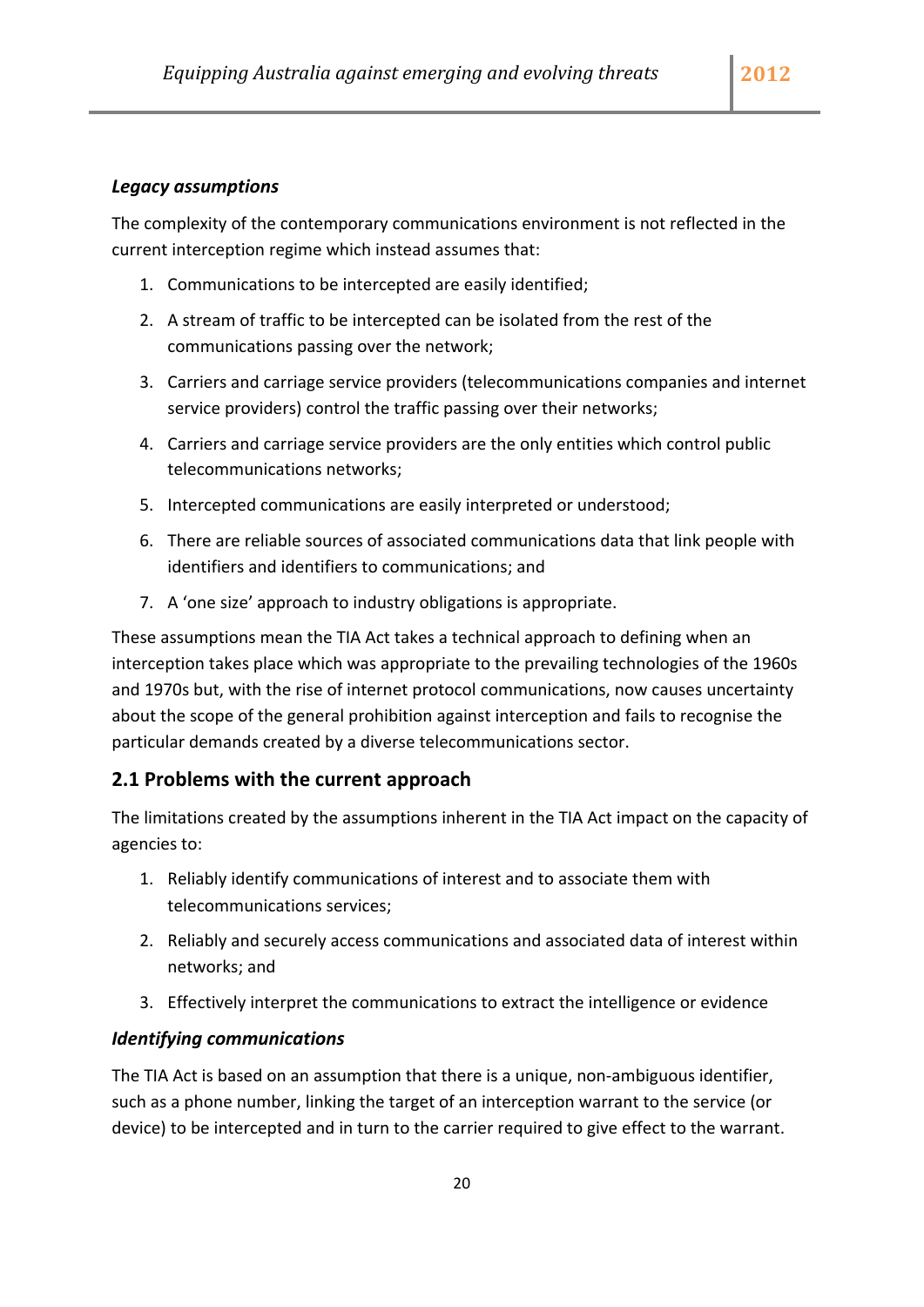***Legacy assumptions***

The complexity of the contemporary communications environment is not reflected in the current interception regime which instead assumes that:

1. Communications to be intercepted are easily identified;
2. A stream of traffic to be intercepted can be isolated from the rest of the communications passing over the network;
3. Carriers and carriage service providers (telecommunications companies and internet service providers) control the traffic passing over their networks;
4. Carriers and carriage service providers are the only entities which control public telecommunications networks;
5. Intercepted communications are easily interpreted or understood;
6. There are reliable sources of associated communications data that link people with identifiers and identifiers to communications; and
7. A 'one size' approach to industry obligations is appropriate.

These assumptions mean the TIA Act takes a technical approach to defining when an interception takes place which was appropriate to the prevailing technologies of the 1960s and 1970s but, with the rise of internet protocol communications, now causes uncertainty about the scope of the general prohibition against interception and fails to recognise the particular demands created by a diverse telecommunications sector.

## 2.1 Problems with the current approach

The limitations created by the assumptions inherent in the TIA Act impact on the capacity of agencies to:

1. Reliably identify communications of interest and to associate them with telecommunications services;
2. Reliably and securely access communications and associated data of interest within networks; and
3. Effectively interpret the communications to extract the intelligence or evidence

***Identifying communications***

The TIA Act is based on an assumption that there is a unique, non-ambiguous identifier, such as a phone number, linking the target of an interception warrant to the service (or device) to be intercepted and in turn to the carrier required to give effect to the warrant.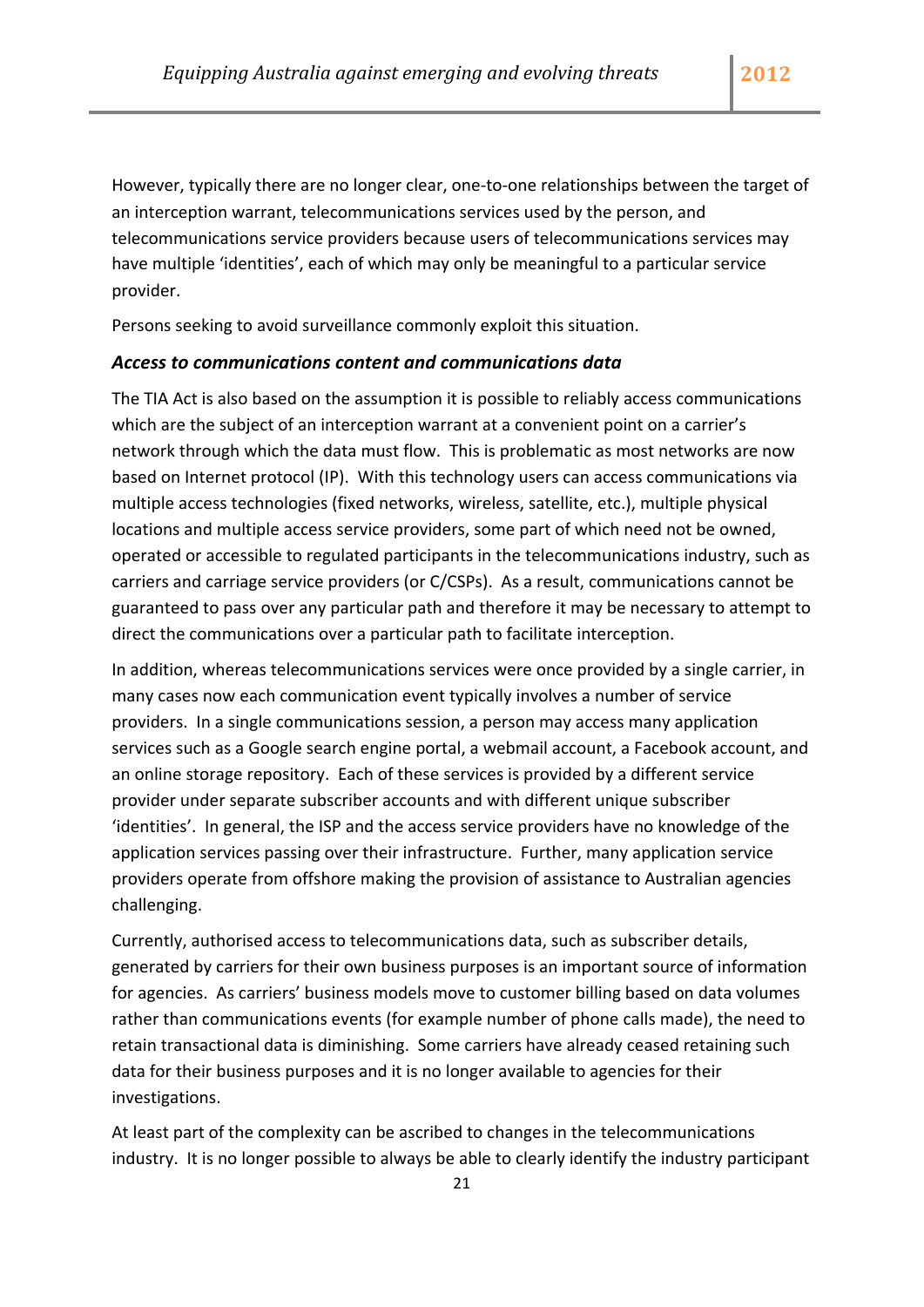However, typically there are no longer clear, one-to-one relationships between the target of an interception warrant, telecommunications services used by the person, and telecommunications service providers because users of telecommunications services may have multiple 'identities', each of which may only be meaningful to a particular service provider.

Persons seeking to avoid surveillance commonly exploit this situation.

### *Access to communications content and communications data*

The TIA Act is also based on the assumption it is possible to reliably access communications which are the subject of an interception warrant at a convenient point on a carrier's network through which the data must flow. This is problematic as most networks are now based on Internet protocol (IP). With this technology users can access communications via multiple access technologies (fixed networks, wireless, satellite, etc.), multiple physical locations and multiple access service providers, some part of which need not be owned, operated or accessible to regulated participants in the telecommunications industry, such as carriers and carriage service providers (or C/CSPs). As a result, communications cannot be guaranteed to pass over any particular path and therefore it may be necessary to attempt to direct the communications over a particular path to facilitate interception.

In addition, whereas telecommunications services were once provided by a single carrier, in many cases now each communication event typically involves a number of service providers. In a single communications session, a person may access many application services such as a Google search engine portal, a webmail account, a Facebook account, and an online storage repository. Each of these services is provided by a different service provider under separate subscriber accounts and with different unique subscriber 'identities'. In general, the ISP and the access service providers have no knowledge of the application services passing over their infrastructure. Further, many application service providers operate from offshore making the provision of assistance to Australian agencies challenging.

Currently, authorised access to telecommunications data, such as subscriber details, generated by carriers for their own business purposes is an important source of information for agencies. As carriers' business models move to customer billing based on data volumes rather than communications events (for example number of phone calls made), the need to retain transactional data is diminishing. Some carriers have already ceased retaining such data for their business purposes and it is no longer available to agencies for their investigations.

At least part of the complexity can be ascribed to changes in the telecommunications industry. It is no longer possible to always be able to clearly identify the industry participant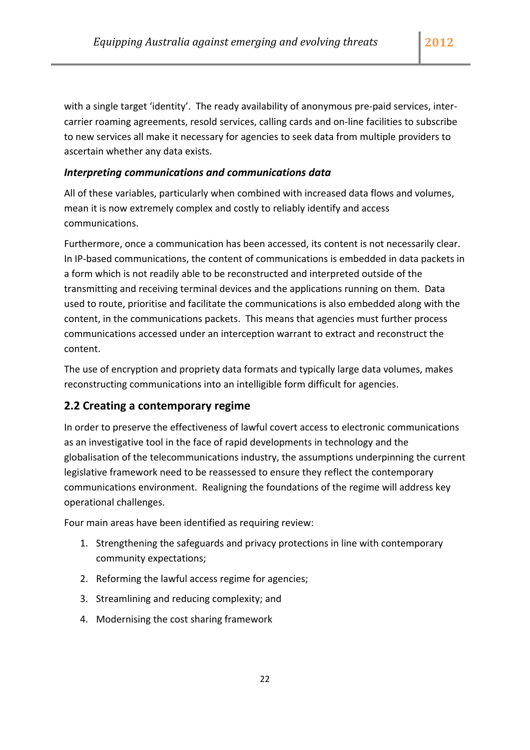with a single target 'identity'. The ready availability of anonymous pre-paid services, inter-carrier roaming agreements, resold services, calling cards and on-line facilities to subscribe to new services all make it necessary for agencies to seek data from multiple providers to ascertain whether any data exists.

#### *Interpreting communications and communications data*

All of these variables, particularly when combined with increased data flows and volumes, mean it is now extremely complex and costly to reliably identify and access communications.

Furthermore, once a communication has been accessed, its content is not necessarily clear. In IP-based communications, the content of communications is embedded in data packets in a form which is not readily able to be reconstructed and interpreted outside of the transmitting and receiving terminal devices and the applications running on them. Data used to route, prioritise and facilitate the communications is also embedded along with the content, in the communications packets. This means that agencies must further process communications accessed under an interception warrant to extract and reconstruct the content.

The use of encryption and propriety data formats and typically large data volumes, makes reconstructing communications into an intelligible form difficult for agencies.

### 2.2 Creating a contemporary regime

In order to preserve the effectiveness of lawful covert access to electronic communications as an investigative tool in the face of rapid developments in technology and the globalisation of the telecommunications industry, the assumptions underpinning the current legislative framework need to be reassessed to ensure they reflect the contemporary communications environment. Realigning the foundations of the regime will address key operational challenges.

Four main areas have been identified as requiring review:

1. Strengthening the safeguards and privacy protections in line with contemporary community expectations;
2. Reforming the lawful access regime for agencies;
3. Streamlining and reducing complexity; and
4. Modernising the cost sharing framework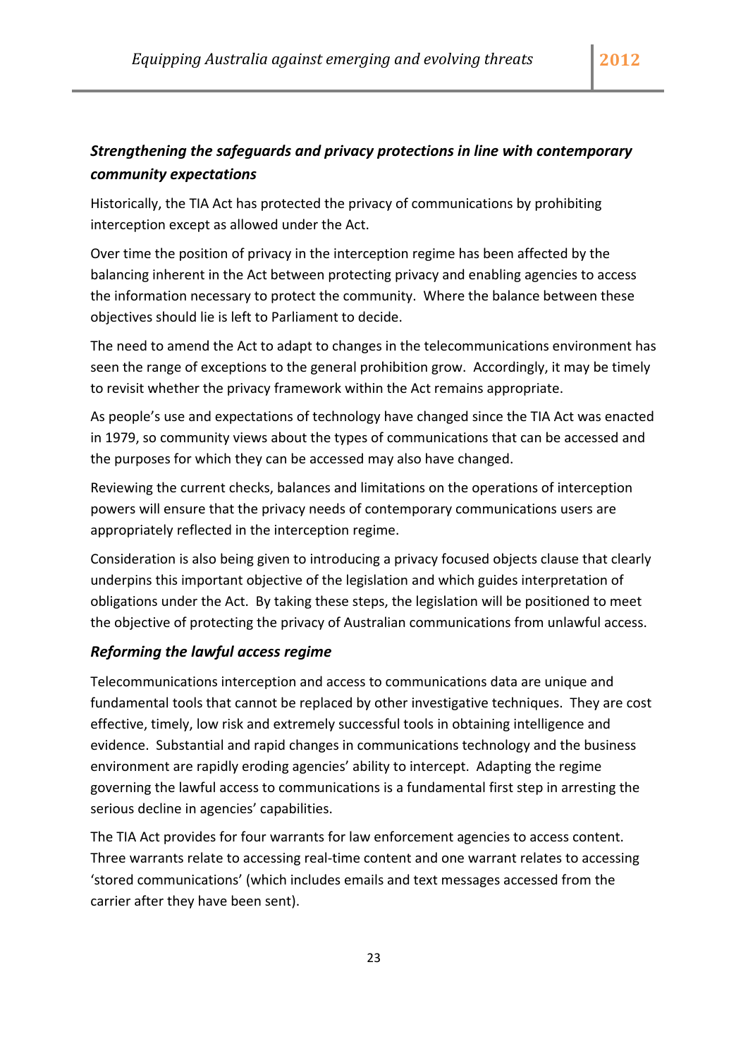### *Strengthening the safeguards and privacy protections in line with contemporary community expectations*

Historically, the TIA Act has protected the privacy of communications by prohibiting interception except as allowed under the Act.

Over time the position of privacy in the interception regime has been affected by the balancing inherent in the Act between protecting privacy and enabling agencies to access the information necessary to protect the community. Where the balance between these objectives should lie is left to Parliament to decide.

The need to amend the Act to adapt to changes in the telecommunications environment has seen the range of exceptions to the general prohibition grow. Accordingly, it may be timely to revisit whether the privacy framework within the Act remains appropriate.

As people's use and expectations of technology have changed since the TIA Act was enacted in 1979, so community views about the types of communications that can be accessed and the purposes for which they can be accessed may also have changed.

Reviewing the current checks, balances and limitations on the operations of interception powers will ensure that the privacy needs of contemporary communications users are appropriately reflected in the interception regime.

Consideration is also being given to introducing a privacy focused objects clause that clearly underpins this important objective of the legislation and which guides interpretation of obligations under the Act. By taking these steps, the legislation will be positioned to meet the objective of protecting the privacy of Australian communications from unlawful access.

### *Reforming the lawful access regime*

Telecommunications interception and access to communications data are unique and fundamental tools that cannot be replaced by other investigative techniques. They are cost effective, timely, low risk and extremely successful tools in obtaining intelligence and evidence. Substantial and rapid changes in communications technology and the business environment are rapidly eroding agencies' ability to intercept. Adapting the regime governing the lawful access to communications is a fundamental first step in arresting the serious decline in agencies' capabilities.

The TIA Act provides for four warrants for law enforcement agencies to access content. Three warrants relate to accessing real-time content and one warrant relates to accessing 'stored communications' (which includes emails and text messages accessed from the carrier after they have been sent).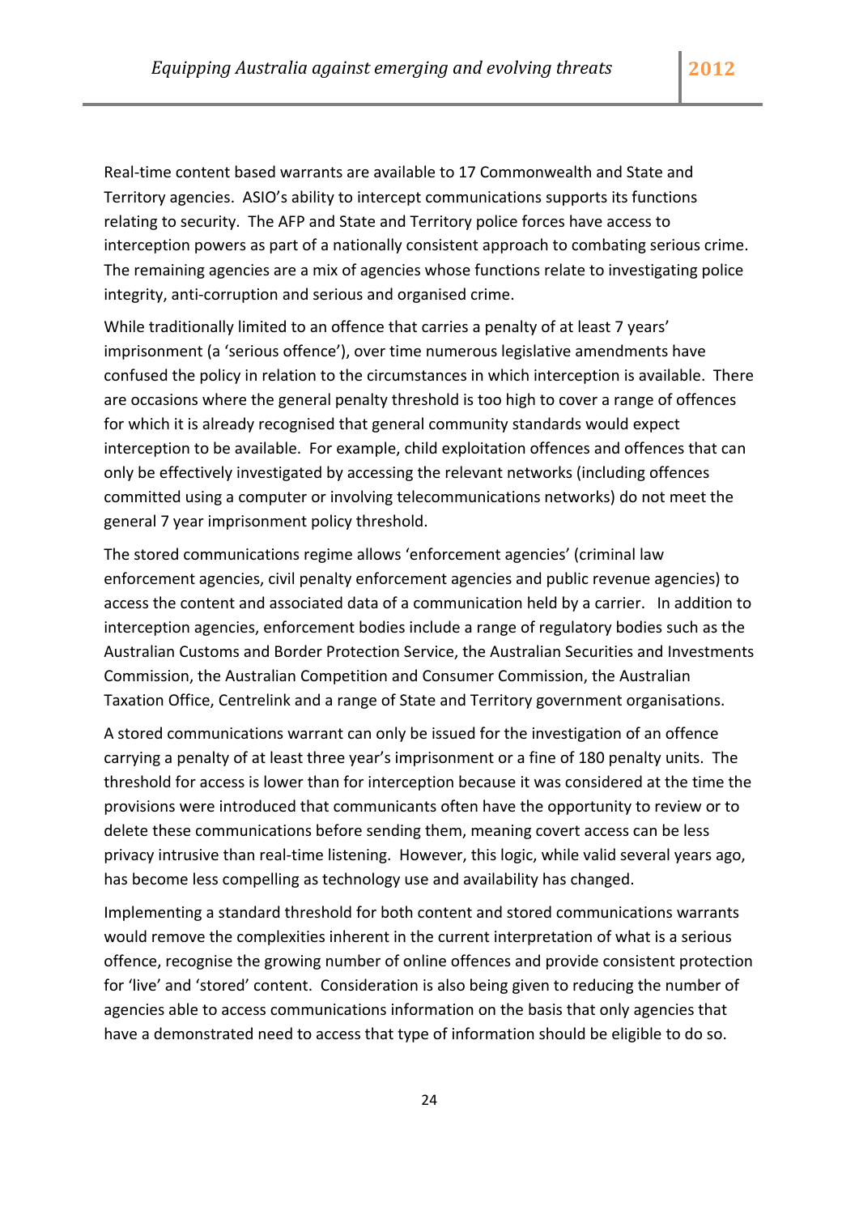Real-time content based warrants are available to 17 Commonwealth and State and Territory agencies. ASIO's ability to intercept communications supports its functions relating to security. The AFP and State and Territory police forces have access to interception powers as part of a nationally consistent approach to combating serious crime. The remaining agencies are a mix of agencies whose functions relate to investigating police integrity, anti-corruption and serious and organised crime.

While traditionally limited to an offence that carries a penalty of at least 7 years' imprisonment (a 'serious offence'), over time numerous legislative amendments have confused the policy in relation to the circumstances in which interception is available. There are occasions where the general penalty threshold is too high to cover a range of offences for which it is already recognised that general community standards would expect interception to be available. For example, child exploitation offences and offences that can only be effectively investigated by accessing the relevant networks (including offences committed using a computer or involving telecommunications networks) do not meet the general 7 year imprisonment policy threshold.

The stored communications regime allows 'enforcement agencies' (criminal law enforcement agencies, civil penalty enforcement agencies and public revenue agencies) to access the content and associated data of a communication held by a carrier. In addition to interception agencies, enforcement bodies include a range of regulatory bodies such as the Australian Customs and Border Protection Service, the Australian Securities and Investments Commission, the Australian Competition and Consumer Commission, the Australian Taxation Office, Centrelink and a range of State and Territory government organisations.

A stored communications warrant can only be issued for the investigation of an offence carrying a penalty of at least three year's imprisonment or a fine of 180 penalty units. The threshold for access is lower than for interception because it was considered at the time the provisions were introduced that communicants often have the opportunity to review or to delete these communications before sending them, meaning covert access can be less privacy intrusive than real-time listening. However, this logic, while valid several years ago, has become less compelling as technology use and availability has changed.

Implementing a standard threshold for both content and stored communications warrants would remove the complexities inherent in the current interpretation of what is a serious offence, recognise the growing number of online offences and provide consistent protection for 'live' and 'stored' content. Consideration is also being given to reducing the number of agencies able to access communications information on the basis that only agencies that have a demonstrated need to access that type of information should be eligible to do so.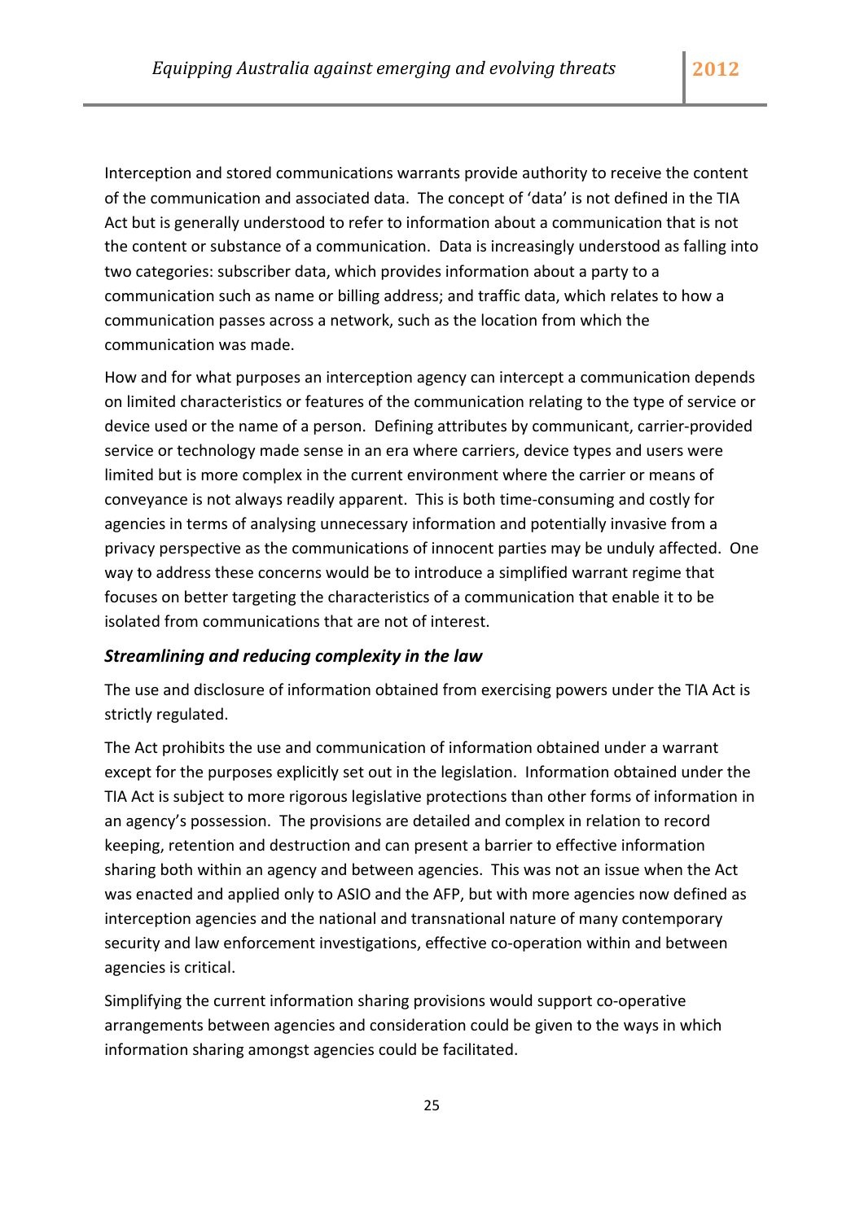Interception and stored communications warrants provide authority to receive the content of the communication and associated data. The concept of 'data' is not defined in the TIA Act but is generally understood to refer to information about a communication that is not the content or substance of a communication. Data is increasingly understood as falling into two categories: subscriber data, which provides information about a party to a communication such as name or billing address; and traffic data, which relates to how a communication passes across a network, such as the location from which the communication was made.

How and for what purposes an interception agency can intercept a communication depends on limited characteristics or features of the communication relating to the type of service or device used or the name of a person. Defining attributes by communicant, carrier-provided service or technology made sense in an era where carriers, device types and users were limited but is more complex in the current environment where the carrier or means of conveyance is not always readily apparent. This is both time-consuming and costly for agencies in terms of analysing unnecessary information and potentially invasive from a privacy perspective as the communications of innocent parties may be unduly affected. One way to address these concerns would be to introduce a simplified warrant regime that focuses on better targeting the characteristics of a communication that enable it to be isolated from communications that are not of interest.

### *Streamlining and reducing complexity in the law*

The use and disclosure of information obtained from exercising powers under the TIA Act is strictly regulated.

The Act prohibits the use and communication of information obtained under a warrant except for the purposes explicitly set out in the legislation. Information obtained under the TIA Act is subject to more rigorous legislative protections than other forms of information in an agency's possession. The provisions are detailed and complex in relation to record keeping, retention and destruction and can present a barrier to effective information sharing both within an agency and between agencies. This was not an issue when the Act was enacted and applied only to ASIO and the AFP, but with more agencies now defined as interception agencies and the national and transnational nature of many contemporary security and law enforcement investigations, effective co-operation within and between agencies is critical.

Simplifying the current information sharing provisions would support co-operative arrangements between agencies and consideration could be given to the ways in which information sharing amongst agencies could be facilitated.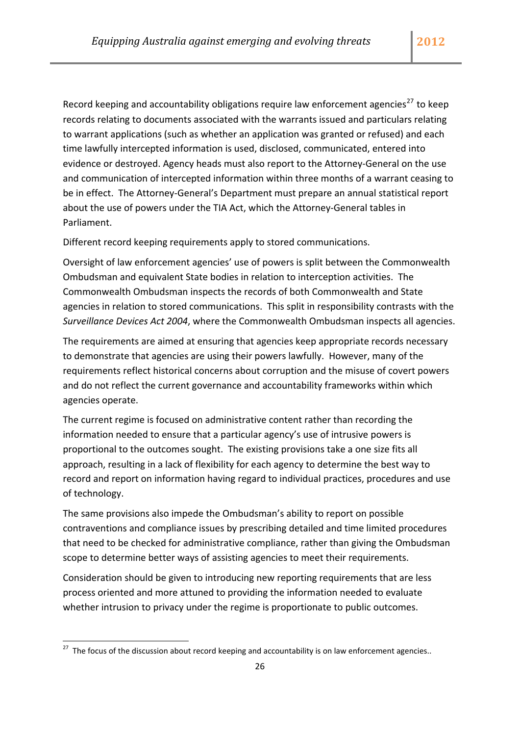Record keeping and accountability obligations require law enforcement agencies[27] to keep records relating to documents associated with the warrants issued and particulars relating to warrant applications (such as whether an application was granted or refused) and each time lawfully intercepted information is used, disclosed, communicated, entered into evidence or destroyed. Agency heads must also report to the Attorney-General on the use and communication of intercepted information within three months of a warrant ceasing to be in effect. The Attorney-General's Department must prepare an annual statistical report about the use of powers under the TIA Act, which the Attorney-General tables in Parliament.

Different record keeping requirements apply to stored communications.

Oversight of law enforcement agencies' use of powers is split between the Commonwealth Ombudsman and equivalent State bodies in relation to interception activities. The Commonwealth Ombudsman inspects the records of both Commonwealth and State agencies in relation to stored communications. This split in responsibility contrasts with the *Surveillance Devices Act 2004*, where the Commonwealth Ombudsman inspects all agencies.

The requirements are aimed at ensuring that agencies keep appropriate records necessary to demonstrate that agencies are using their powers lawfully. However, many of the requirements reflect historical concerns about corruption and the misuse of covert powers and do not reflect the current governance and accountability frameworks within which agencies operate.

The current regime is focused on administrative content rather than recording the information needed to ensure that a particular agency's use of intrusive powers is proportional to the outcomes sought. The existing provisions take a one size fits all approach, resulting in a lack of flexibility for each agency to determine the best way to record and report on information having regard to individual practices, procedures and use of technology.

The same provisions also impede the Ombudsman's ability to report on possible contraventions and compliance issues by prescribing detailed and time limited procedures that need to be checked for administrative compliance, rather than giving the Ombudsman scope to determine better ways of assisting agencies to meet their requirements.

Consideration should be given to introducing new reporting requirements that are less process oriented and more attuned to providing the information needed to evaluate whether intrusion to privacy under the regime is proportionate to public outcomes.

[27] The focus of the discussion about record keeping and accountability is on law enforcement agencies..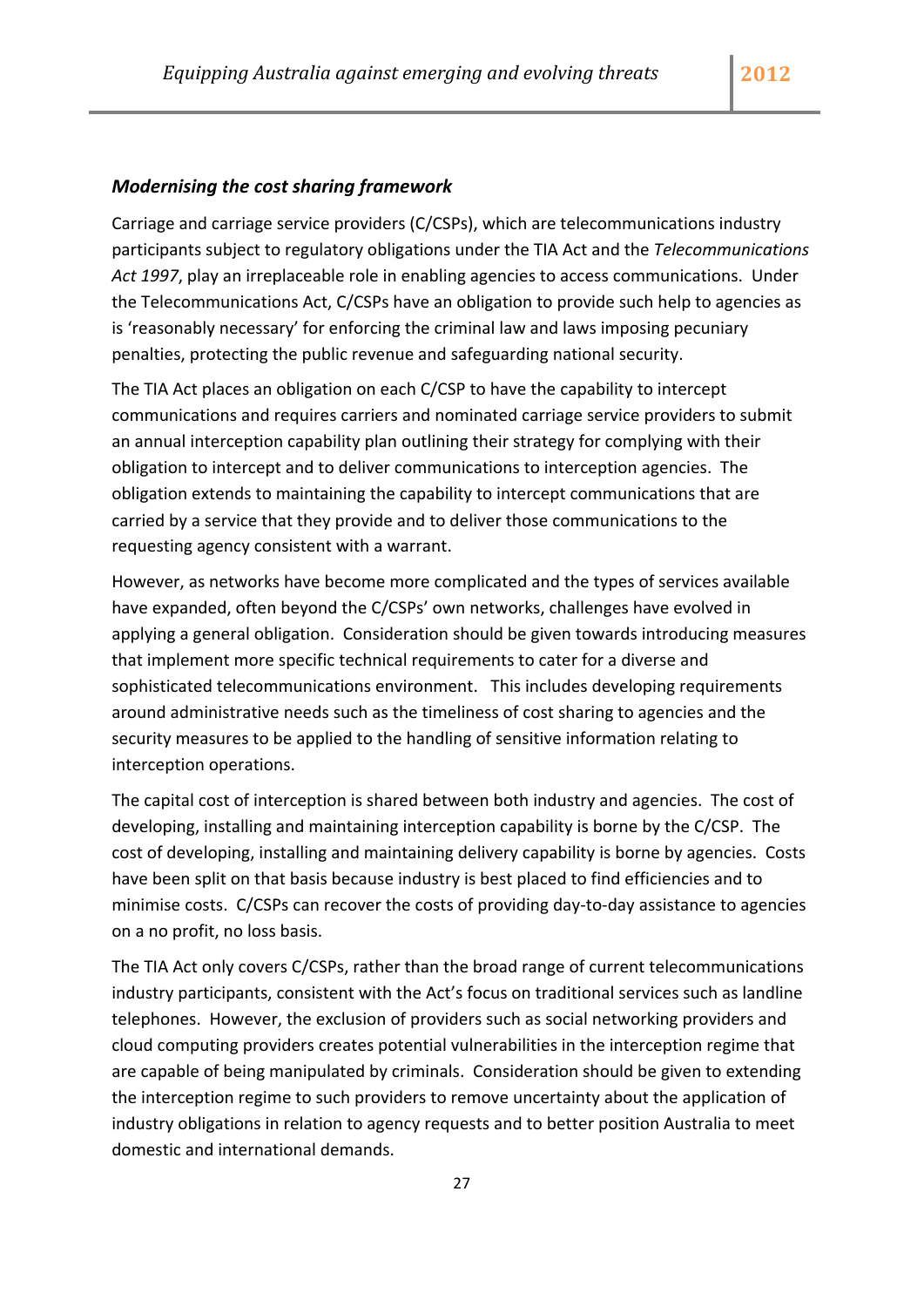### *Modernising the cost sharing framework*

Carriage and carriage service providers (C/CSPs), which are telecommunications industry participants subject to regulatory obligations under the TIA Act and the *Telecommunications Act 1997*, play an irreplaceable role in enabling agencies to access communications. Under the Telecommunications Act, C/CSPs have an obligation to provide such help to agencies as is 'reasonably necessary' for enforcing the criminal law and laws imposing pecuniary penalties, protecting the public revenue and safeguarding national security.

The TIA Act places an obligation on each C/CSP to have the capability to intercept communications and requires carriers and nominated carriage service providers to submit an annual interception capability plan outlining their strategy for complying with their obligation to intercept and to deliver communications to interception agencies. The obligation extends to maintaining the capability to intercept communications that are carried by a service that they provide and to deliver those communications to the requesting agency consistent with a warrant.

However, as networks have become more complicated and the types of services available have expanded, often beyond the C/CSPs' own networks, challenges have evolved in applying a general obligation. Consideration should be given towards introducing measures that implement more specific technical requirements to cater for a diverse and sophisticated telecommunications environment. This includes developing requirements around administrative needs such as the timeliness of cost sharing to agencies and the security measures to be applied to the handling of sensitive information relating to interception operations.

The capital cost of interception is shared between both industry and agencies. The cost of developing, installing and maintaining interception capability is borne by the C/CSP. The cost of developing, installing and maintaining delivery capability is borne by agencies. Costs have been split on that basis because industry is best placed to find efficiencies and to minimise costs. C/CSPs can recover the costs of providing day-to-day assistance to agencies on a no profit, no loss basis.

The TIA Act only covers C/CSPs, rather than the broad range of current telecommunications industry participants, consistent with the Act's focus on traditional services such as landline telephones. However, the exclusion of providers such as social networking providers and cloud computing providers creates potential vulnerabilities in the interception regime that are capable of being manipulated by criminals. Consideration should be given to extending the interception regime to such providers to remove uncertainty about the application of industry obligations in relation to agency requests and to better position Australia to meet domestic and international demands.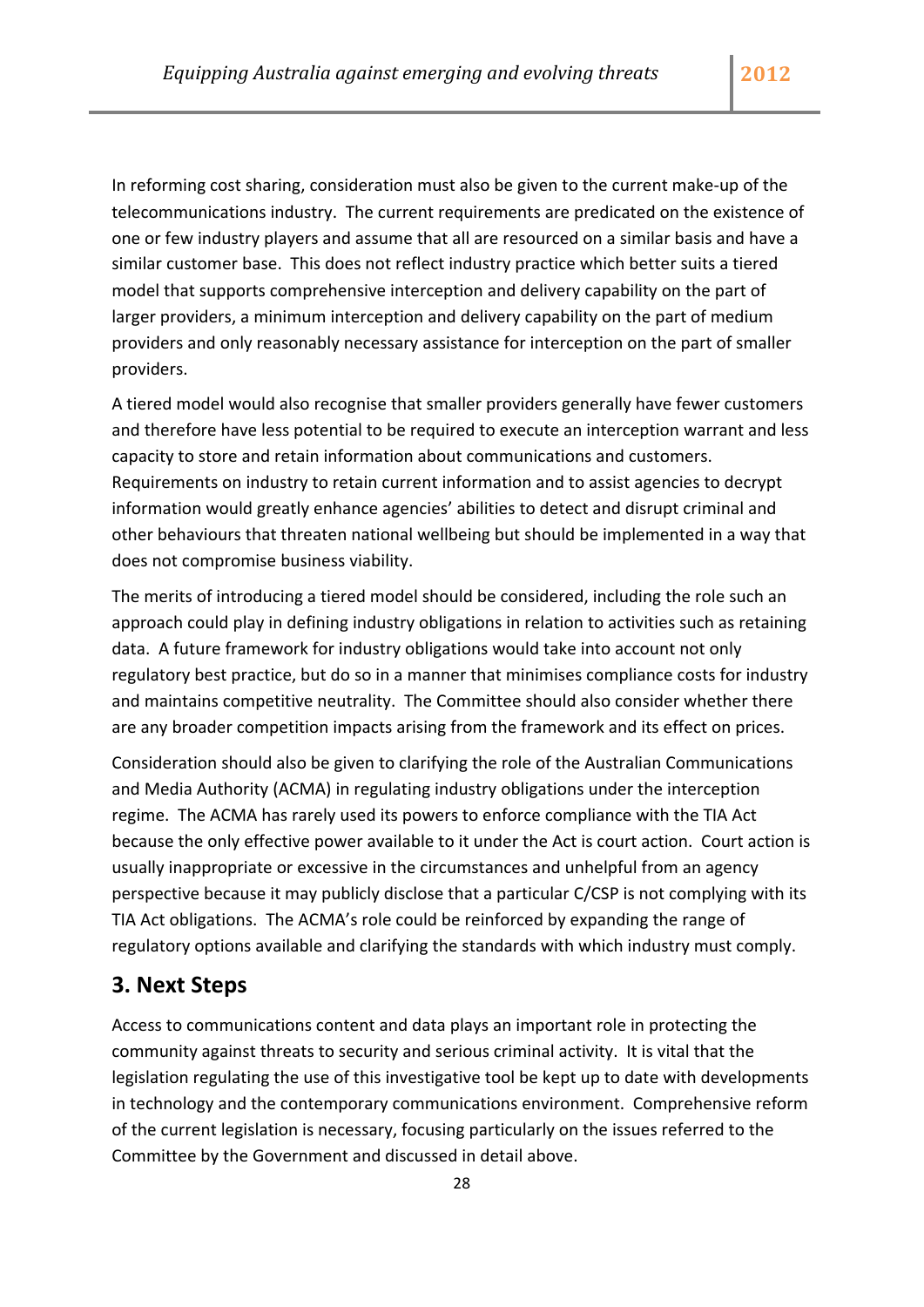In reforming cost sharing, consideration must also be given to the current make-up of the telecommunications industry. The current requirements are predicated on the existence of one or few industry players and assume that all are resourced on a similar basis and have a similar customer base. This does not reflect industry practice which better suits a tiered model that supports comprehensive interception and delivery capability on the part of larger providers, a minimum interception and delivery capability on the part of medium providers and only reasonably necessary assistance for interception on the part of smaller providers.

A tiered model would also recognise that smaller providers generally have fewer customers and therefore have less potential to be required to execute an interception warrant and less capacity to store and retain information about communications and customers. Requirements on industry to retain current information and to assist agencies to decrypt information would greatly enhance agencies' abilities to detect and disrupt criminal and other behaviours that threaten national wellbeing but should be implemented in a way that does not compromise business viability.

The merits of introducing a tiered model should be considered, including the role such an approach could play in defining industry obligations in relation to activities such as retaining data. A future framework for industry obligations would take into account not only regulatory best practice, but do so in a manner that minimises compliance costs for industry and maintains competitive neutrality. The Committee should also consider whether there are any broader competition impacts arising from the framework and its effect on prices.

Consideration should also be given to clarifying the role of the Australian Communications and Media Authority (ACMA) in regulating industry obligations under the interception regime. The ACMA has rarely used its powers to enforce compliance with the TIA Act because the only effective power available to it under the Act is court action. Court action is usually inappropriate or excessive in the circumstances and unhelpful from an agency perspective because it may publicly disclose that a particular C/CSP is not complying with its TIA Act obligations. The ACMA's role could be reinforced by expanding the range of regulatory options available and clarifying the standards with which industry must comply.

## 3. Next Steps

Access to communications content and data plays an important role in protecting the community against threats to security and serious criminal activity. It is vital that the legislation regulating the use of this investigative tool be kept up to date with developments in technology and the contemporary communications environment. Comprehensive reform of the current legislation is necessary, focusing particularly on the issues referred to the Committee by the Government and discussed in detail above.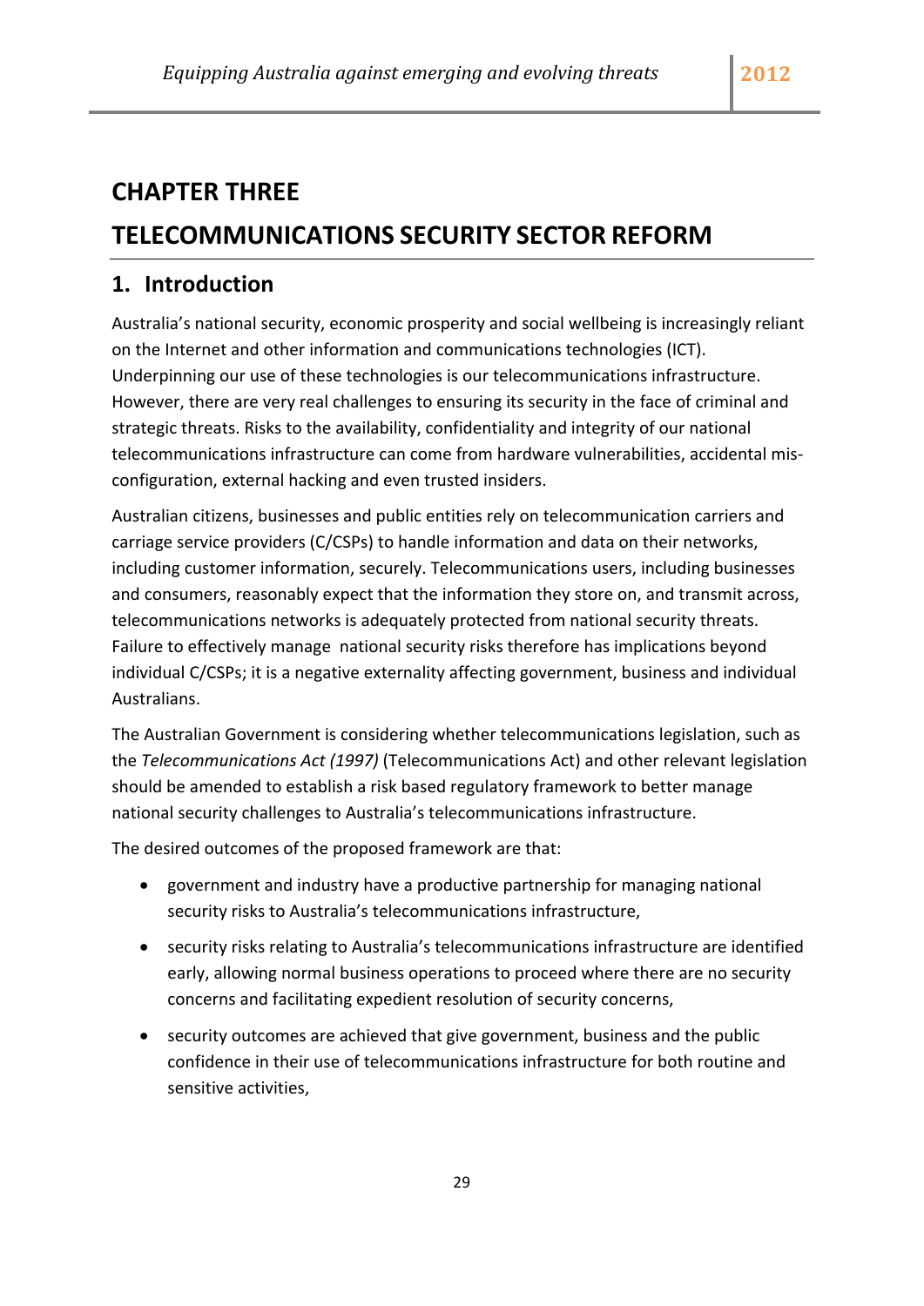# CHAPTER THREE

# TELECOMMUNICATIONS SECURITY SECTOR REFORM

## 1. Introduction

Australia's national security, economic prosperity and social wellbeing is increasingly reliant on the Internet and other information and communications technologies (ICT). Underpinning our use of these technologies is our telecommunications infrastructure. However, there are very real challenges to ensuring its security in the face of criminal and strategic threats. Risks to the availability, confidentiality and integrity of our national telecommunications infrastructure can come from hardware vulnerabilities, accidental mis-configuration, external hacking and even trusted insiders.

Australian citizens, businesses and public entities rely on telecommunication carriers and carriage service providers (C/CSPs) to handle information and data on their networks, including customer information, securely. Telecommunications users, including businesses and consumers, reasonably expect that the information they store on, and transmit across, telecommunications networks is adequately protected from national security threats. Failure to effectively manage national security risks therefore has implications beyond individual C/CSPs; it is a negative externality affecting government, business and individual Australians.

The Australian Government is considering whether telecommunications legislation, such as the *Telecommunications Act (1997)* (Telecommunications Act) and other relevant legislation should be amended to establish a risk based regulatory framework to better manage national security challenges to Australia's telecommunications infrastructure.

The desired outcomes of the proposed framework are that:

- government and industry have a productive partnership for managing national security risks to Australia's telecommunications infrastructure,
- security risks relating to Australia's telecommunications infrastructure are identified early, allowing normal business operations to proceed where there are no security concerns and facilitating expedient resolution of security concerns,
- security outcomes are achieved that give government, business and the public confidence in their use of telecommunications infrastructure for both routine and sensitive activities,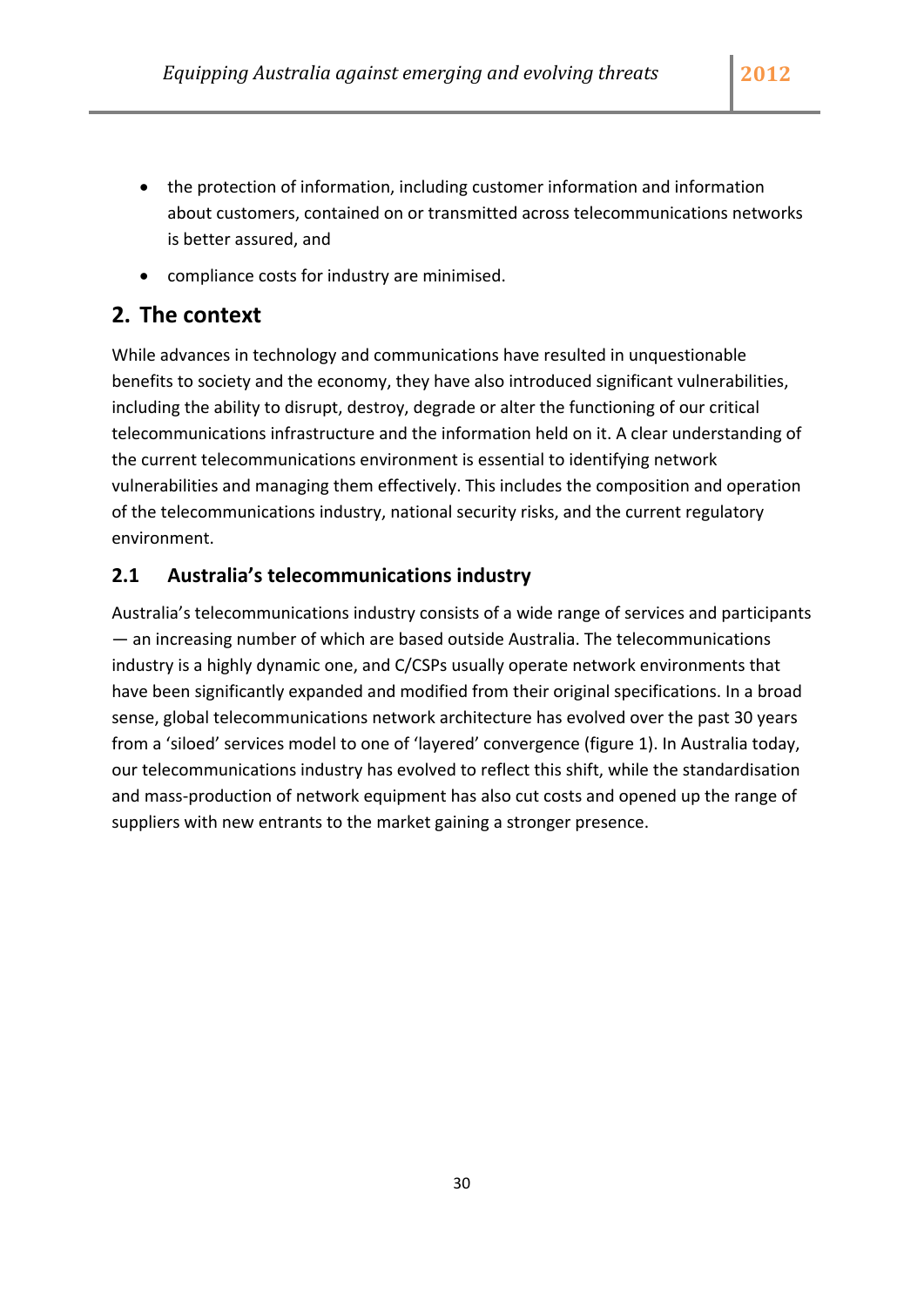- the protection of information, including customer information and information about customers, contained on or transmitted across telecommunications networks is better assured, and
- compliance costs for industry are minimised.

## 2. The context

While advances in technology and communications have resulted in unquestionable benefits to society and the economy, they have also introduced significant vulnerabilities, including the ability to disrupt, destroy, degrade or alter the functioning of our critical telecommunications infrastructure and the information held on it. A clear understanding of the current telecommunications environment is essential to identifying network vulnerabilities and managing them effectively. This includes the composition and operation of the telecommunications industry, national security risks, and the current regulatory environment.

### 2.1 Australia's telecommunications industry

Australia's telecommunications industry consists of a wide range of services and participants — an increasing number of which are based outside Australia. The telecommunications industry is a highly dynamic one, and C/CSPs usually operate network environments that have been significantly expanded and modified from their original specifications. In a broad sense, global telecommunications network architecture has evolved over the past 30 years from a 'siloed' services model to one of 'layered' convergence (figure 1). In Australia today, our telecommunications industry has evolved to reflect this shift, while the standardisation and mass-production of network equipment has also cut costs and opened up the range of suppliers with new entrants to the market gaining a stronger presence.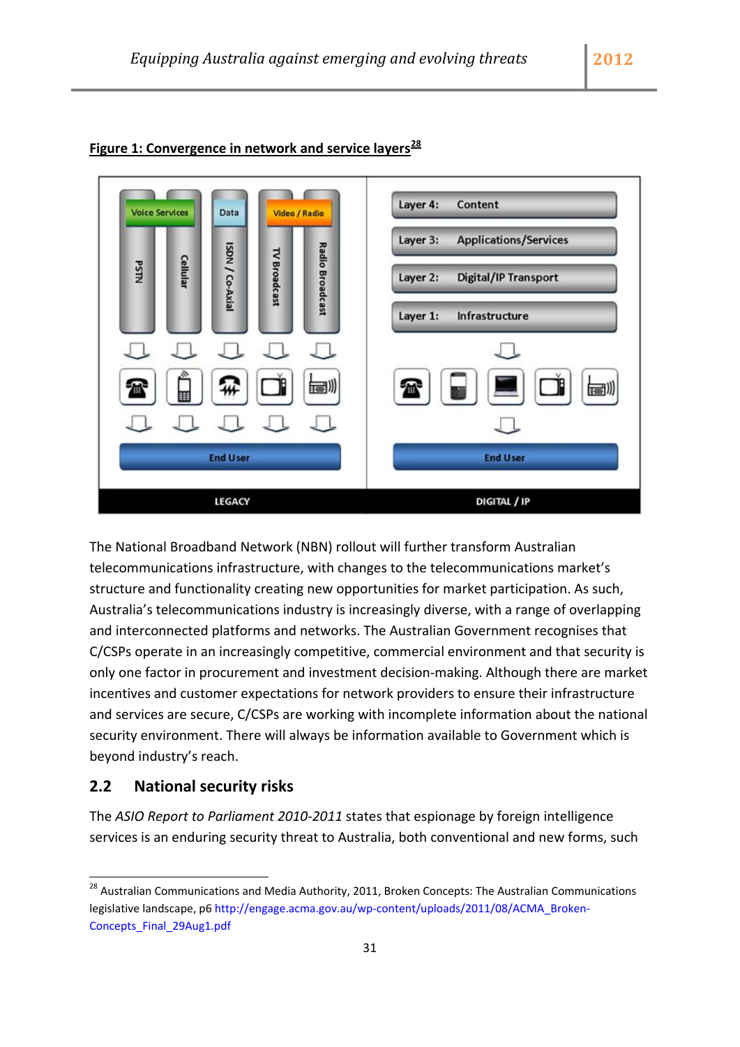**Figure 1: Convergence in network and service layers[28]**

The National Broadband Network (NBN) rollout will further transform Australian telecommunications infrastructure, with changes to the telecommunications market's structure and functionality creating new opportunities for market participation. As such, Australia's telecommunications industry is increasingly diverse, with a range of overlapping and interconnected platforms and networks. The Australian Government recognises that C/CSPs operate in an increasingly competitive, commercial environment and that security is only one factor in procurement and investment decision-making. Although there are market incentives and customer expectations for network providers to ensure their infrastructure and services are secure, C/CSPs are working with incomplete information about the national security environment. There will always be information available to Government which is beyond industry's reach.

## 2.2 National security risks

The *ASIO Report to Parliament 2010-2011* states that espionage by foreign intelligence services is an enduring security threat to Australia, both conventional and new forms, such

---

[28] Australian Communications and Media Authority, 2011, Broken Concepts: The Australian Communications legislative landscape, p6 http://engage.acma.gov.au/wp-content/uploads/2011/08/ACMA_Broken-Concepts_Final_29Aug1.pdf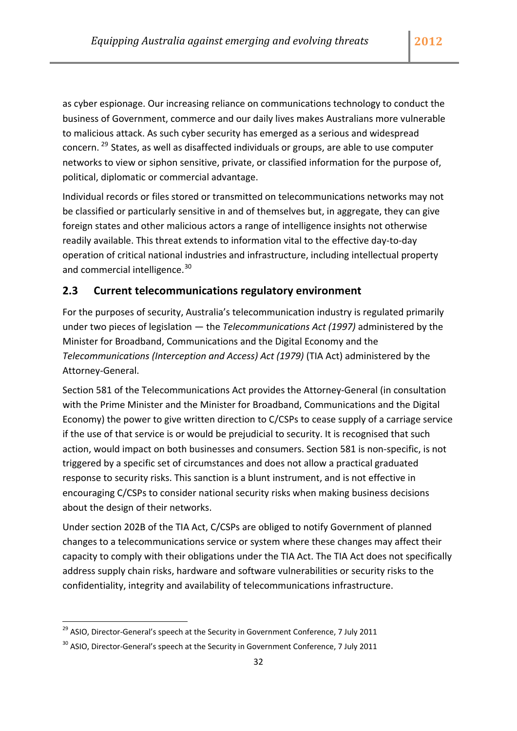as cyber espionage. Our increasing reliance on communications technology to conduct the business of Government, commerce and our daily lives makes Australians more vulnerable to malicious attack. As such cyber security has emerged as a serious and widespread concern. [29] States, as well as disaffected individuals or groups, are able to use computer networks to view or siphon sensitive, private, or classified information for the purpose of, political, diplomatic or commercial advantage.

Individual records or files stored or transmitted on telecommunications networks may not be classified or particularly sensitive in and of themselves but, in aggregate, they can give foreign states and other malicious actors a range of intelligence insights not otherwise readily available. This threat extends to information vital to the effective day-to-day operation of critical national industries and infrastructure, including intellectual property and commercial intelligence.[30]

## 2.3 Current telecommunications regulatory environment

For the purposes of security, Australia's telecommunication industry is regulated primarily under two pieces of legislation — the *Telecommunications Act (1997)* administered by the Minister for Broadband, Communications and the Digital Economy and the *Telecommunications (Interception and Access) Act (1979)* (TIA Act) administered by the Attorney-General.

Section 581 of the Telecommunications Act provides the Attorney-General (in consultation with the Prime Minister and the Minister for Broadband, Communications and the Digital Economy) the power to give written direction to C/CSPs to cease supply of a carriage service if the use of that service is or would be prejudicial to security. It is recognised that such action, would impact on both businesses and consumers. Section 581 is non-specific, is not triggered by a specific set of circumstances and does not allow a practical graduated response to security risks. This sanction is a blunt instrument, and is not effective in encouraging C/CSPs to consider national security risks when making business decisions about the design of their networks.

Under section 202B of the TIA Act, C/CSPs are obliged to notify Government of planned changes to a telecommunications service or system where these changes may affect their capacity to comply with their obligations under the TIA Act. The TIA Act does not specifically address supply chain risks, hardware and software vulnerabilities or security risks to the confidentiality, integrity and availability of telecommunications infrastructure.

[29] ASIO, Director-General's speech at the Security in Government Conference, 7 July 2011

[30] ASIO, Director-General's speech at the Security in Government Conference, 7 July 2011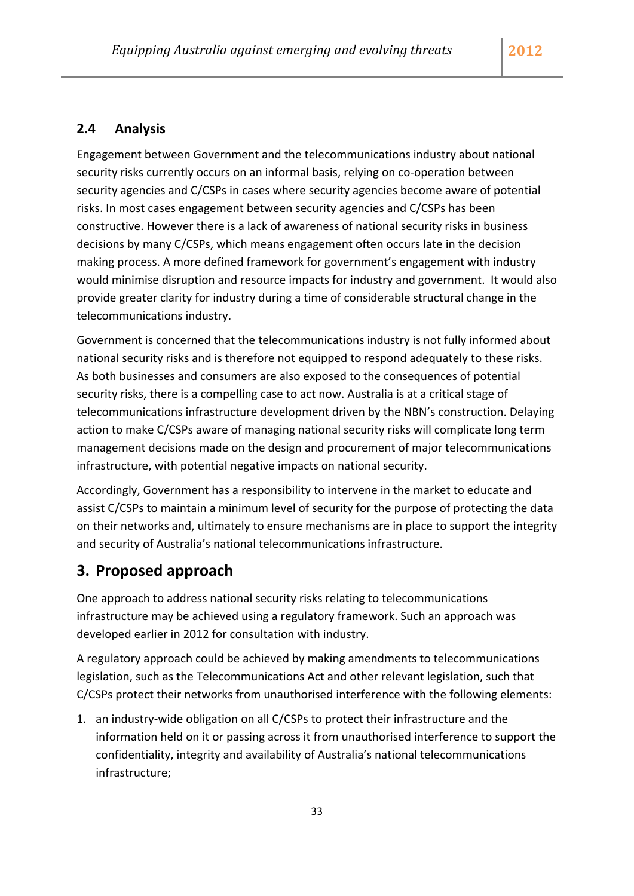## 2.4 Analysis

Engagement between Government and the telecommunications industry about national security risks currently occurs on an informal basis, relying on co-operation between security agencies and C/CSPs in cases where security agencies become aware of potential risks. In most cases engagement between security agencies and C/CSPs has been constructive. However there is a lack of awareness of national security risks in business decisions by many C/CSPs, which means engagement often occurs late in the decision making process. A more defined framework for government's engagement with industry would minimise disruption and resource impacts for industry and government. It would also provide greater clarity for industry during a time of considerable structural change in the telecommunications industry.

Government is concerned that the telecommunications industry is not fully informed about national security risks and is therefore not equipped to respond adequately to these risks. As both businesses and consumers are also exposed to the consequences of potential security risks, there is a compelling case to act now. Australia is at a critical stage of telecommunications infrastructure development driven by the NBN's construction. Delaying action to make C/CSPs aware of managing national security risks will complicate long term management decisions made on the design and procurement of major telecommunications infrastructure, with potential negative impacts on national security.

Accordingly, Government has a responsibility to intervene in the market to educate and assist C/CSPs to maintain a minimum level of security for the purpose of protecting the data on their networks and, ultimately to ensure mechanisms are in place to support the integrity and security of Australia's national telecommunications infrastructure.

# 3. Proposed approach

One approach to address national security risks relating to telecommunications infrastructure may be achieved using a regulatory framework. Such an approach was developed earlier in 2012 for consultation with industry.

A regulatory approach could be achieved by making amendments to telecommunications legislation, such as the Telecommunications Act and other relevant legislation, such that C/CSPs protect their networks from unauthorised interference with the following elements:

1. an industry-wide obligation on all C/CSPs to protect their infrastructure and the information held on it or passing across it from unauthorised interference to support the confidentiality, integrity and availability of Australia's national telecommunications infrastructure;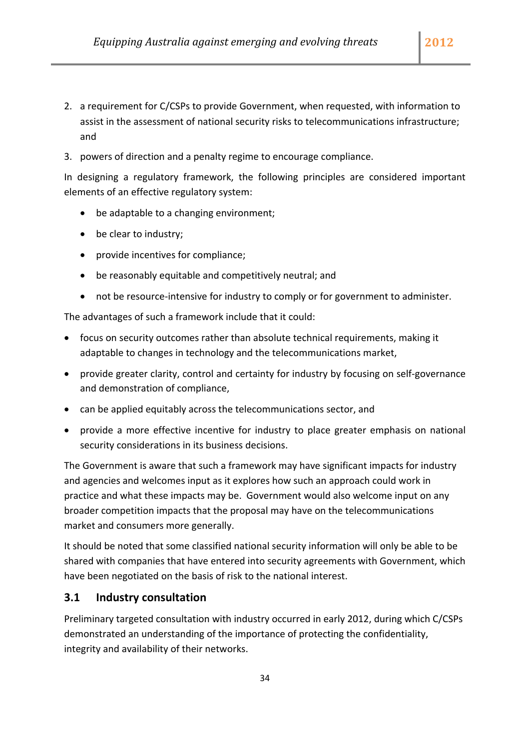2. a requirement for C/CSPs to provide Government, when requested, with information to assist in the assessment of national security risks to telecommunications infrastructure; and
3. powers of direction and a penalty regime to encourage compliance.

In designing a regulatory framework, the following principles are considered important elements of an effective regulatory system:

- be adaptable to a changing environment;
- be clear to industry;
- provide incentives for compliance;
- be reasonably equitable and competitively neutral; and
- not be resource-intensive for industry to comply or for government to administer.

The advantages of such a framework include that it could:

- focus on security outcomes rather than absolute technical requirements, making it adaptable to changes in technology and the telecommunications market,
- provide greater clarity, control and certainty for industry by focusing on self-governance and demonstration of compliance,
- can be applied equitably across the telecommunications sector, and
- provide a more effective incentive for industry to place greater emphasis on national security considerations in its business decisions.

The Government is aware that such a framework may have significant impacts for industry and agencies and welcomes input as it explores how such an approach could work in practice and what these impacts may be. Government would also welcome input on any broader competition impacts that the proposal may have on the telecommunications market and consumers more generally.

It should be noted that some classified national security information will only be able to be shared with companies that have entered into security agreements with Government, which have been negotiated on the basis of risk to the national interest.

## 3.1 Industry consultation

Preliminary targeted consultation with industry occurred in early 2012, during which C/CSPs demonstrated an understanding of the importance of protecting the confidentiality, integrity and availability of their networks.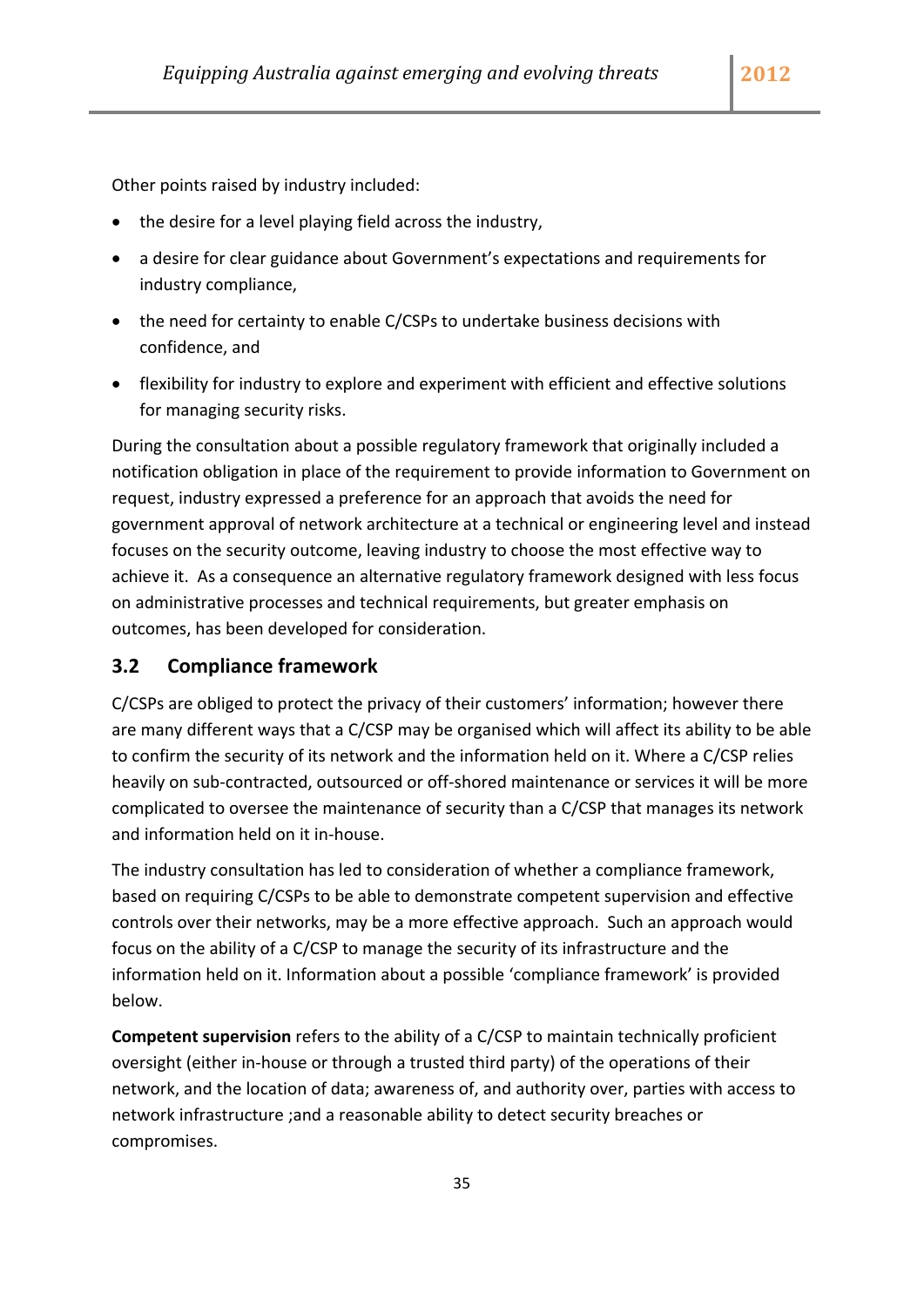Other points raised by industry included:

- the desire for a level playing field across the industry,
- a desire for clear guidance about Government's expectations and requirements for industry compliance,
- the need for certainty to enable C/CSPs to undertake business decisions with confidence, and
- flexibility for industry to explore and experiment with efficient and effective solutions for managing security risks.

During the consultation about a possible regulatory framework that originally included a notification obligation in place of the requirement to provide information to Government on request, industry expressed a preference for an approach that avoids the need for government approval of network architecture at a technical or engineering level and instead focuses on the security outcome, leaving industry to choose the most effective way to achieve it. As a consequence an alternative regulatory framework designed with less focus on administrative processes and technical requirements, but greater emphasis on outcomes, has been developed for consideration.

## 3.2 Compliance framework

C/CSPs are obliged to protect the privacy of their customers' information; however there are many different ways that a C/CSP may be organised which will affect its ability to be able to confirm the security of its network and the information held on it. Where a C/CSP relies heavily on sub-contracted, outsourced or off-shored maintenance or services it will be more complicated to oversee the maintenance of security than a C/CSP that manages its network and information held on it in-house.

The industry consultation has led to consideration of whether a compliance framework, based on requiring C/CSPs to be able to demonstrate competent supervision and effective controls over their networks, may be a more effective approach. Such an approach would focus on the ability of a C/CSP to manage the security of its infrastructure and the information held on it. Information about a possible 'compliance framework' is provided below.

**Competent supervision** refers to the ability of a C/CSP to maintain technically proficient oversight (either in-house or through a trusted third party) of the operations of their network, and the location of data; awareness of, and authority over, parties with access to network infrastructure ;and a reasonable ability to detect security breaches or compromises.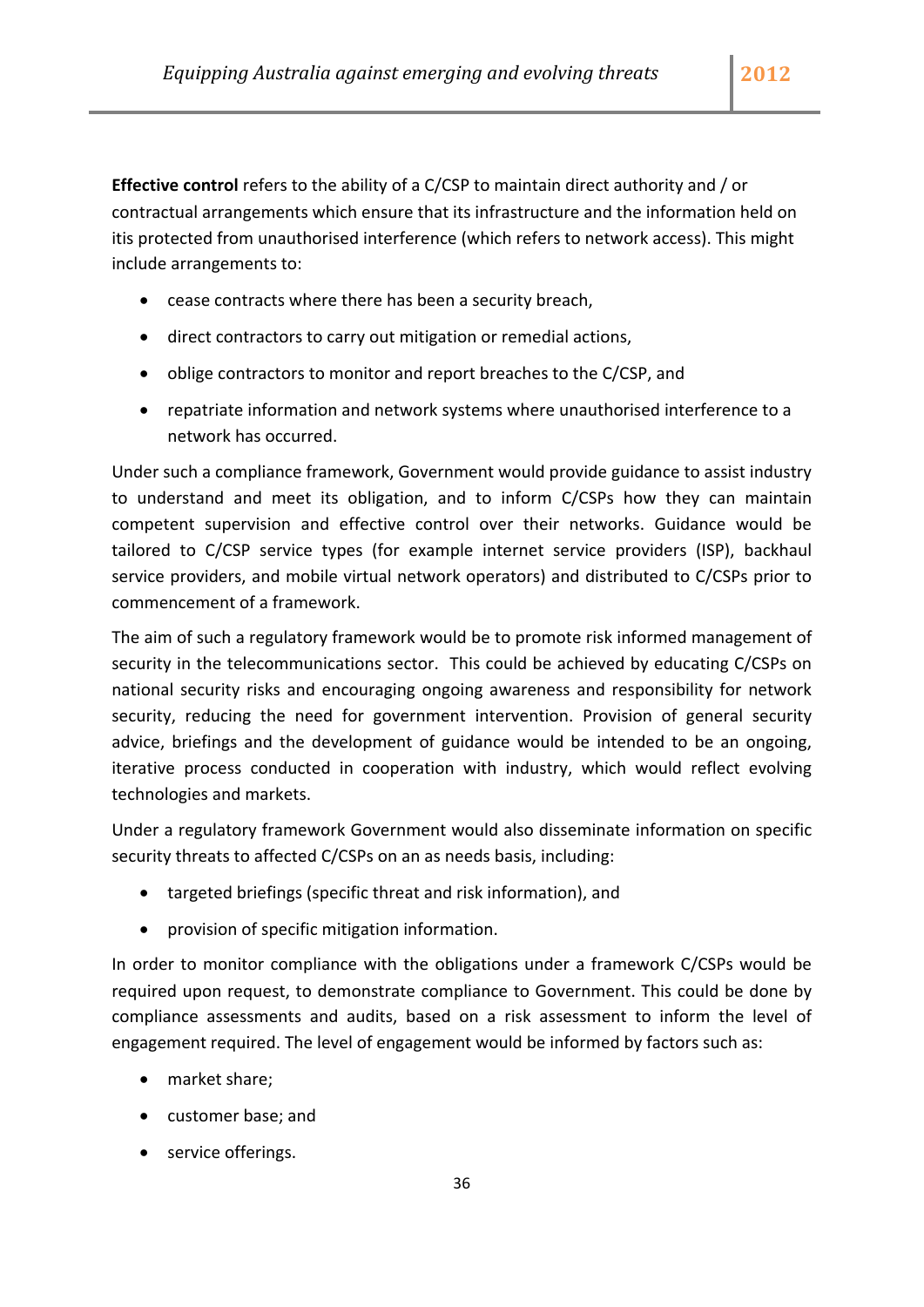**Effective control** refers to the ability of a C/CSP to maintain direct authority and / or contractual arrangements which ensure that its infrastructure and the information held on itis protected from unauthorised interference (which refers to network access). This might include arrangements to:

- cease contracts where there has been a security breach,
- direct contractors to carry out mitigation or remedial actions,
- oblige contractors to monitor and report breaches to the C/CSP, and
- repatriate information and network systems where unauthorised interference to a network has occurred.

Under such a compliance framework, Government would provide guidance to assist industry to understand and meet its obligation, and to inform C/CSPs how they can maintain competent supervision and effective control over their networks. Guidance would be tailored to C/CSP service types (for example internet service providers (ISP), backhaul service providers, and mobile virtual network operators) and distributed to C/CSPs prior to commencement of a framework.

The aim of such a regulatory framework would be to promote risk informed management of security in the telecommunications sector. This could be achieved by educating C/CSPs on national security risks and encouraging ongoing awareness and responsibility for network security, reducing the need for government intervention. Provision of general security advice, briefings and the development of guidance would be intended to be an ongoing, iterative process conducted in cooperation with industry, which would reflect evolving technologies and markets.

Under a regulatory framework Government would also disseminate information on specific security threats to affected C/CSPs on an as needs basis, including:

- targeted briefings (specific threat and risk information), and
- provision of specific mitigation information.

In order to monitor compliance with the obligations under a framework C/CSPs would be required upon request, to demonstrate compliance to Government. This could be done by compliance assessments and audits, based on a risk assessment to inform the level of engagement required. The level of engagement would be informed by factors such as:

- market share;
- customer base; and
- service offerings.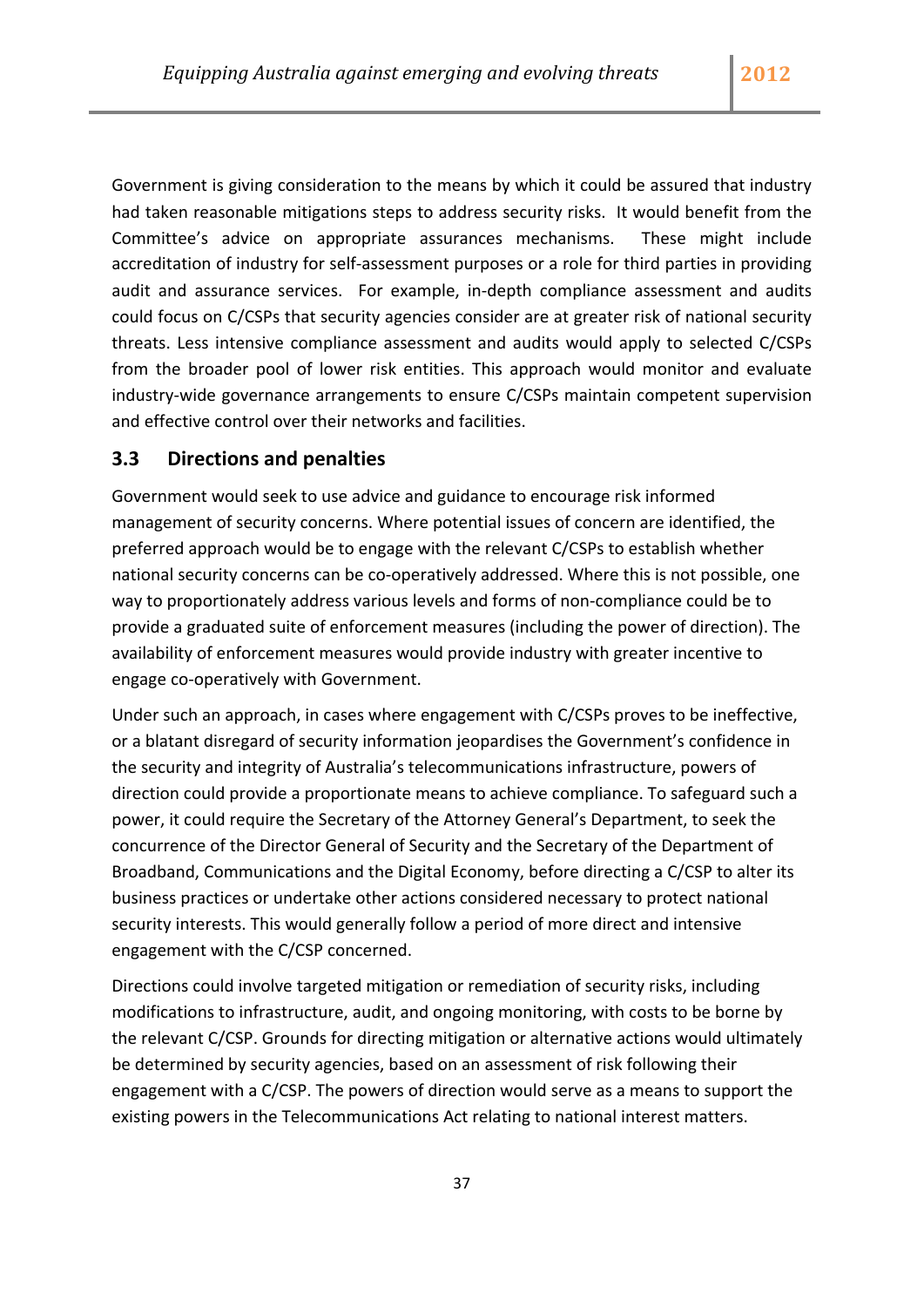Government is giving consideration to the means by which it could be assured that industry had taken reasonable mitigations steps to address security risks. It would benefit from the Committee's advice on appropriate assurances mechanisms. These might include accreditation of industry for self-assessment purposes or a role for third parties in providing audit and assurance services. For example, in-depth compliance assessment and audits could focus on C/CSPs that security agencies consider are at greater risk of national security threats. Less intensive compliance assessment and audits would apply to selected C/CSPs from the broader pool of lower risk entities. This approach would monitor and evaluate industry-wide governance arrangements to ensure C/CSPs maintain competent supervision and effective control over their networks and facilities.

### 3.3 Directions and penalties

Government would seek to use advice and guidance to encourage risk informed management of security concerns. Where potential issues of concern are identified, the preferred approach would be to engage with the relevant C/CSPs to establish whether national security concerns can be co-operatively addressed. Where this is not possible, one way to proportionately address various levels and forms of non-compliance could be to provide a graduated suite of enforcement measures (including the power of direction). The availability of enforcement measures would provide industry with greater incentive to engage co-operatively with Government.

Under such an approach, in cases where engagement with C/CSPs proves to be ineffective, or a blatant disregard of security information jeopardises the Government's confidence in the security and integrity of Australia's telecommunications infrastructure, powers of direction could provide a proportionate means to achieve compliance. To safeguard such a power, it could require the Secretary of the Attorney General's Department, to seek the concurrence of the Director General of Security and the Secretary of the Department of Broadband, Communications and the Digital Economy, before directing a C/CSP to alter its business practices or undertake other actions considered necessary to protect national security interests. This would generally follow a period of more direct and intensive engagement with the C/CSP concerned.

Directions could involve targeted mitigation or remediation of security risks, including modifications to infrastructure, audit, and ongoing monitoring, with costs to be borne by the relevant C/CSP. Grounds for directing mitigation or alternative actions would ultimately be determined by security agencies, based on an assessment of risk following their engagement with a C/CSP. The powers of direction would serve as a means to support the existing powers in the Telecommunications Act relating to national interest matters.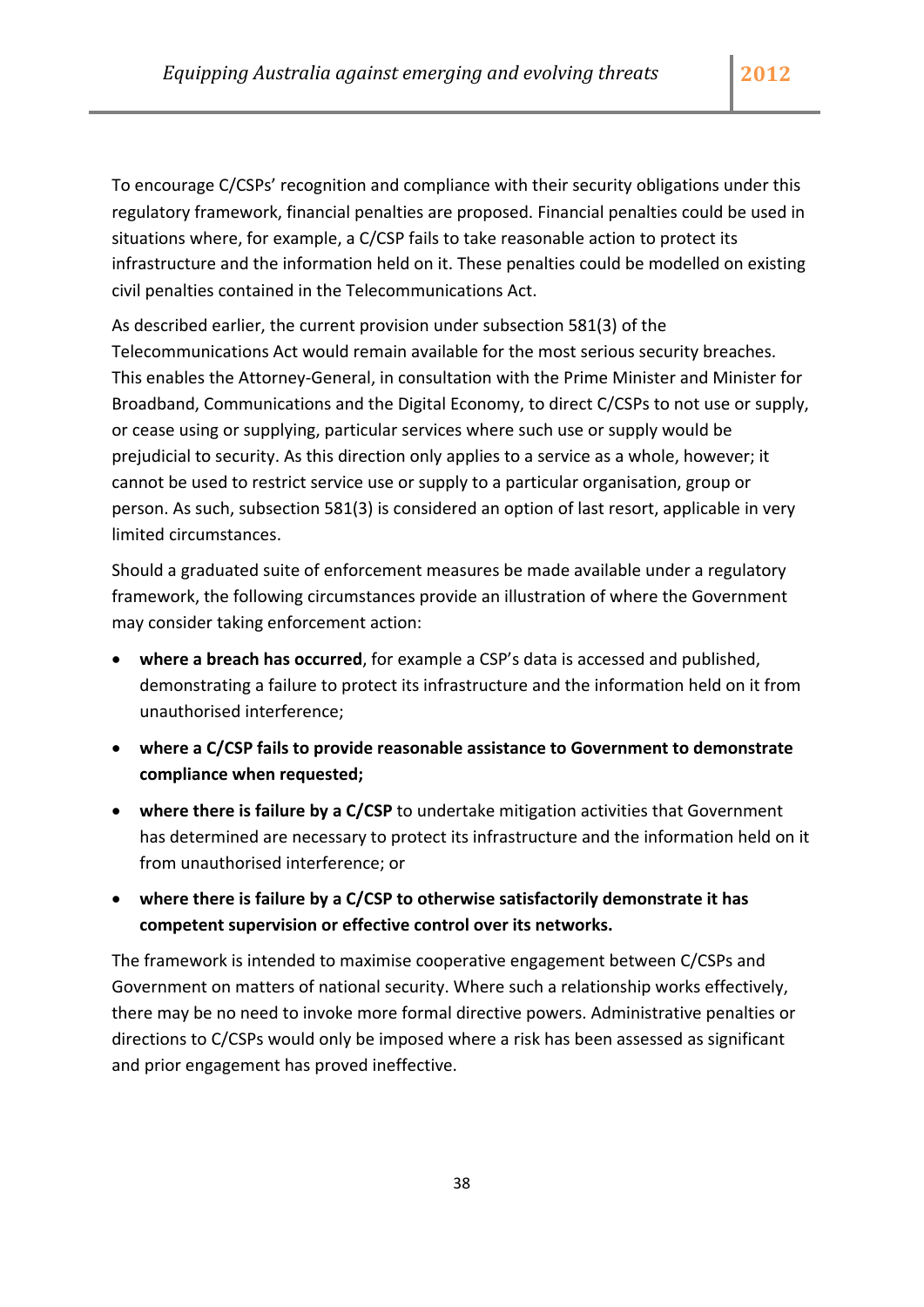To encourage C/CSPs' recognition and compliance with their security obligations under this regulatory framework, financial penalties are proposed. Financial penalties could be used in situations where, for example, a C/CSP fails to take reasonable action to protect its infrastructure and the information held on it. These penalties could be modelled on existing civil penalties contained in the Telecommunications Act.

As described earlier, the current provision under subsection 581(3) of the Telecommunications Act would remain available for the most serious security breaches. This enables the Attorney-General, in consultation with the Prime Minister and Minister for Broadband, Communications and the Digital Economy, to direct C/CSPs to not use or supply, or cease using or supplying, particular services where such use or supply would be prejudicial to security. As this direction only applies to a service as a whole, however; it cannot be used to restrict service use or supply to a particular organisation, group or person. As such, subsection 581(3) is considered an option of last resort, applicable in very limited circumstances.

Should a graduated suite of enforcement measures be made available under a regulatory framework, the following circumstances provide an illustration of where the Government may consider taking enforcement action:

- **where a breach has occurred**, for example a CSP's data is accessed and published, demonstrating a failure to protect its infrastructure and the information held on it from unauthorised interference;
- **where a C/CSP fails to provide reasonable assistance to Government to demonstrate compliance when requested;**
- **where there is failure by a C/CSP** to undertake mitigation activities that Government has determined are necessary to protect its infrastructure and the information held on it from unauthorised interference; or
- **where there is failure by a C/CSP to otherwise satisfactorily demonstrate it has competent supervision or effective control over its networks.**

The framework is intended to maximise cooperative engagement between C/CSPs and Government on matters of national security. Where such a relationship works effectively, there may be no need to invoke more formal directive powers. Administrative penalties or directions to C/CSPs would only be imposed where a risk has been assessed as significant and prior engagement has proved ineffective.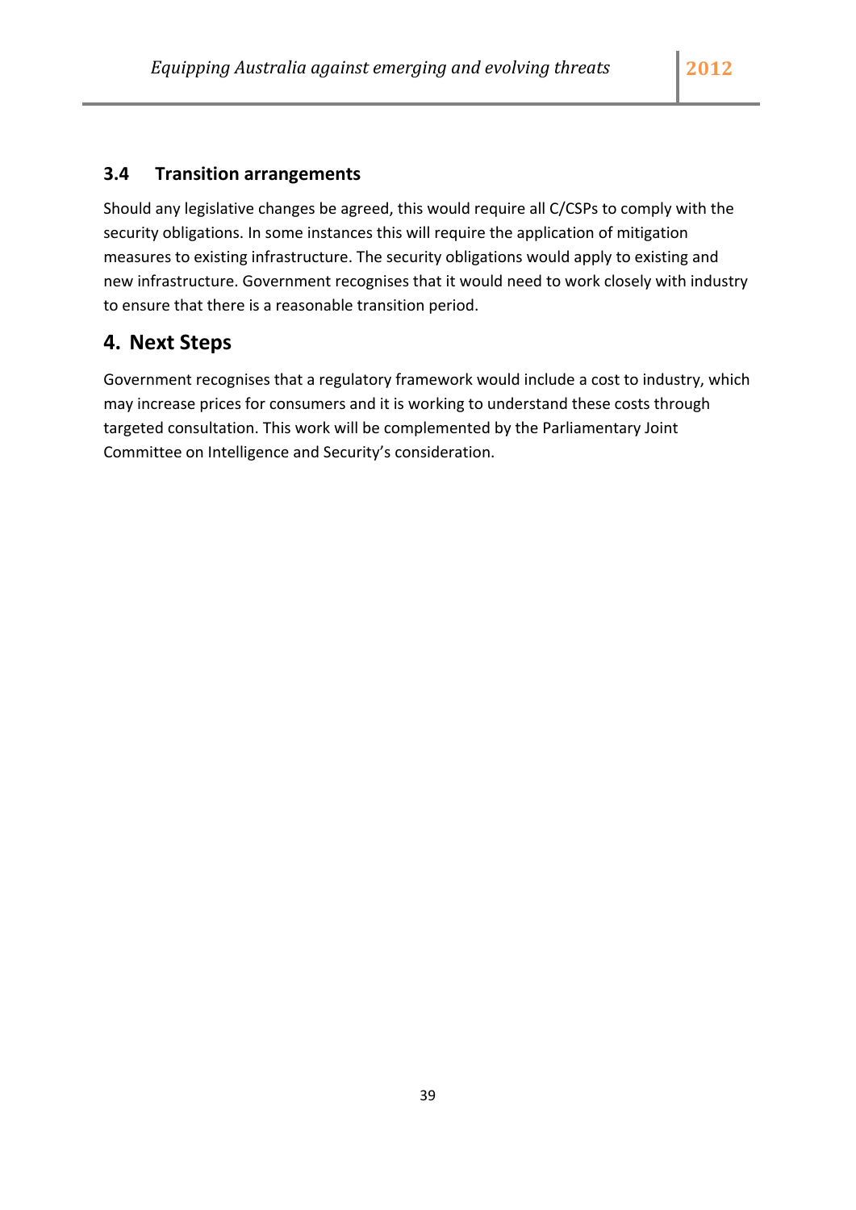### 3.4 Transition arrangements

Should any legislative changes be agreed, this would require all C/CSPs to comply with the security obligations. In some instances this will require the application of mitigation measures to existing infrastructure. The security obligations would apply to existing and new infrastructure. Government recognises that it would need to work closely with industry to ensure that there is a reasonable transition period.

## 4. Next Steps

Government recognises that a regulatory framework would include a cost to industry, which may increase prices for consumers and it is working to understand these costs through targeted consultation. This work will be complemented by the Parliamentary Joint Committee on Intelligence and Security's consideration.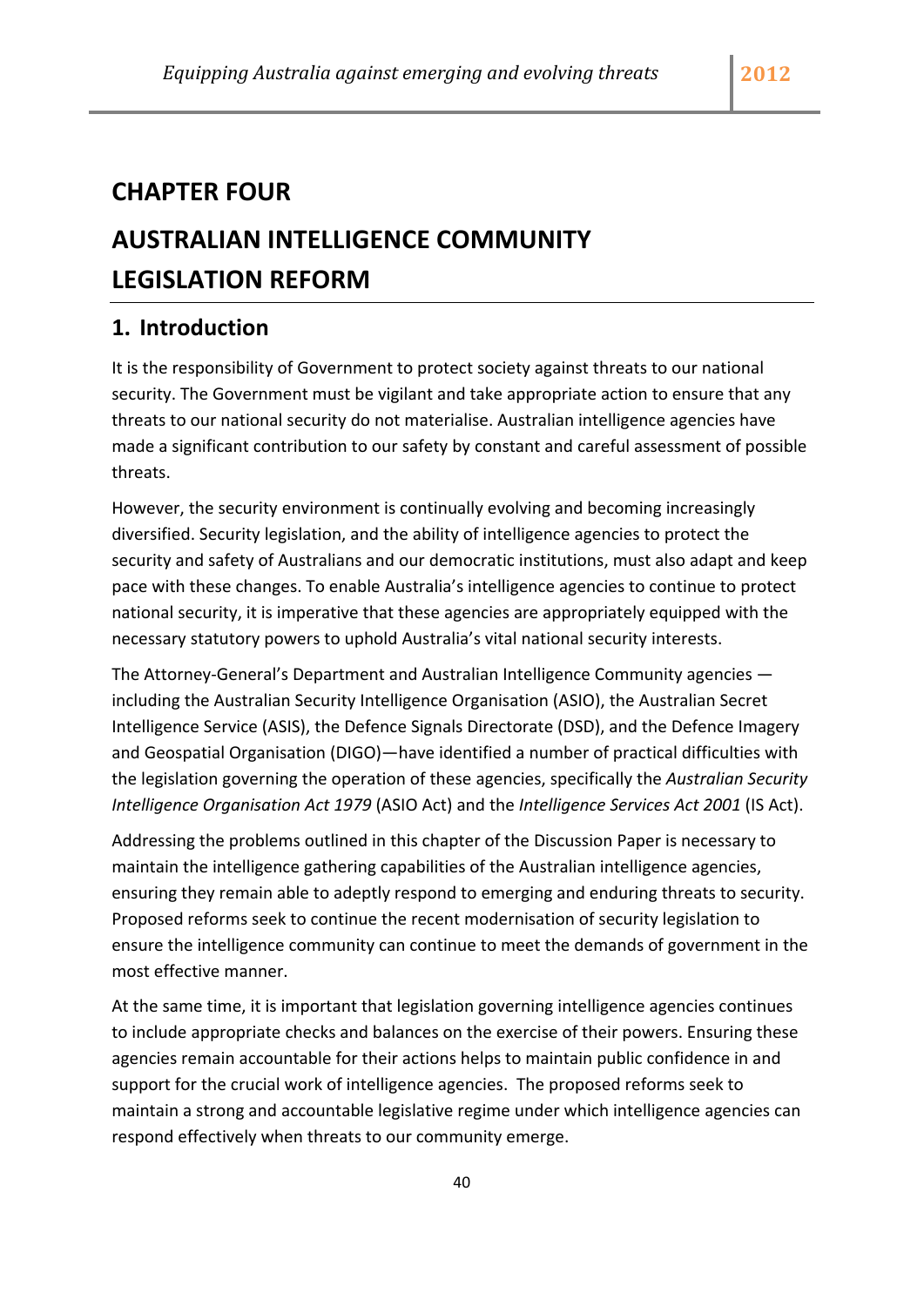# CHAPTER FOUR

# AUSTRALIAN INTELLIGENCE COMMUNITY LEGISLATION REFORM

## 1. Introduction

It is the responsibility of Government to protect society against threats to our national security. The Government must be vigilant and take appropriate action to ensure that any threats to our national security do not materialise. Australian intelligence agencies have made a significant contribution to our safety by constant and careful assessment of possible threats.

However, the security environment is continually evolving and becoming increasingly diversified. Security legislation, and the ability of intelligence agencies to protect the security and safety of Australians and our democratic institutions, must also adapt and keep pace with these changes. To enable Australia's intelligence agencies to continue to protect national security, it is imperative that these agencies are appropriately equipped with the necessary statutory powers to uphold Australia's vital national security interests.

The Attorney-General's Department and Australian Intelligence Community agencies — including the Australian Security Intelligence Organisation (ASIO), the Australian Secret Intelligence Service (ASIS), the Defence Signals Directorate (DSD), and the Defence Imagery and Geospatial Organisation (DIGO)—have identified a number of practical difficulties with the legislation governing the operation of these agencies, specifically the *Australian Security Intelligence Organisation Act 1979* (ASIO Act) and the *Intelligence Services Act 2001* (IS Act).

Addressing the problems outlined in this chapter of the Discussion Paper is necessary to maintain the intelligence gathering capabilities of the Australian intelligence agencies, ensuring they remain able to adeptly respond to emerging and enduring threats to security. Proposed reforms seek to continue the recent modernisation of security legislation to ensure the intelligence community can continue to meet the demands of government in the most effective manner.

At the same time, it is important that legislation governing intelligence agencies continues to include appropriate checks and balances on the exercise of their powers. Ensuring these agencies remain accountable for their actions helps to maintain public confidence in and support for the crucial work of intelligence agencies. The proposed reforms seek to maintain a strong and accountable legislative regime under which intelligence agencies can respond effectively when threats to our community emerge.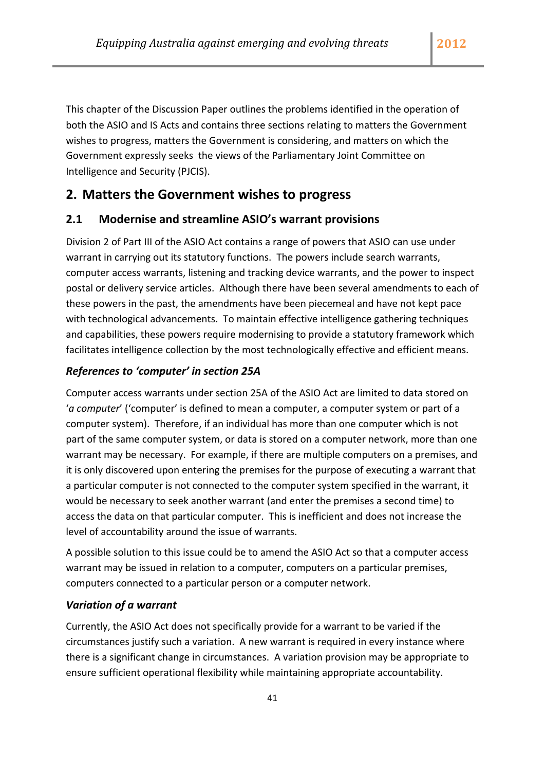This chapter of the Discussion Paper outlines the problems identified in the operation of both the ASIO and IS Acts and contains three sections relating to matters the Government wishes to progress, matters the Government is considering, and matters on which the Government expressly seeks the views of the Parliamentary Joint Committee on Intelligence and Security (PJCIS).

## 2. Matters the Government wishes to progress

### 2.1 Modernise and streamline ASIO's warrant provisions

Division 2 of Part III of the ASIO Act contains a range of powers that ASIO can use under warrant in carrying out its statutory functions. The powers include search warrants, computer access warrants, listening and tracking device warrants, and the power to inspect postal or delivery service articles. Although there have been several amendments to each of these powers in the past, the amendments have been piecemeal and have not kept pace with technological advancements. To maintain effective intelligence gathering techniques and capabilities, these powers require modernising to provide a statutory framework which facilitates intelligence collection by the most technologically effective and efficient means.

#### *References to 'computer' in section 25A*

Computer access warrants under section 25A of the ASIO Act are limited to data stored on '*a computer*' ('computer' is defined to mean a computer, a computer system or part of a computer system). Therefore, if an individual has more than one computer which is not part of the same computer system, or data is stored on a computer network, more than one warrant may be necessary. For example, if there are multiple computers on a premises, and it is only discovered upon entering the premises for the purpose of executing a warrant that a particular computer is not connected to the computer system specified in the warrant, it would be necessary to seek another warrant (and enter the premises a second time) to access the data on that particular computer. This is inefficient and does not increase the level of accountability around the issue of warrants.

A possible solution to this issue could be to amend the ASIO Act so that a computer access warrant may be issued in relation to a computer, computers on a particular premises, computers connected to a particular person or a computer network.

#### *Variation of a warrant*

Currently, the ASIO Act does not specifically provide for a warrant to be varied if the circumstances justify such a variation. A new warrant is required in every instance where there is a significant change in circumstances. A variation provision may be appropriate to ensure sufficient operational flexibility while maintaining appropriate accountability.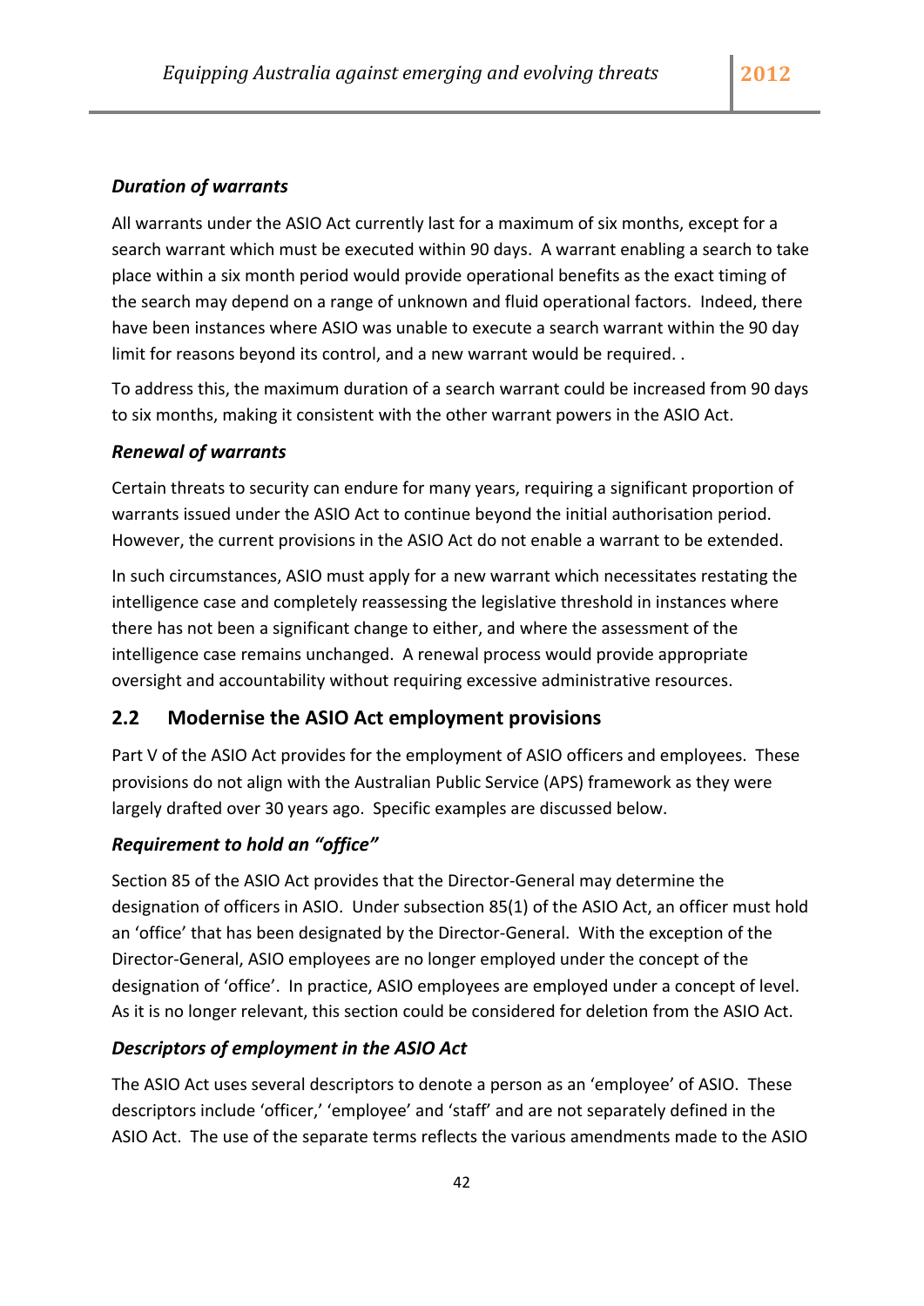### *Duration of warrants*

All warrants under the ASIO Act currently last for a maximum of six months, except for a search warrant which must be executed within 90 days. A warrant enabling a search to take place within a six month period would provide operational benefits as the exact timing of the search may depend on a range of unknown and fluid operational factors. Indeed, there have been instances where ASIO was unable to execute a search warrant within the 90 day limit for reasons beyond its control, and a new warrant would be required. .

To address this, the maximum duration of a search warrant could be increased from 90 days to six months, making it consistent with the other warrant powers in the ASIO Act.

### *Renewal of warrants*

Certain threats to security can endure for many years, requiring a significant proportion of warrants issued under the ASIO Act to continue beyond the initial authorisation period. However, the current provisions in the ASIO Act do not enable a warrant to be extended.

In such circumstances, ASIO must apply for a new warrant which necessitates restating the intelligence case and completely reassessing the legislative threshold in instances where there has not been a significant change to either, and where the assessment of the intelligence case remains unchanged. A renewal process would provide appropriate oversight and accountability without requiring excessive administrative resources.

## 2.2 Modernise the ASIO Act employment provisions

Part V of the ASIO Act provides for the employment of ASIO officers and employees. These provisions do not align with the Australian Public Service (APS) framework as they were largely drafted over 30 years ago. Specific examples are discussed below.

### *Requirement to hold an "office"*

Section 85 of the ASIO Act provides that the Director-General may determine the designation of officers in ASIO. Under subsection 85(1) of the ASIO Act, an officer must hold an 'office' that has been designated by the Director-General. With the exception of the Director-General, ASIO employees are no longer employed under the concept of the designation of 'office'. In practice, ASIO employees are employed under a concept of level. As it is no longer relevant, this section could be considered for deletion from the ASIO Act.

### *Descriptors of employment in the ASIO Act*

The ASIO Act uses several descriptors to denote a person as an 'employee' of ASIO. These descriptors include 'officer,' 'employee' and 'staff' and are not separately defined in the ASIO Act. The use of the separate terms reflects the various amendments made to the ASIO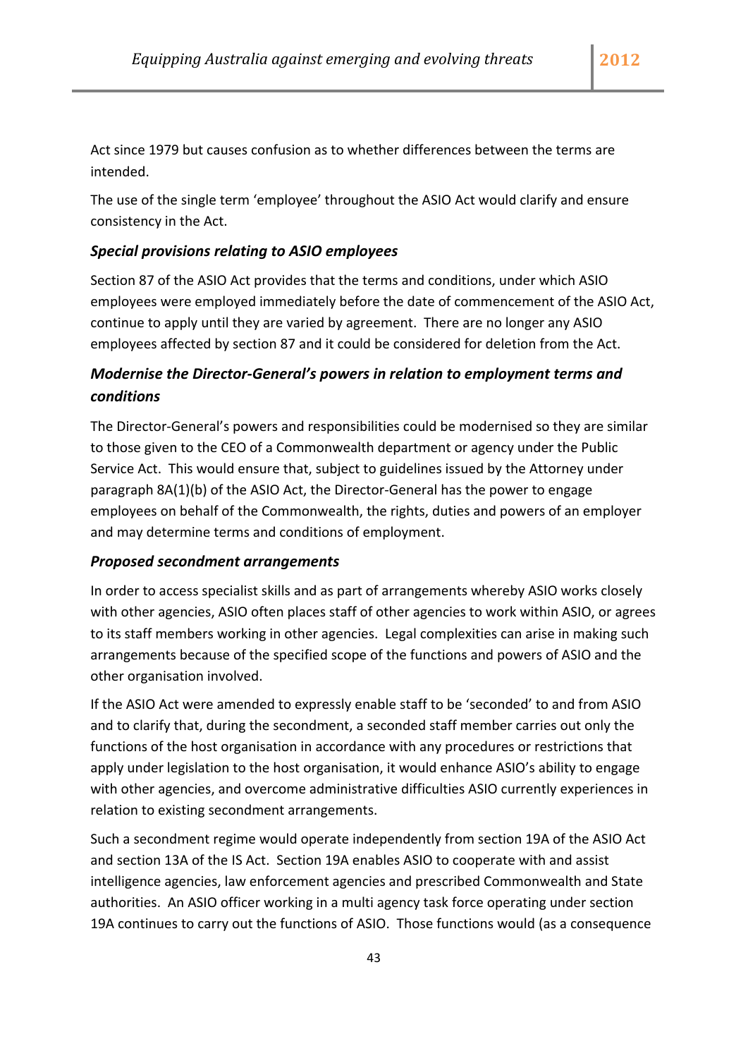Act since 1979 but causes confusion as to whether differences between the terms are intended.

The use of the single term 'employee' throughout the ASIO Act would clarify and ensure consistency in the Act.

### *Special provisions relating to ASIO employees*

Section 87 of the ASIO Act provides that the terms and conditions, under which ASIO employees were employed immediately before the date of commencement of the ASIO Act, continue to apply until they are varied by agreement. There are no longer any ASIO employees affected by section 87 and it could be considered for deletion from the Act.

### *Modernise the Director-General's powers in relation to employment terms and conditions*

The Director-General's powers and responsibilities could be modernised so they are similar to those given to the CEO of a Commonwealth department or agency under the Public Service Act. This would ensure that, subject to guidelines issued by the Attorney under paragraph 8A(1)(b) of the ASIO Act, the Director-General has the power to engage employees on behalf of the Commonwealth, the rights, duties and powers of an employer and may determine terms and conditions of employment.

### *Proposed secondment arrangements*

In order to access specialist skills and as part of arrangements whereby ASIO works closely with other agencies, ASIO often places staff of other agencies to work within ASIO, or agrees to its staff members working in other agencies. Legal complexities can arise in making such arrangements because of the specified scope of the functions and powers of ASIO and the other organisation involved.

If the ASIO Act were amended to expressly enable staff to be 'seconded' to and from ASIO and to clarify that, during the secondment, a seconded staff member carries out only the functions of the host organisation in accordance with any procedures or restrictions that apply under legislation to the host organisation, it would enhance ASIO's ability to engage with other agencies, and overcome administrative difficulties ASIO currently experiences in relation to existing secondment arrangements.

Such a secondment regime would operate independently from section 19A of the ASIO Act and section 13A of the IS Act. Section 19A enables ASIO to cooperate with and assist intelligence agencies, law enforcement agencies and prescribed Commonwealth and State authorities. An ASIO officer working in a multi agency task force operating under section 19A continues to carry out the functions of ASIO. Those functions would (as a consequence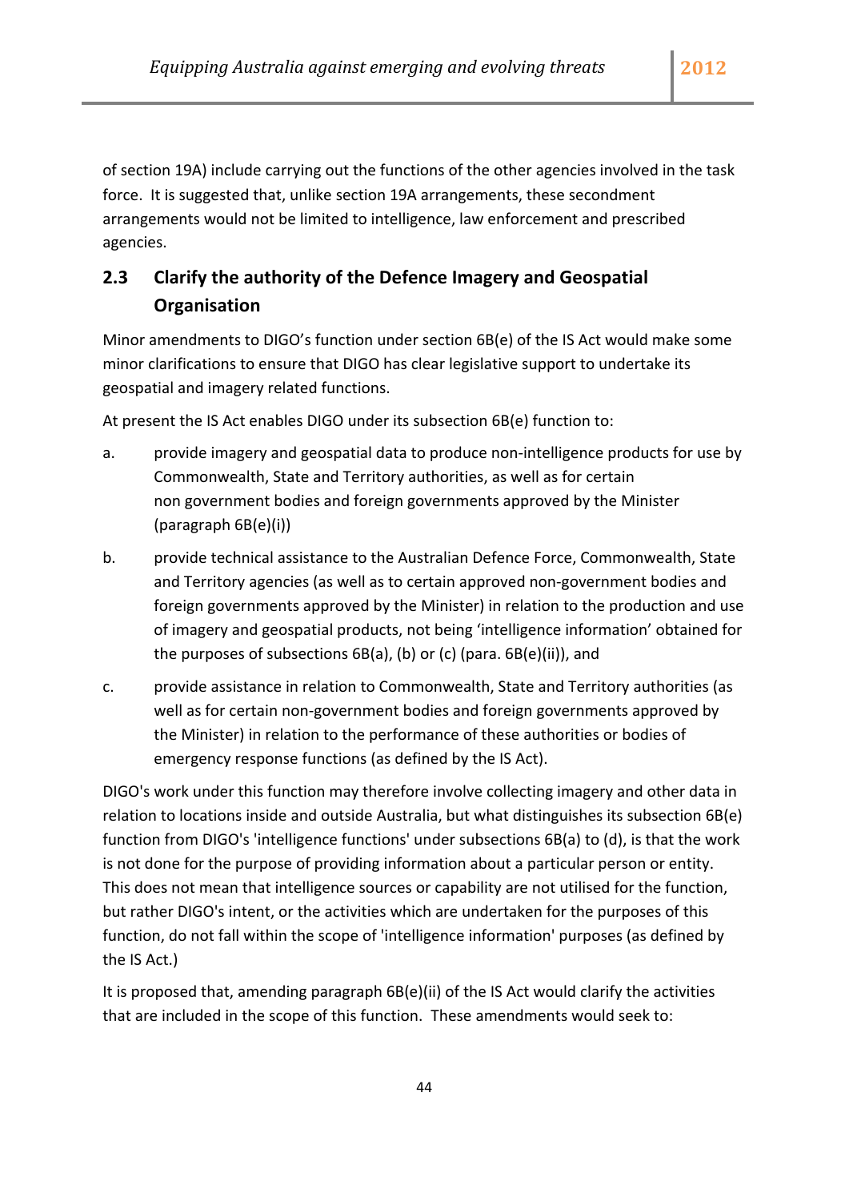of section 19A) include carrying out the functions of the other agencies involved in the task force. It is suggested that, unlike section 19A arrangements, these secondment arrangements would not be limited to intelligence, law enforcement and prescribed agencies.

## 2.3 Clarify the authority of the Defence Imagery and Geospatial Organisation

Minor amendments to DIGO's function under section 6B(e) of the IS Act would make some minor clarifications to ensure that DIGO has clear legislative support to undertake its geospatial and imagery related functions.

At present the IS Act enables DIGO under its subsection 6B(e) function to:

a. provide imagery and geospatial data to produce non-intelligence products for use by Commonwealth, State and Territory authorities, as well as for certain non government bodies and foreign governments approved by the Minister (paragraph 6B(e)(i))

b. provide technical assistance to the Australian Defence Force, Commonwealth, State and Territory agencies (as well as to certain approved non-government bodies and foreign governments approved by the Minister) in relation to the production and use of imagery and geospatial products, not being 'intelligence information' obtained for the purposes of subsections 6B(a), (b) or (c) (para. 6B(e)(ii)), and

c. provide assistance in relation to Commonwealth, State and Territory authorities (as well as for certain non-government bodies and foreign governments approved by the Minister) in relation to the performance of these authorities or bodies of emergency response functions (as defined by the IS Act).

DIGO's work under this function may therefore involve collecting imagery and other data in relation to locations inside and outside Australia, but what distinguishes its subsection 6B(e) function from DIGO's 'intelligence functions' under subsections 6B(a) to (d), is that the work is not done for the purpose of providing information about a particular person or entity. This does not mean that intelligence sources or capability are not utilised for the function, but rather DIGO's intent, or the activities which are undertaken for the purposes of this function, do not fall within the scope of 'intelligence information' purposes (as defined by the IS Act.)

It is proposed that, amending paragraph 6B(e)(ii) of the IS Act would clarify the activities that are included in the scope of this function. These amendments would seek to: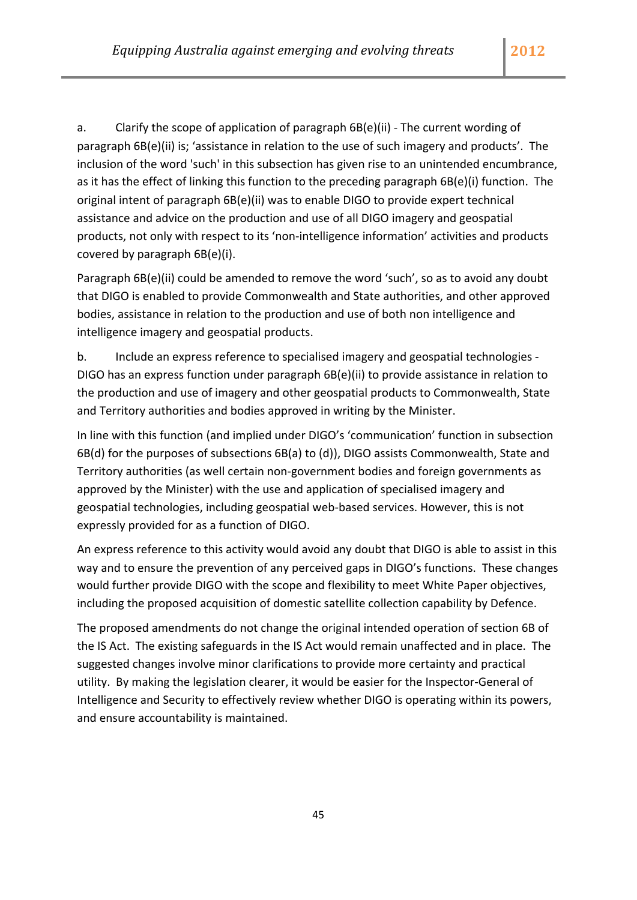a. Clarify the scope of application of paragraph 6B(e)(ii) - The current wording of paragraph 6B(e)(ii) is; 'assistance in relation to the use of such imagery and products'. The inclusion of the word 'such' in this subsection has given rise to an unintended encumbrance, as it has the effect of linking this function to the preceding paragraph 6B(e)(i) function. The original intent of paragraph 6B(e)(ii) was to enable DIGO to provide expert technical assistance and advice on the production and use of all DIGO imagery and geospatial products, not only with respect to its 'non-intelligence information' activities and products covered by paragraph 6B(e)(i).

Paragraph 6B(e)(ii) could be amended to remove the word 'such', so as to avoid any doubt that DIGO is enabled to provide Commonwealth and State authorities, and other approved bodies, assistance in relation to the production and use of both non intelligence and intelligence imagery and geospatial products.

b. Include an express reference to specialised imagery and geospatial technologies - DIGO has an express function under paragraph 6B(e)(ii) to provide assistance in relation to the production and use of imagery and other geospatial products to Commonwealth, State and Territory authorities and bodies approved in writing by the Minister.

In line with this function (and implied under DIGO's 'communication' function in subsection 6B(d) for the purposes of subsections 6B(a) to (d)), DIGO assists Commonwealth, State and Territory authorities (as well certain non-government bodies and foreign governments as approved by the Minister) with the use and application of specialised imagery and geospatial technologies, including geospatial web-based services. However, this is not expressly provided for as a function of DIGO.

An express reference to this activity would avoid any doubt that DIGO is able to assist in this way and to ensure the prevention of any perceived gaps in DIGO's functions. These changes would further provide DIGO with the scope and flexibility to meet White Paper objectives, including the proposed acquisition of domestic satellite collection capability by Defence.

The proposed amendments do not change the original intended operation of section 6B of the IS Act. The existing safeguards in the IS Act would remain unaffected and in place. The suggested changes involve minor clarifications to provide more certainty and practical utility. By making the legislation clearer, it would be easier for the Inspector-General of Intelligence and Security to effectively review whether DIGO is operating within its powers, and ensure accountability is maintained.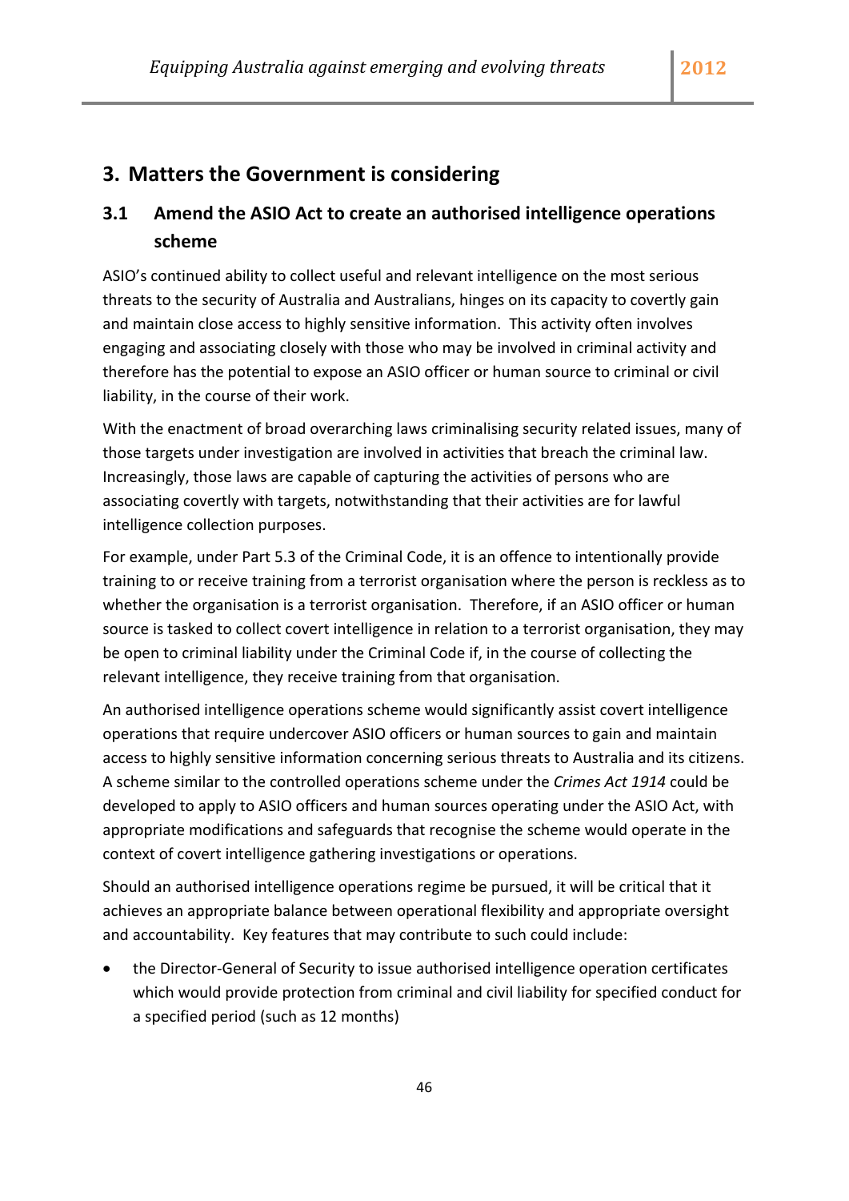## 3. Matters the Government is considering

### 3.1 Amend the ASIO Act to create an authorised intelligence operations scheme

ASIO's continued ability to collect useful and relevant intelligence on the most serious threats to the security of Australia and Australians, hinges on its capacity to covertly gain and maintain close access to highly sensitive information. This activity often involves engaging and associating closely with those who may be involved in criminal activity and therefore has the potential to expose an ASIO officer or human source to criminal or civil liability, in the course of their work.

With the enactment of broad overarching laws criminalising security related issues, many of those targets under investigation are involved in activities that breach the criminal law. Increasingly, those laws are capable of capturing the activities of persons who are associating covertly with targets, notwithstanding that their activities are for lawful intelligence collection purposes.

For example, under Part 5.3 of the Criminal Code, it is an offence to intentionally provide training to or receive training from a terrorist organisation where the person is reckless as to whether the organisation is a terrorist organisation. Therefore, if an ASIO officer or human source is tasked to collect covert intelligence in relation to a terrorist organisation, they may be open to criminal liability under the Criminal Code if, in the course of collecting the relevant intelligence, they receive training from that organisation.

An authorised intelligence operations scheme would significantly assist covert intelligence operations that require undercover ASIO officers or human sources to gain and maintain access to highly sensitive information concerning serious threats to Australia and its citizens. A scheme similar to the controlled operations scheme under the *Crimes Act 1914* could be developed to apply to ASIO officers and human sources operating under the ASIO Act, with appropriate modifications and safeguards that recognise the scheme would operate in the context of covert intelligence gathering investigations or operations.

Should an authorised intelligence operations regime be pursued, it will be critical that it achieves an appropriate balance between operational flexibility and appropriate oversight and accountability. Key features that may contribute to such could include:

- the Director-General of Security to issue authorised intelligence operation certificates which would provide protection from criminal and civil liability for specified conduct for a specified period (such as 12 months)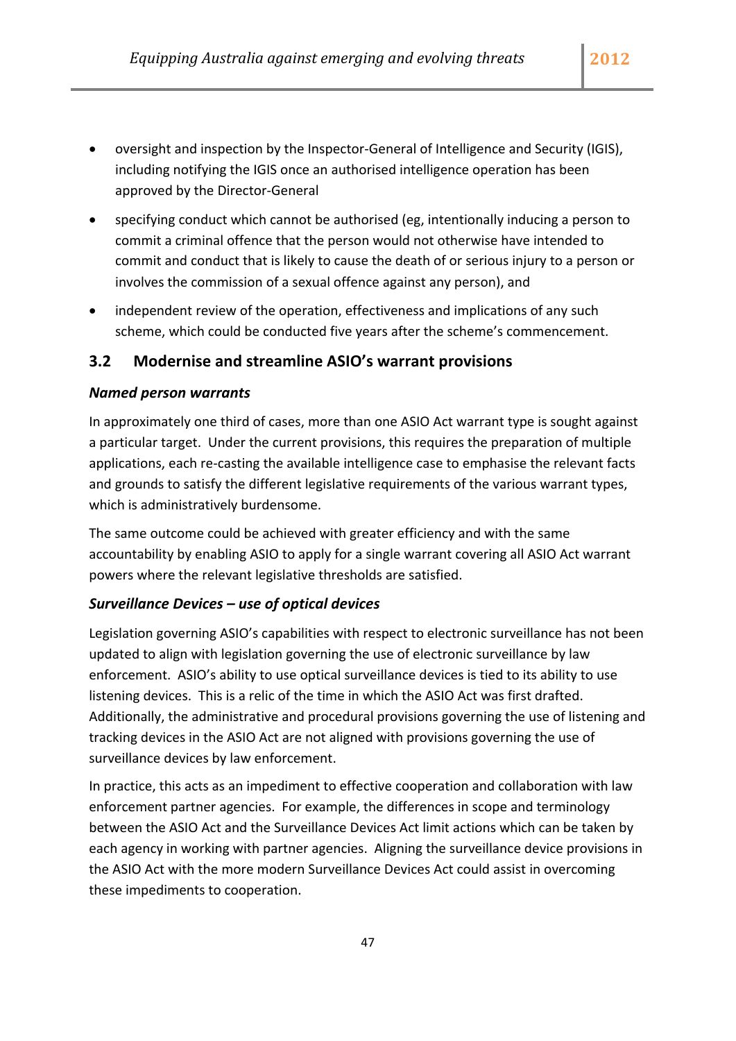- oversight and inspection by the Inspector-General of Intelligence and Security (IGIS), including notifying the IGIS once an authorised intelligence operation has been approved by the Director-General
- specifying conduct which cannot be authorised (eg, intentionally inducing a person to commit a criminal offence that the person would not otherwise have intended to commit and conduct that is likely to cause the death of or serious injury to a person or involves the commission of a sexual offence against any person), and
- independent review of the operation, effectiveness and implications of any such scheme, which could be conducted five years after the scheme's commencement.

## 3.2 Modernise and streamline ASIO's warrant provisions

### *Named person warrants*

In approximately one third of cases, more than one ASIO Act warrant type is sought against a particular target. Under the current provisions, this requires the preparation of multiple applications, each re-casting the available intelligence case to emphasise the relevant facts and grounds to satisfy the different legislative requirements of the various warrant types, which is administratively burdensome.

The same outcome could be achieved with greater efficiency and with the same accountability by enabling ASIO to apply for a single warrant covering all ASIO Act warrant powers where the relevant legislative thresholds are satisfied.

### *Surveillance Devices – use of optical devices*

Legislation governing ASIO's capabilities with respect to electronic surveillance has not been updated to align with legislation governing the use of electronic surveillance by law enforcement. ASIO's ability to use optical surveillance devices is tied to its ability to use listening devices. This is a relic of the time in which the ASIO Act was first drafted. Additionally, the administrative and procedural provisions governing the use of listening and tracking devices in the ASIO Act are not aligned with provisions governing the use of surveillance devices by law enforcement.

In practice, this acts as an impediment to effective cooperation and collaboration with law enforcement partner agencies. For example, the differences in scope and terminology between the ASIO Act and the Surveillance Devices Act limit actions which can be taken by each agency in working with partner agencies. Aligning the surveillance device provisions in the ASIO Act with the more modern Surveillance Devices Act could assist in overcoming these impediments to cooperation.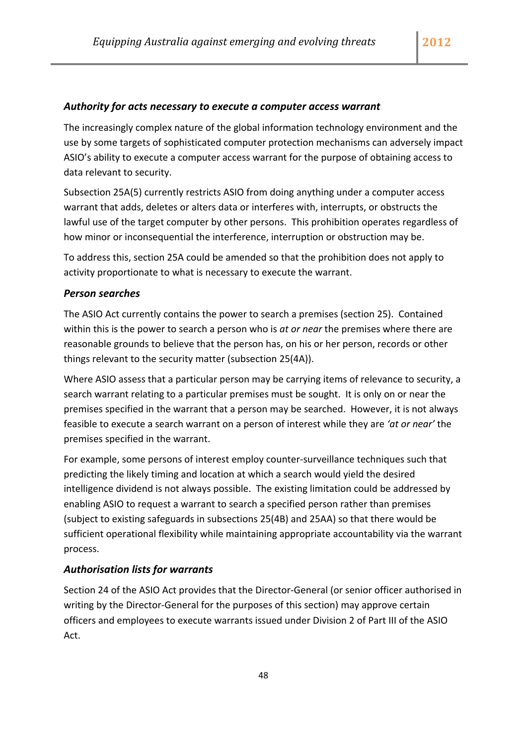### *Authority for acts necessary to execute a computer access warrant*

The increasingly complex nature of the global information technology environment and the use by some targets of sophisticated computer protection mechanisms can adversely impact ASIO's ability to execute a computer access warrant for the purpose of obtaining access to data relevant to security.

Subsection 25A(5) currently restricts ASIO from doing anything under a computer access warrant that adds, deletes or alters data or interferes with, interrupts, or obstructs the lawful use of the target computer by other persons. This prohibition operates regardless of how minor or inconsequential the interference, interruption or obstruction may be.

To address this, section 25A could be amended so that the prohibition does not apply to activity proportionate to what is necessary to execute the warrant.

### *Person searches*

The ASIO Act currently contains the power to search a premises (section 25). Contained within this is the power to search a person who is *at or near* the premises where there are reasonable grounds to believe that the person has, on his or her person, records or other things relevant to the security matter (subsection 25(4A)).

Where ASIO assess that a particular person may be carrying items of relevance to security, a search warrant relating to a particular premises must be sought. It is only on or near the premises specified in the warrant that a person may be searched. However, it is not always feasible to execute a search warrant on a person of interest while they are *'at or near'* the premises specified in the warrant.

For example, some persons of interest employ counter-surveillance techniques such that predicting the likely timing and location at which a search would yield the desired intelligence dividend is not always possible. The existing limitation could be addressed by enabling ASIO to request a warrant to search a specified person rather than premises (subject to existing safeguards in subsections 25(4B) and 25AA) so that there would be sufficient operational flexibility while maintaining appropriate accountability via the warrant process.

### *Authorisation lists for warrants*

Section 24 of the ASIO Act provides that the Director-General (or senior officer authorised in writing by the Director-General for the purposes of this section) may approve certain officers and employees to execute warrants issued under Division 2 of Part III of the ASIO Act.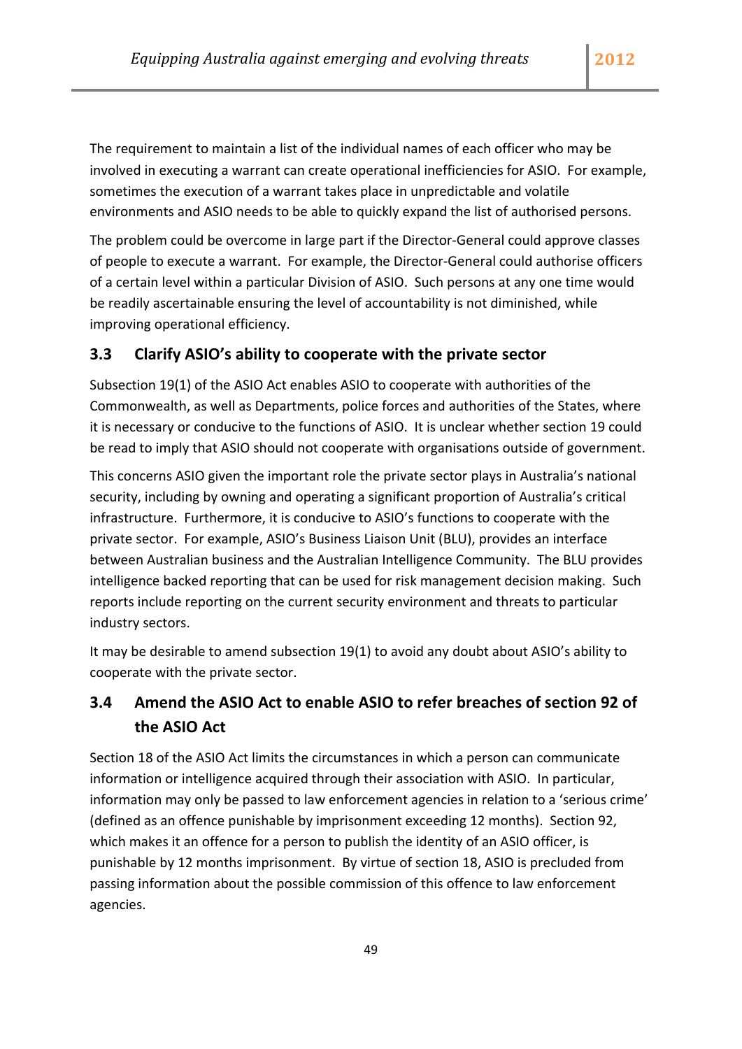The requirement to maintain a list of the individual names of each officer who may be involved in executing a warrant can create operational inefficiencies for ASIO. For example, sometimes the execution of a warrant takes place in unpredictable and volatile environments and ASIO needs to be able to quickly expand the list of authorised persons.

The problem could be overcome in large part if the Director-General could approve classes of people to execute a warrant. For example, the Director-General could authorise officers of a certain level within a particular Division of ASIO. Such persons at any one time would be readily ascertainable ensuring the level of accountability is not diminished, while improving operational efficiency.

## 3.3 Clarify ASIO's ability to cooperate with the private sector

Subsection 19(1) of the ASIO Act enables ASIO to cooperate with authorities of the Commonwealth, as well as Departments, police forces and authorities of the States, where it is necessary or conducive to the functions of ASIO. It is unclear whether section 19 could be read to imply that ASIO should not cooperate with organisations outside of government.

This concerns ASIO given the important role the private sector plays in Australia's national security, including by owning and operating a significant proportion of Australia's critical infrastructure. Furthermore, it is conducive to ASIO's functions to cooperate with the private sector. For example, ASIO's Business Liaison Unit (BLU), provides an interface between Australian business and the Australian Intelligence Community. The BLU provides intelligence backed reporting that can be used for risk management decision making. Such reports include reporting on the current security environment and threats to particular industry sectors.

It may be desirable to amend subsection 19(1) to avoid any doubt about ASIO's ability to cooperate with the private sector.

## 3.4 Amend the ASIO Act to enable ASIO to refer breaches of section 92 of the ASIO Act

Section 18 of the ASIO Act limits the circumstances in which a person can communicate information or intelligence acquired through their association with ASIO. In particular, information may only be passed to law enforcement agencies in relation to a 'serious crime' (defined as an offence punishable by imprisonment exceeding 12 months). Section 92, which makes it an offence for a person to publish the identity of an ASIO officer, is punishable by 12 months imprisonment. By virtue of section 18, ASIO is precluded from passing information about the possible commission of this offence to law enforcement agencies.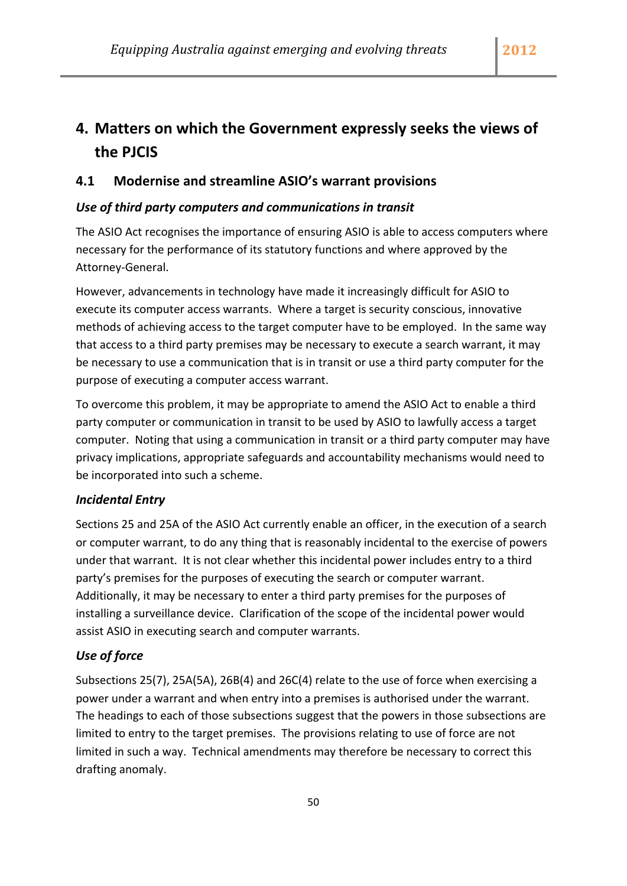# 4. Matters on which the Government expressly seeks the views of the PJCIS

## 4.1 Modernise and streamline ASIO's warrant provisions

### *Use of third party computers and communications in transit*

The ASIO Act recognises the importance of ensuring ASIO is able to access computers where necessary for the performance of its statutory functions and where approved by the Attorney-General.

However, advancements in technology have made it increasingly difficult for ASIO to execute its computer access warrants. Where a target is security conscious, innovative methods of achieving access to the target computer have to be employed. In the same way that access to a third party premises may be necessary to execute a search warrant, it may be necessary to use a communication that is in transit or use a third party computer for the purpose of executing a computer access warrant.

To overcome this problem, it may be appropriate to amend the ASIO Act to enable a third party computer or communication in transit to be used by ASIO to lawfully access a target computer. Noting that using a communication in transit or a third party computer may have privacy implications, appropriate safeguards and accountability mechanisms would need to be incorporated into such a scheme.

### *Incidental Entry*

Sections 25 and 25A of the ASIO Act currently enable an officer, in the execution of a search or computer warrant, to do any thing that is reasonably incidental to the exercise of powers under that warrant. It is not clear whether this incidental power includes entry to a third party's premises for the purposes of executing the search or computer warrant. Additionally, it may be necessary to enter a third party premises for the purposes of installing a surveillance device. Clarification of the scope of the incidental power would assist ASIO in executing search and computer warrants.

### *Use of force*

Subsections 25(7), 25A(5A), 26B(4) and 26C(4) relate to the use of force when exercising a power under a warrant and when entry into a premises is authorised under the warrant. The headings to each of those subsections suggest that the powers in those subsections are limited to entry to the target premises. The provisions relating to use of force are not limited in such a way. Technical amendments may therefore be necessary to correct this drafting anomaly.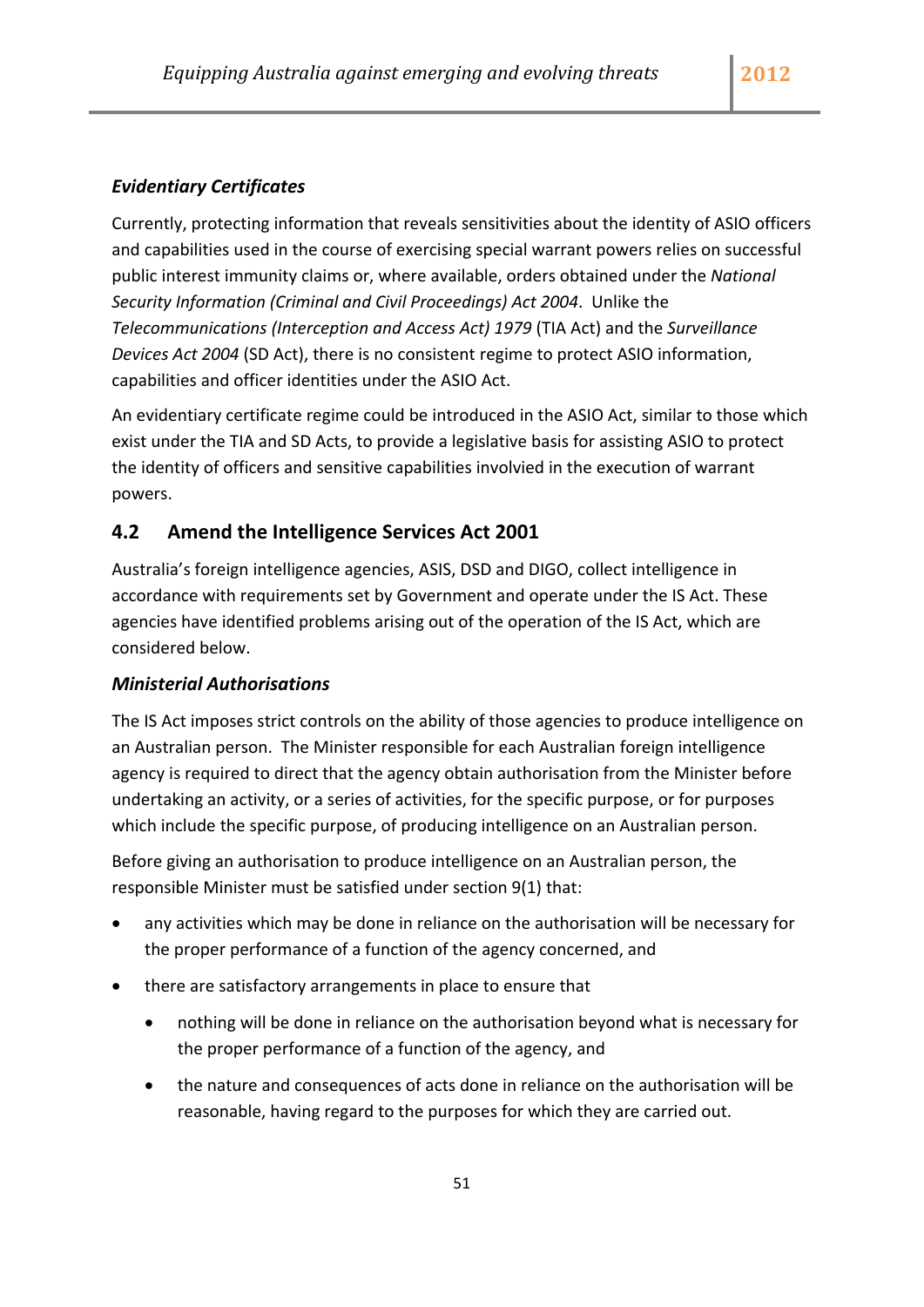### *Evidentiary Certificates*

Currently, protecting information that reveals sensitivities about the identity of ASIO officers and capabilities used in the course of exercising special warrant powers relies on successful public interest immunity claims or, where available, orders obtained under the *National Security Information (Criminal and Civil Proceedings) Act 2004*. Unlike the *Telecommunications (Interception and Access Act) 1979* (TIA Act) and the *Surveillance Devices Act 2004* (SD Act), there is no consistent regime to protect ASIO information, capabilities and officer identities under the ASIO Act.

An evidentiary certificate regime could be introduced in the ASIO Act, similar to those which exist under the TIA and SD Acts, to provide a legislative basis for assisting ASIO to protect the identity of officers and sensitive capabilities involvied in the execution of warrant powers.

## 4.2 Amend the Intelligence Services Act 2001

Australia's foreign intelligence agencies, ASIS, DSD and DIGO, collect intelligence in accordance with requirements set by Government and operate under the IS Act. These agencies have identified problems arising out of the operation of the IS Act, which are considered below.

### *Ministerial Authorisations*

The IS Act imposes strict controls on the ability of those agencies to produce intelligence on an Australian person. The Minister responsible for each Australian foreign intelligence agency is required to direct that the agency obtain authorisation from the Minister before undertaking an activity, or a series of activities, for the specific purpose, or for purposes which include the specific purpose, of producing intelligence on an Australian person.

Before giving an authorisation to produce intelligence on an Australian person, the responsible Minister must be satisfied under section 9(1) that:

- any activities which may be done in reliance on the authorisation will be necessary for the proper performance of a function of the agency concerned, and
- there are satisfactory arrangements in place to ensure that
  - nothing will be done in reliance on the authorisation beyond what is necessary for the proper performance of a function of the agency, and
  - the nature and consequences of acts done in reliance on the authorisation will be reasonable, having regard to the purposes for which they are carried out.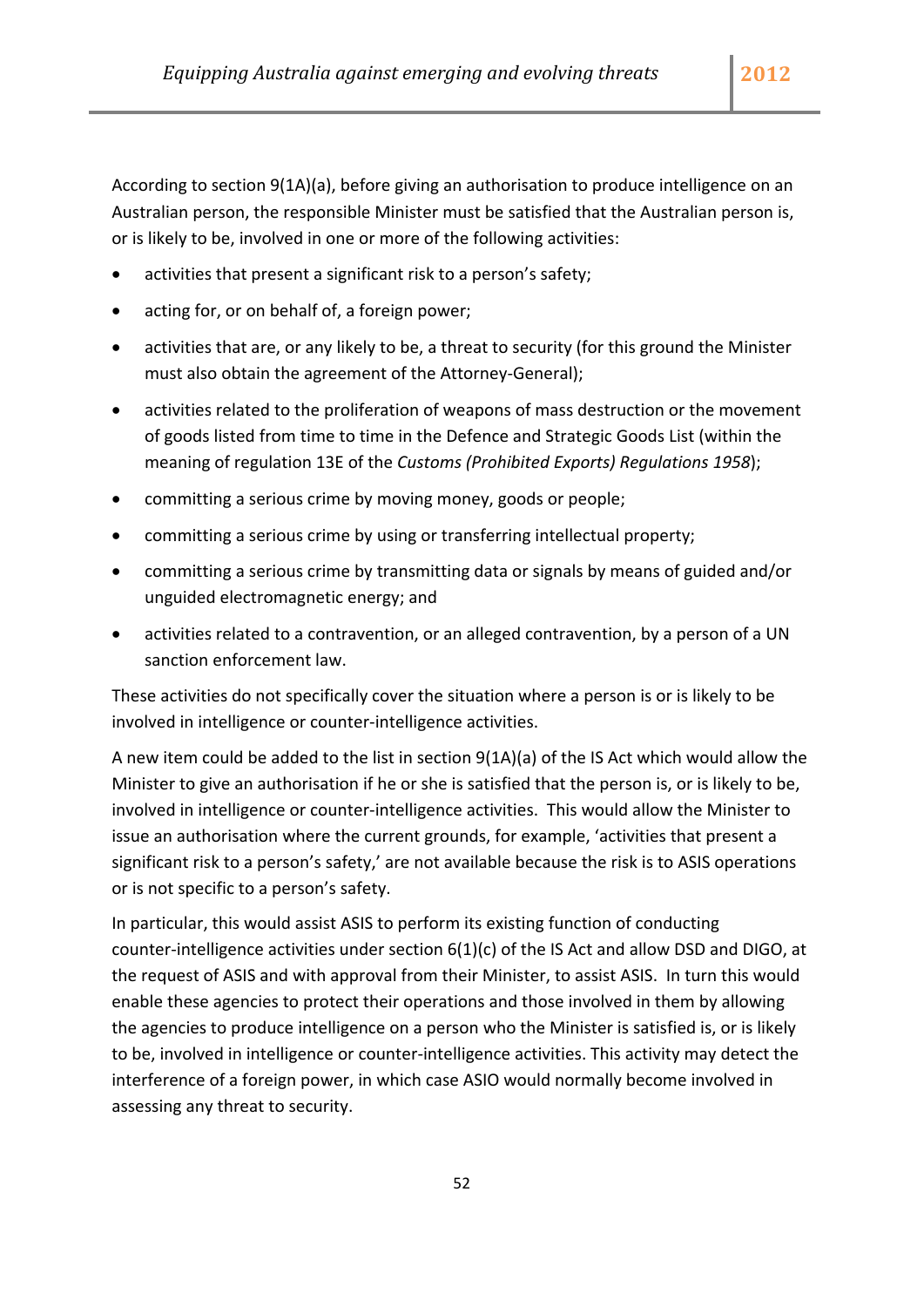According to section 9(1A)(a), before giving an authorisation to produce intelligence on an Australian person, the responsible Minister must be satisfied that the Australian person is, or is likely to be, involved in one or more of the following activities:

- activities that present a significant risk to a person's safety;
- acting for, or on behalf of, a foreign power;
- activities that are, or any likely to be, a threat to security (for this ground the Minister must also obtain the agreement of the Attorney-General);
- activities related to the proliferation of weapons of mass destruction or the movement of goods listed from time to time in the Defence and Strategic Goods List (within the meaning of regulation 13E of the *Customs (Prohibited Exports) Regulations 1958*);
- committing a serious crime by moving money, goods or people;
- committing a serious crime by using or transferring intellectual property;
- committing a serious crime by transmitting data or signals by means of guided and/or unguided electromagnetic energy; and
- activities related to a contravention, or an alleged contravention, by a person of a UN sanction enforcement law.

These activities do not specifically cover the situation where a person is or is likely to be involved in intelligence or counter-intelligence activities.

A new item could be added to the list in section 9(1A)(a) of the IS Act which would allow the Minister to give an authorisation if he or she is satisfied that the person is, or is likely to be, involved in intelligence or counter-intelligence activities. This would allow the Minister to issue an authorisation where the current grounds, for example, 'activities that present a significant risk to a person's safety,' are not available because the risk is to ASIS operations or is not specific to a person's safety.

In particular, this would assist ASIS to perform its existing function of conducting counter-intelligence activities under section 6(1)(c) of the IS Act and allow DSD and DIGO, at the request of ASIS and with approval from their Minister, to assist ASIS. In turn this would enable these agencies to protect their operations and those involved in them by allowing the agencies to produce intelligence on a person who the Minister is satisfied is, or is likely to be, involved in intelligence or counter-intelligence activities. This activity may detect the interference of a foreign power, in which case ASIO would normally become involved in assessing any threat to security.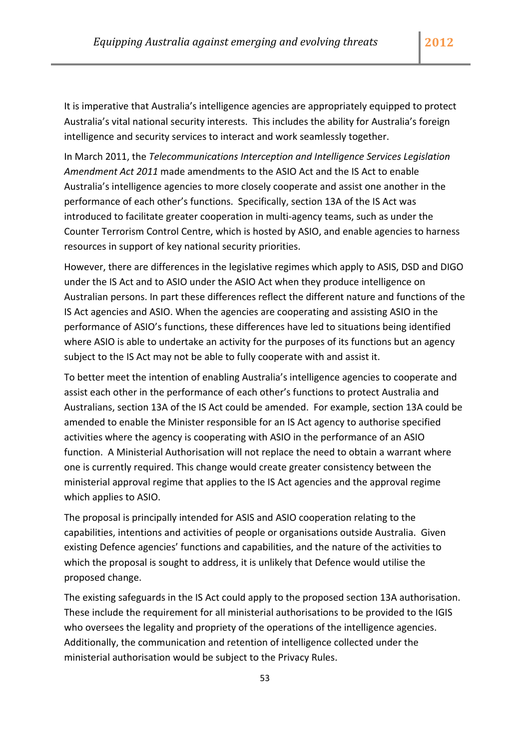It is imperative that Australia's intelligence agencies are appropriately equipped to protect Australia's vital national security interests. This includes the ability for Australia's foreign intelligence and security services to interact and work seamlessly together.

In March 2011, the *Telecommunications Interception and Intelligence Services Legislation Amendment Act 2011* made amendments to the ASIO Act and the IS Act to enable Australia's intelligence agencies to more closely cooperate and assist one another in the performance of each other's functions. Specifically, section 13A of the IS Act was introduced to facilitate greater cooperation in multi-agency teams, such as under the Counter Terrorism Control Centre, which is hosted by ASIO, and enable agencies to harness resources in support of key national security priorities.

However, there are differences in the legislative regimes which apply to ASIS, DSD and DIGO under the IS Act and to ASIO under the ASIO Act when they produce intelligence on Australian persons. In part these differences reflect the different nature and functions of the IS Act agencies and ASIO. When the agencies are cooperating and assisting ASIO in the performance of ASIO's functions, these differences have led to situations being identified where ASIO is able to undertake an activity for the purposes of its functions but an agency subject to the IS Act may not be able to fully cooperate with and assist it.

To better meet the intention of enabling Australia's intelligence agencies to cooperate and assist each other in the performance of each other's functions to protect Australia and Australians, section 13A of the IS Act could be amended. For example, section 13A could be amended to enable the Minister responsible for an IS Act agency to authorise specified activities where the agency is cooperating with ASIO in the performance of an ASIO function. A Ministerial Authorisation will not replace the need to obtain a warrant where one is currently required. This change would create greater consistency between the ministerial approval regime that applies to the IS Act agencies and the approval regime which applies to ASIO.

The proposal is principally intended for ASIS and ASIO cooperation relating to the capabilities, intentions and activities of people or organisations outside Australia. Given existing Defence agencies' functions and capabilities, and the nature of the activities to which the proposal is sought to address, it is unlikely that Defence would utilise the proposed change.

The existing safeguards in the IS Act could apply to the proposed section 13A authorisation. These include the requirement for all ministerial authorisations to be provided to the IGIS who oversees the legality and propriety of the operations of the intelligence agencies. Additionally, the communication and retention of intelligence collected under the ministerial authorisation would be subject to the Privacy Rules.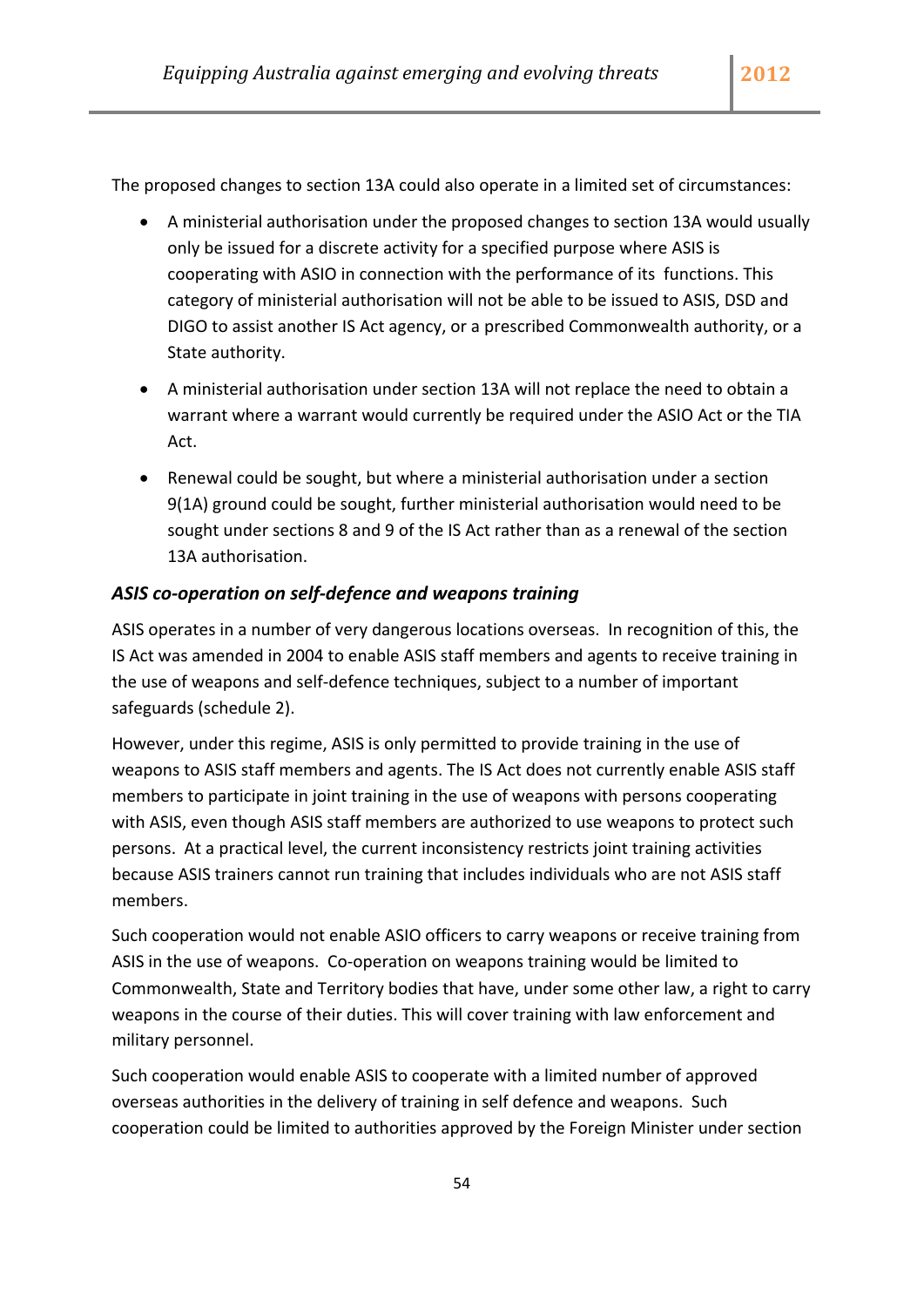The proposed changes to section 13A could also operate in a limited set of circumstances:

- A ministerial authorisation under the proposed changes to section 13A would usually only be issued for a discrete activity for a specified purpose where ASIS is cooperating with ASIO in connection with the performance of its functions. This category of ministerial authorisation will not be able to be issued to ASIS, DSD and DIGO to assist another IS Act agency, or a prescribed Commonwealth authority, or a State authority.
- A ministerial authorisation under section 13A will not replace the need to obtain a warrant where a warrant would currently be required under the ASIO Act or the TIA Act.
- Renewal could be sought, but where a ministerial authorisation under a section 9(1A) ground could be sought, further ministerial authorisation would need to be sought under sections 8 and 9 of the IS Act rather than as a renewal of the section 13A authorisation.

### *ASIS co-operation on self-defence and weapons training*

ASIS operates in a number of very dangerous locations overseas. In recognition of this, the IS Act was amended in 2004 to enable ASIS staff members and agents to receive training in the use of weapons and self-defence techniques, subject to a number of important safeguards (schedule 2).

However, under this regime, ASIS is only permitted to provide training in the use of weapons to ASIS staff members and agents. The IS Act does not currently enable ASIS staff members to participate in joint training in the use of weapons with persons cooperating with ASIS, even though ASIS staff members are authorized to use weapons to protect such persons. At a practical level, the current inconsistency restricts joint training activities because ASIS trainers cannot run training that includes individuals who are not ASIS staff members.

Such cooperation would not enable ASIO officers to carry weapons or receive training from ASIS in the use of weapons. Co-operation on weapons training would be limited to Commonwealth, State and Territory bodies that have, under some other law, a right to carry weapons in the course of their duties. This will cover training with law enforcement and military personnel.

Such cooperation would enable ASIS to cooperate with a limited number of approved overseas authorities in the delivery of training in self defence and weapons. Such cooperation could be limited to authorities approved by the Foreign Minister under section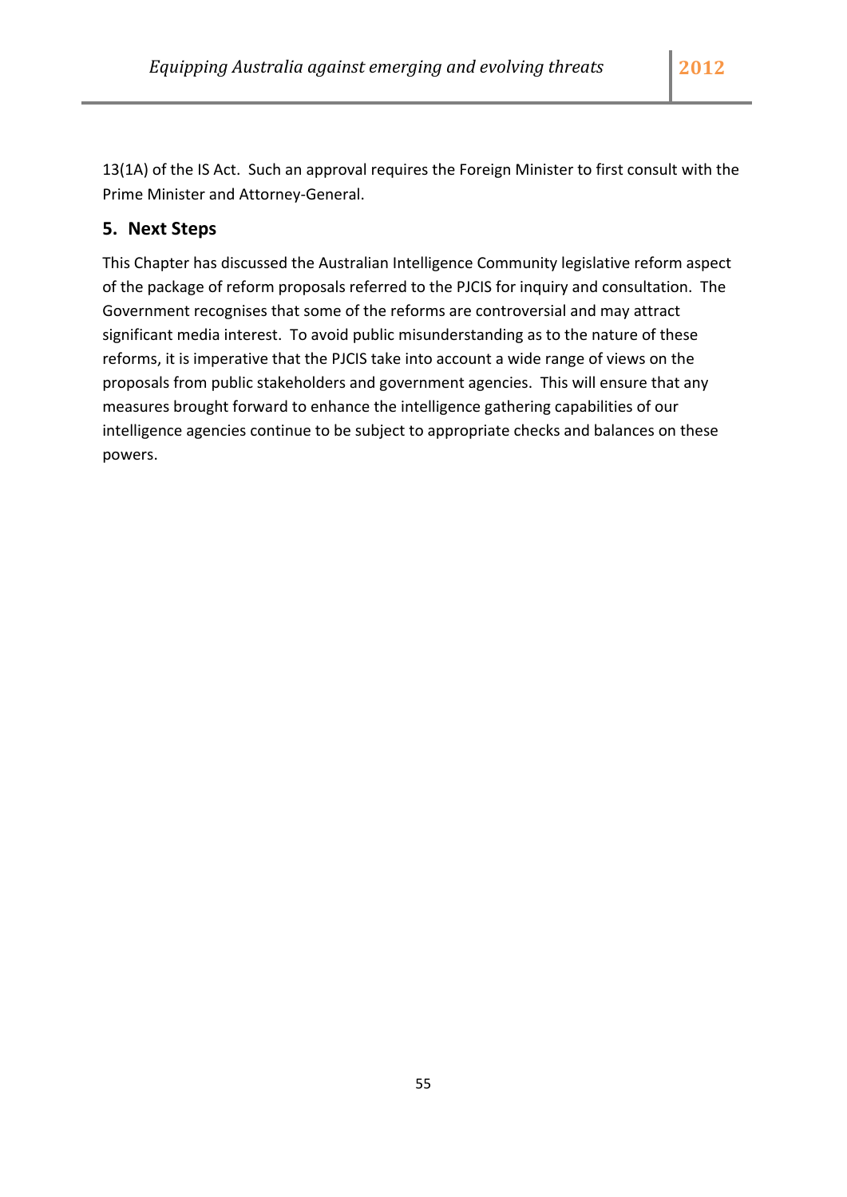13(1A) of the IS Act. Such an approval requires the Foreign Minister to first consult with the Prime Minister and Attorney-General.

## 5. Next Steps

This Chapter has discussed the Australian Intelligence Community legislative reform aspect of the package of reform proposals referred to the PJCIS for inquiry and consultation. The Government recognises that some of the reforms are controversial and may attract significant media interest. To avoid public misunderstanding as to the nature of these reforms, it is imperative that the PJCIS take into account a wide range of views on the proposals from public stakeholders and government agencies. This will ensure that any measures brought forward to enhance the intelligence gathering capabilities of our intelligence agencies continue to be subject to appropriate checks and balances on these powers.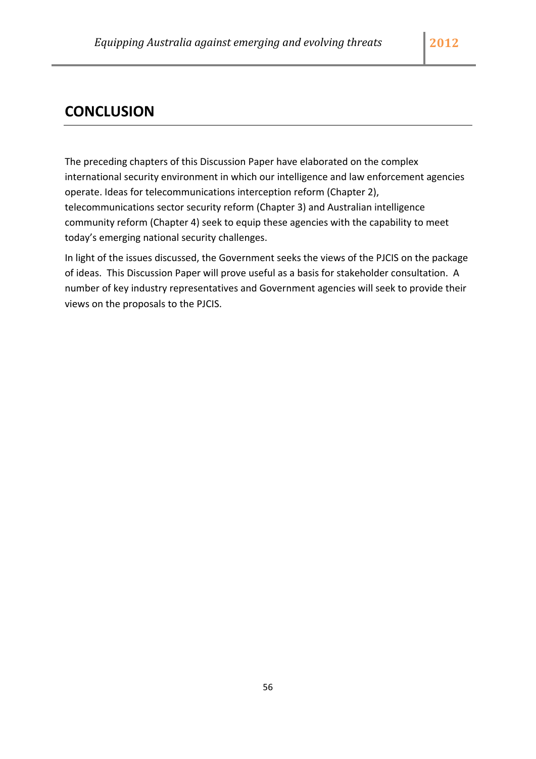# CONCLUSION

The preceding chapters of this Discussion Paper have elaborated on the complex international security environment in which our intelligence and law enforcement agencies operate. Ideas for telecommunications interception reform (Chapter 2), telecommunications sector security reform (Chapter 3) and Australian intelligence community reform (Chapter 4) seek to equip these agencies with the capability to meet today's emerging national security challenges.

In light of the issues discussed, the Government seeks the views of the PJCIS on the package of ideas. This Discussion Paper will prove useful as a basis for stakeholder consultation. A number of key industry representatives and Government agencies will seek to provide their views on the proposals to the PJCIS.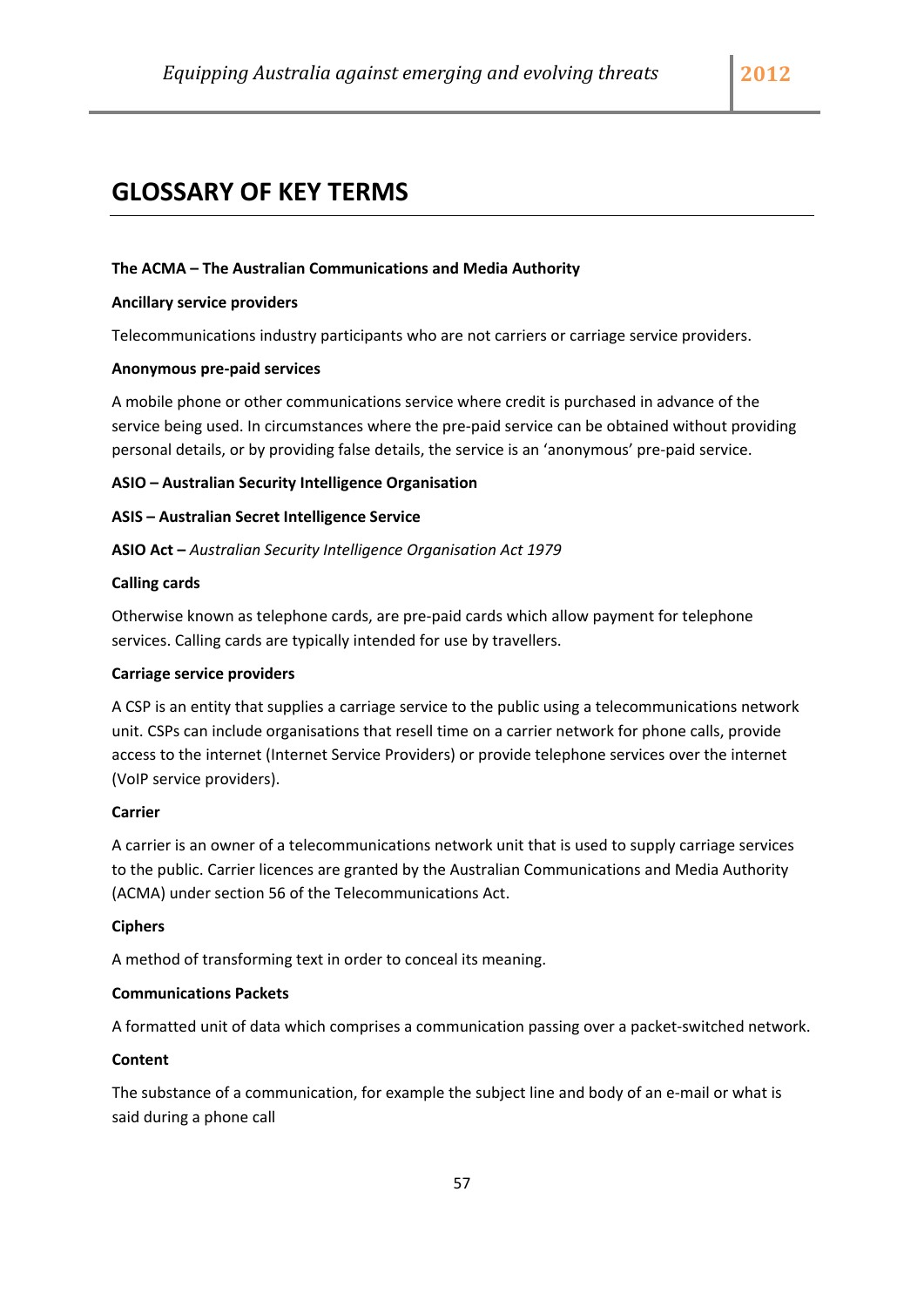# GLOSSARY OF KEY TERMS

**The ACMA – The Australian Communications and Media Authority**

**Ancillary service providers**

Telecommunications industry participants who are not carriers or carriage service providers.

**Anonymous pre-paid services**

A mobile phone or other communications service where credit is purchased in advance of the service being used. In circumstances where the pre-paid service can be obtained without providing personal details, or by providing false details, the service is an 'anonymous' pre-paid service.

**ASIO – Australian Security Intelligence Organisation**

**ASIS – Australian Secret Intelligence Service**

**ASIO Act –** *Australian Security Intelligence Organisation Act 1979*

**Calling cards**

Otherwise known as telephone cards, are pre-paid cards which allow payment for telephone services. Calling cards are typically intended for use by travellers.

**Carriage service providers**

A CSP is an entity that supplies a carriage service to the public using a telecommunications network unit. CSPs can include organisations that resell time on a carrier network for phone calls, provide access to the internet (Internet Service Providers) or provide telephone services over the internet (VoIP service providers).

**Carrier**

A carrier is an owner of a telecommunications network unit that is used to supply carriage services to the public. Carrier licences are granted by the Australian Communications and Media Authority (ACMA) under section 56 of the Telecommunications Act.

**Ciphers**

A method of transforming text in order to conceal its meaning.

**Communications Packets**

A formatted unit of data which comprises a communication passing over a packet-switched network.

**Content**

The substance of a communication, for example the subject line and body of an e-mail or what is said during a phone call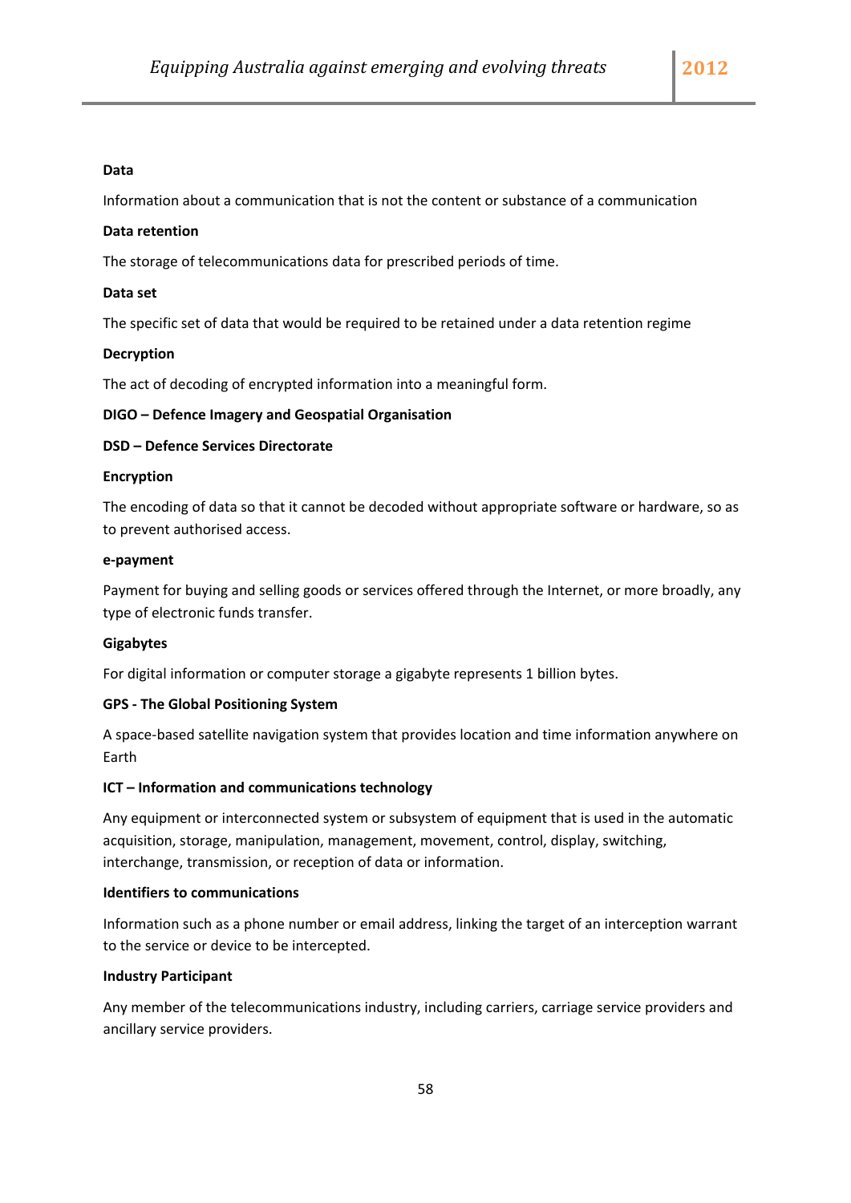**Data**

Information about a communication that is not the content or substance of a communication

**Data retention**

The storage of telecommunications data for prescribed periods of time.

**Data set**

The specific set of data that would be required to be retained under a data retention regime

**Decryption**

The act of decoding of encrypted information into a meaningful form.

**DIGO – Defence Imagery and Geospatial Organisation**

**DSD – Defence Services Directorate**

**Encryption**

The encoding of data so that it cannot be decoded without appropriate software or hardware, so as to prevent authorised access.

**e-payment**

Payment for buying and selling goods or services offered through the Internet, or more broadly, any type of electronic funds transfer.

**Gigabytes**

For digital information or computer storage a gigabyte represents 1 billion bytes.

**GPS - The Global Positioning System**

A space-based satellite navigation system that provides location and time information anywhere on Earth

**ICT – Information and communications technology**

Any equipment or interconnected system or subsystem of equipment that is used in the automatic acquisition, storage, manipulation, management, movement, control, display, switching, interchange, transmission, or reception of data or information.

**Identifiers to communications**

Information such as a phone number or email address, linking the target of an interception warrant to the service or device to be intercepted.

**Industry Participant**

Any member of the telecommunications industry, including carriers, carriage service providers and ancillary service providers.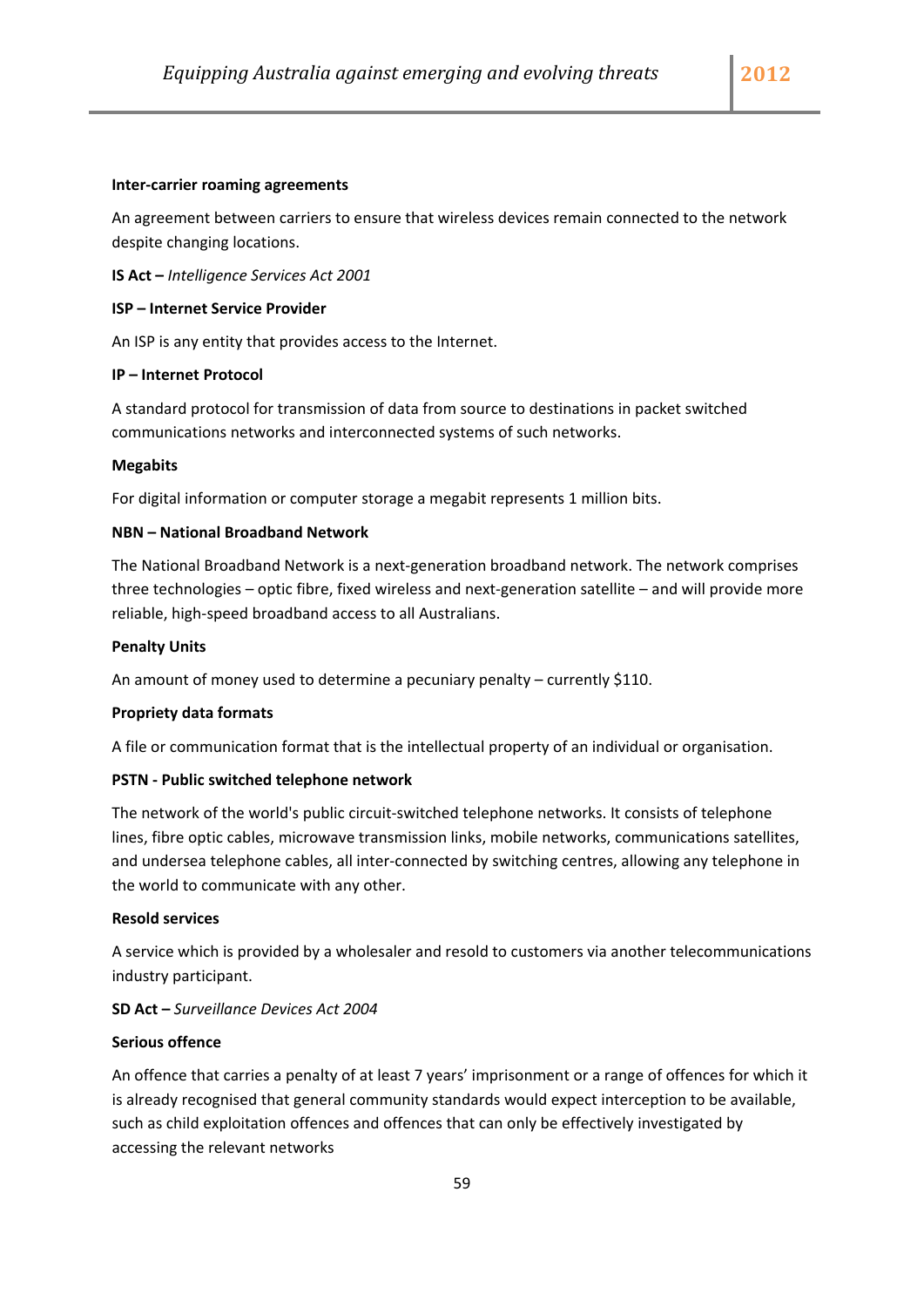**Inter-carrier roaming agreements**

An agreement between carriers to ensure that wireless devices remain connected to the network despite changing locations.

**IS Act –** *Intelligence Services Act 2001*

**ISP – Internet Service Provider**

An ISP is any entity that provides access to the Internet.

**IP – Internet Protocol**

A standard protocol for transmission of data from source to destinations in packet switched communications networks and interconnected systems of such networks.

**Megabits**

For digital information or computer storage a megabit represents 1 million bits.

**NBN – National Broadband Network**

The National Broadband Network is a next-generation broadband network. The network comprises three technologies – optic fibre, fixed wireless and next-generation satellite – and will provide more reliable, high-speed broadband access to all Australians.

**Penalty Units**

An amount of money used to determine a pecuniary penalty – currently $110.

**Propriety data formats**

A file or communication format that is the intellectual property of an individual or organisation.

**PSTN - Public switched telephone network**

The network of the world's public circuit-switched telephone networks. It consists of telephone lines, fibre optic cables, microwave transmission links, mobile networks, communications satellites, and undersea telephone cables, all inter-connected by switching centres, allowing any telephone in the world to communicate with any other.

**Resold services**

A service which is provided by a wholesaler and resold to customers via another telecommunications industry participant.

**SD Act –** *Surveillance Devices Act 2004*

**Serious offence**

An offence that carries a penalty of at least 7 years' imprisonment or a range of offences for which it is already recognised that general community standards would expect interception to be available, such as child exploitation offences and offences that can only be effectively investigated by accessing the relevant networks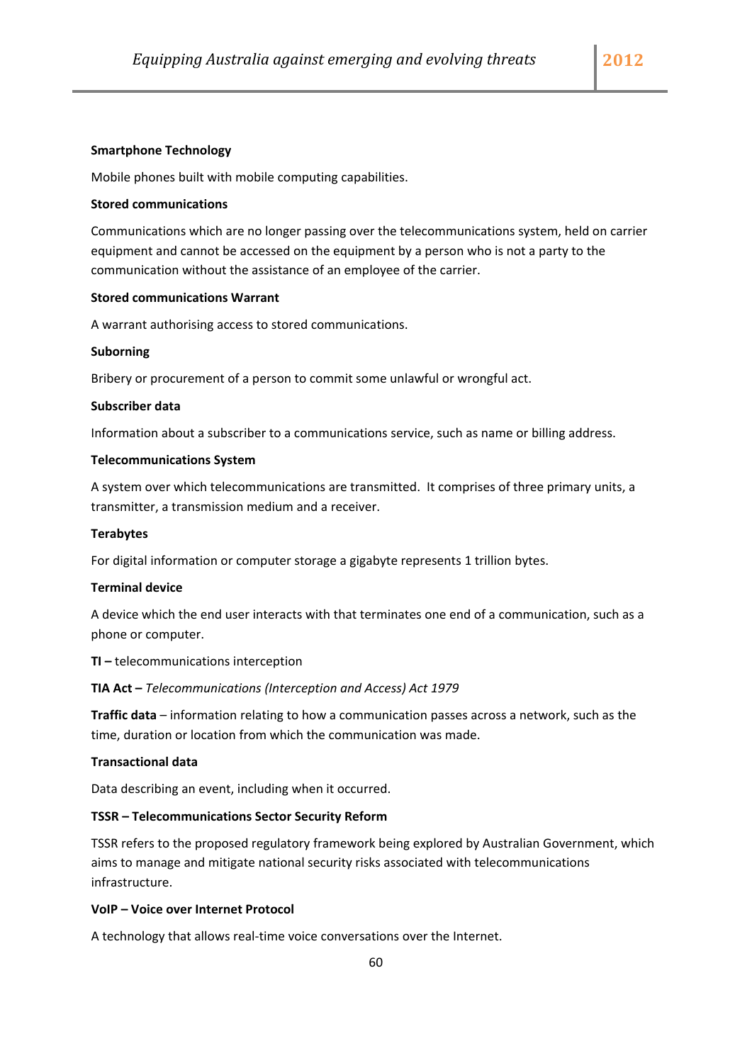**Smartphone Technology**

Mobile phones built with mobile computing capabilities.

**Stored communications**

Communications which are no longer passing over the telecommunications system, held on carrier equipment and cannot be accessed on the equipment by a person who is not a party to the communication without the assistance of an employee of the carrier.

**Stored communications Warrant**

A warrant authorising access to stored communications.

**Suborning**

Bribery or procurement of a person to commit some unlawful or wrongful act.

**Subscriber data**

Information about a subscriber to a communications service, such as name or billing address.

**Telecommunications System**

A system over which telecommunications are transmitted. It comprises of three primary units, a transmitter, a transmission medium and a receiver.

**Terabytes**

For digital information or computer storage a gigabyte represents 1 trillion bytes.

**Terminal device**

A device which the end user interacts with that terminates one end of a communication, such as a phone or computer.

**TI –** telecommunications interception

**TIA Act –** *Telecommunications (Interception and Access) Act 1979*

**Traffic data** – information relating to how a communication passes across a network, such as the time, duration or location from which the communication was made.

**Transactional data**

Data describing an event, including when it occurred.

**TSSR – Telecommunications Sector Security Reform**

TSSR refers to the proposed regulatory framework being explored by Australian Government, which aims to manage and mitigate national security risks associated with telecommunications infrastructure.

**VoIP – Voice over Internet Protocol**

A technology that allows real-time voice conversations over the Internet.